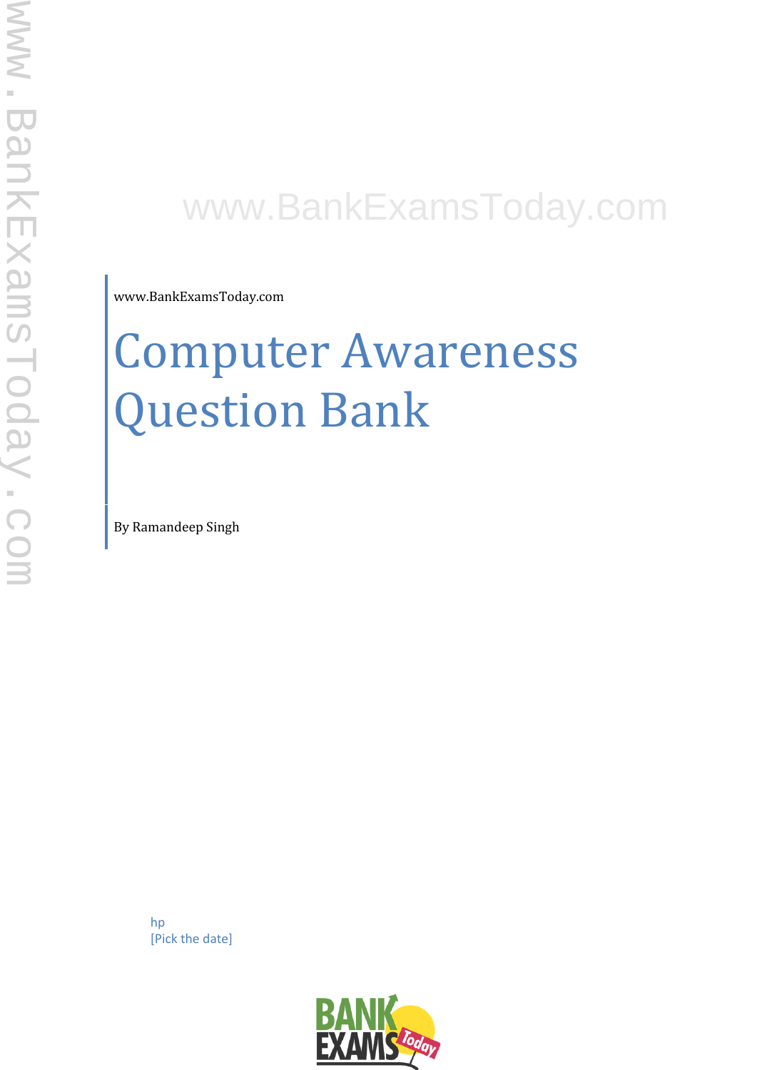www.BankExamsToday.com

# Computer Awareness Question Bank

By Ramandeep Singh

hp
[Pick the date]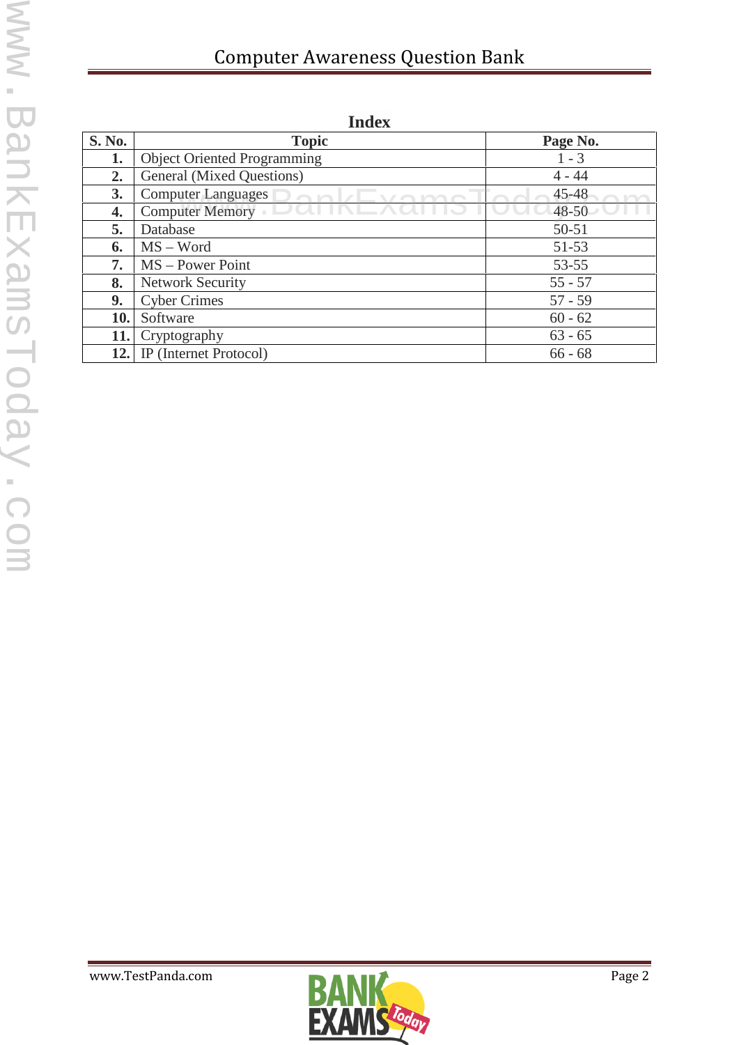## Index

| S. No. | Topic | Page No. |
|---|---|---|
| 1. | Object Oriented Programming | 1 - 3 |
| 2. | General (Mixed Questions) | 4 - 44 |
| 3. | Computer Languages | 45-48 |
| 4. | Computer Memory | 48-50 |
| 5. | Database | 50-51 |
| 6. | MS – Word | 51-53 |
| 7. | MS – Power Point | 53-55 |
| 8. | Network Security | 55 - 57 |
| 9. | Cyber Crimes | 57 - 59 |
| 10. | Software | 60 - 62 |
| 11. | Cryptography | 63 - 65 |
| 12. | IP (Internet Protocol) | 66 - 68 |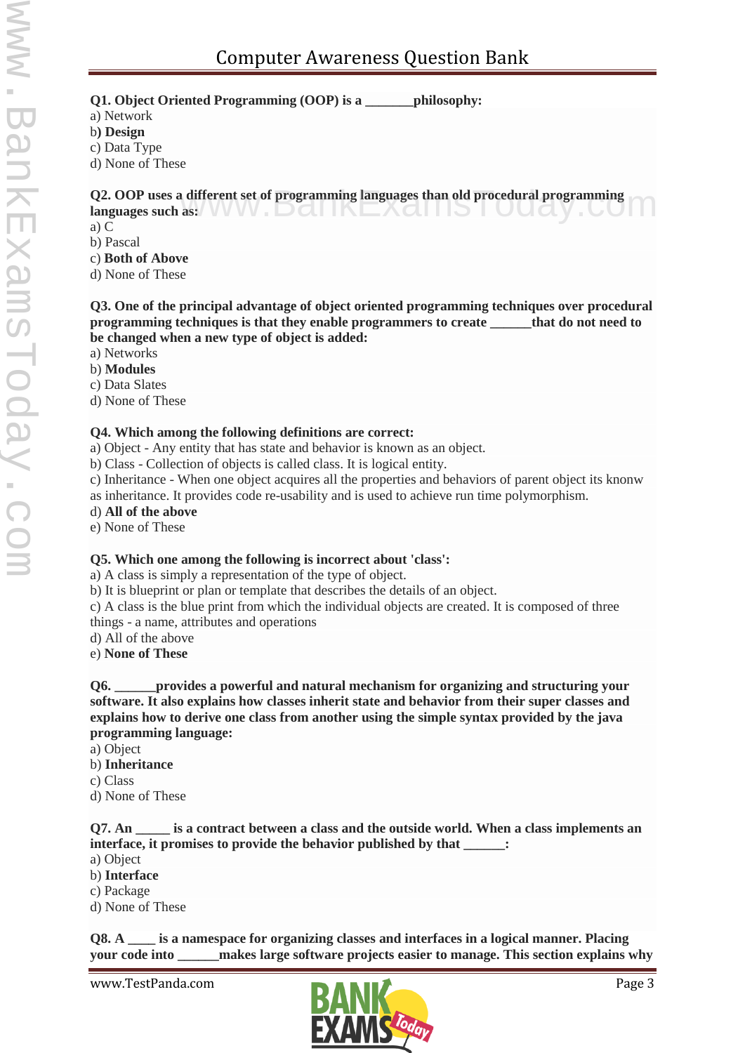**Q1. Object Oriented Programming (OOP) is a _______philosophy:**

a) Network
b) **Design**
c) Data Type
d) None of These

**Q2. OOP uses a different set of programming languages than old procedural programming languages such as:**

a) C
b) Pascal
c) **Both of Above**
d) None of These

**Q3. One of the principal advantage of object oriented programming techniques over procedural programming techniques is that they enable programmers to create ______that do not need to be changed when a new type of object is added:**

a) Networks
b) **Modules**
c) Data Slates
d) None of These

**Q4. Which among the following definitions are correct:**

a) Object - Any entity that has state and behavior is known as an object.
b) Class - Collection of objects is called class. It is logical entity.
c) Inheritance - When one object acquires all the properties and behaviors of parent object its knonw as inheritance. It provides code re-usability and is used to achieve run time polymorphism.
d) **All of the above**
e) None of These

**Q5. Which one among the following is incorrect about 'class':**

a) A class is simply a representation of the type of object.
b) It is blueprint or plan or template that describes the details of an object.
c) A class is the blue print from which the individual objects are created. It is composed of three things - a name, attributes and operations
d) All of the above
e) **None of These**

**Q6. ______provides a powerful and natural mechanism for organizing and structuring your software. It also explains how classes inherit state and behavior from their super classes and explains how to derive one class from another using the simple syntax provided by the java programming language:**

a) Object
b) **Inheritance**
c) Class
d) None of These

**Q7. An _____ is a contract between a class and the outside world. When a class implements an interface, it promises to provide the behavior published by that ______:**

a) Object
b) **Interface**
c) Package
d) None of These

**Q8. A ____ is a namespace for organizing classes and interfaces in a logical manner. Placing your code into ______makes large software projects easier to manage. This section explains why**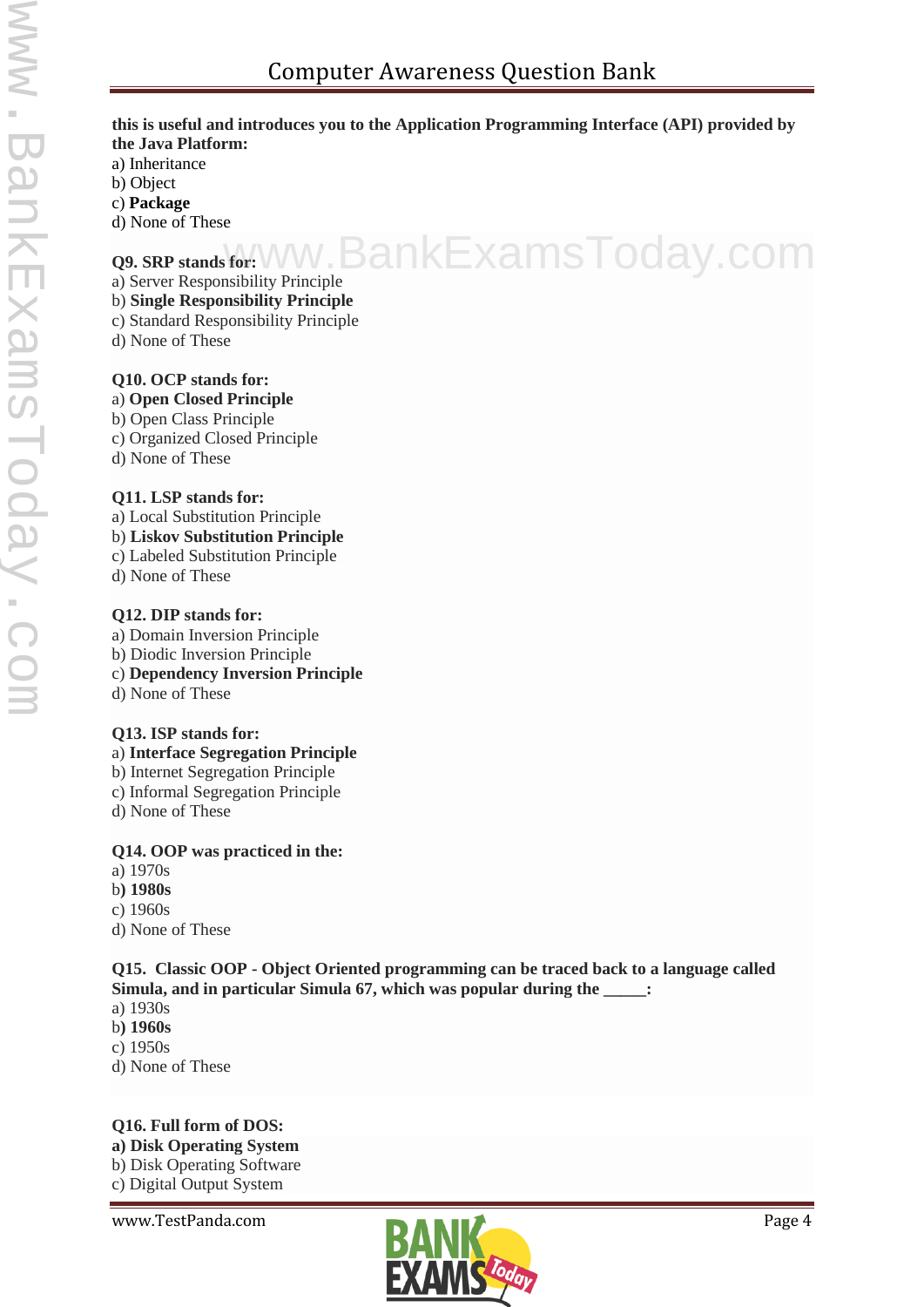**this is useful and introduces you to the Application Programming Interface (API) provided by the Java Platform:**

a) Inheritance
b) Object
c) **Package**
d) None of These

**Q9. SRP stands for:**

a) Server Responsibility Principle
b) **Single Responsibility Principle**
c) Standard Responsibility Principle
d) None of These

**Q10. OCP stands for:**

a) **Open Closed Principle**
b) Open Class Principle
c) Organized Closed Principle
d) None of These

**Q11. LSP stands for:**

a) Local Substitution Principle
b) **Liskov Substitution Principle**
c) Labeled Substitution Principle
d) None of These

**Q12. DIP stands for:**

a) Domain Inversion Principle
b) Diodic Inversion Principle
c) **Dependency Inversion Principle**
d) None of These

**Q13. ISP stands for:**

a) **Interface Segregation Principle**
b) Internet Segregation Principle
c) Informal Segregation Principle
d) None of These

**Q14. OOP was practiced in the:**

a) 1970s
b) **1980s**
c) 1960s
d) None of These

**Q15. Classic OOP - Object Oriented programming can be traced back to a language called Simula, and in particular Simula 67, which was popular during the _____:**

a) 1930s
b) **1960s**
c) 1950s
d) None of These

**Q16. Full form of DOS:**

**a) Disk Operating System**
b) Disk Operating Software
c) Digital Output System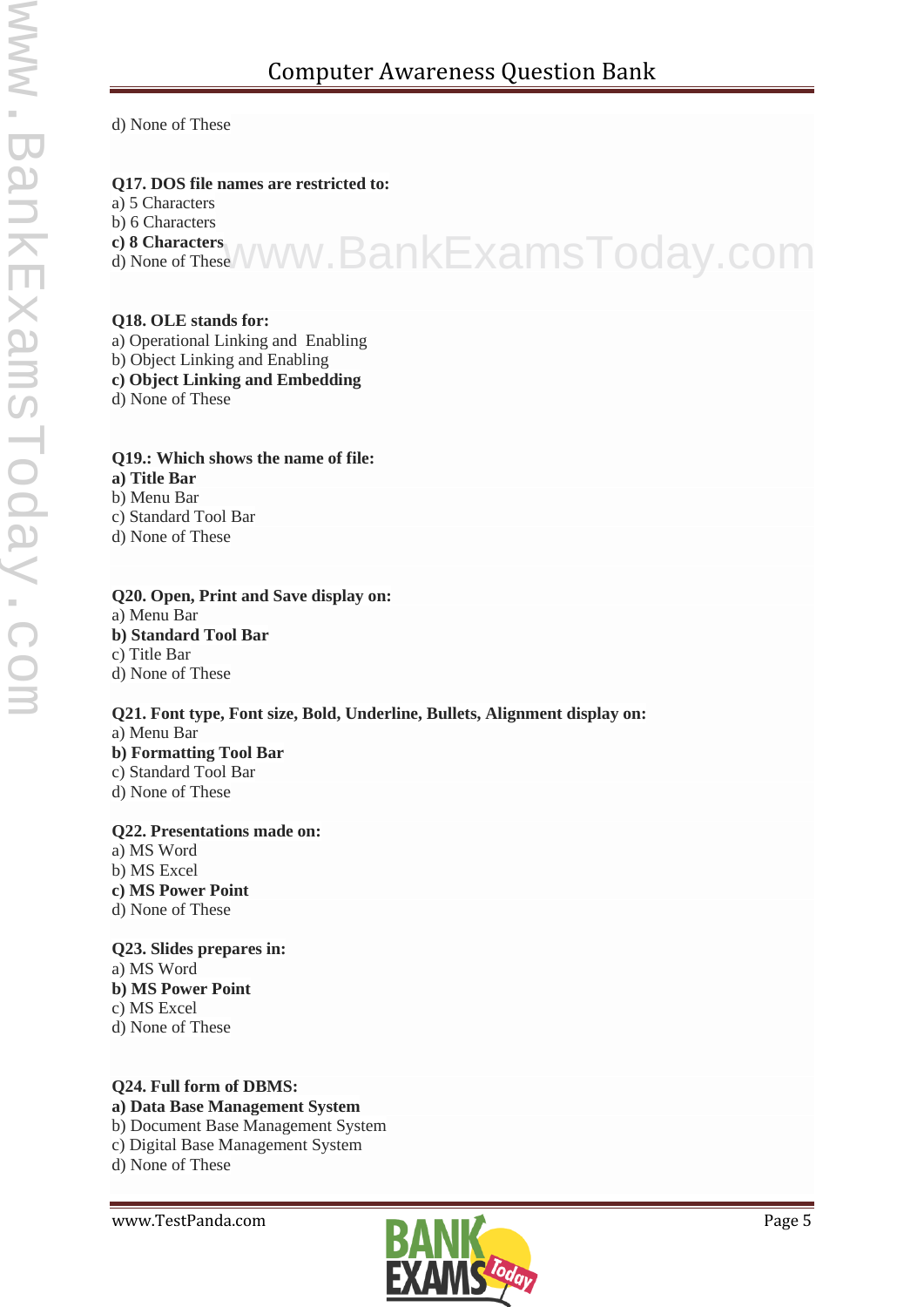d) None of These

**Q17. DOS file names are restricted to:**
a) 5 Characters
b) 6 Characters
**c) 8 Characters**
d) None of These

**Q18. OLE stands for:**
a) Operational Linking and  Enabling
b) Object Linking and Enabling
**c) Object Linking and Embedding**
d) None of These

**Q19.: Which shows the name of file:**
**a) Title Bar**
b) Menu Bar
c) Standard Tool Bar
d) None of These

**Q20. Open, Print and Save display on:**
a) Menu Bar
**b) Standard Tool Bar**
c) Title Bar
d) None of These

**Q21. Font type, Font size, Bold, Underline, Bullets, Alignment display on:**
a) Menu Bar
**b) Formatting Tool Bar**
c) Standard Tool Bar
d) None of These

**Q22. Presentations made on:**
a) MS Word
b) MS Excel
**c) MS Power Point**
d) None of These

**Q23. Slides prepares in:**
a) MS Word
**b) MS Power Point**
c) MS Excel
d) None of These

**Q24. Full form of DBMS:**
**a) Data Base Management System**
b) Document Base Management System
c) Digital Base Management System
d) None of These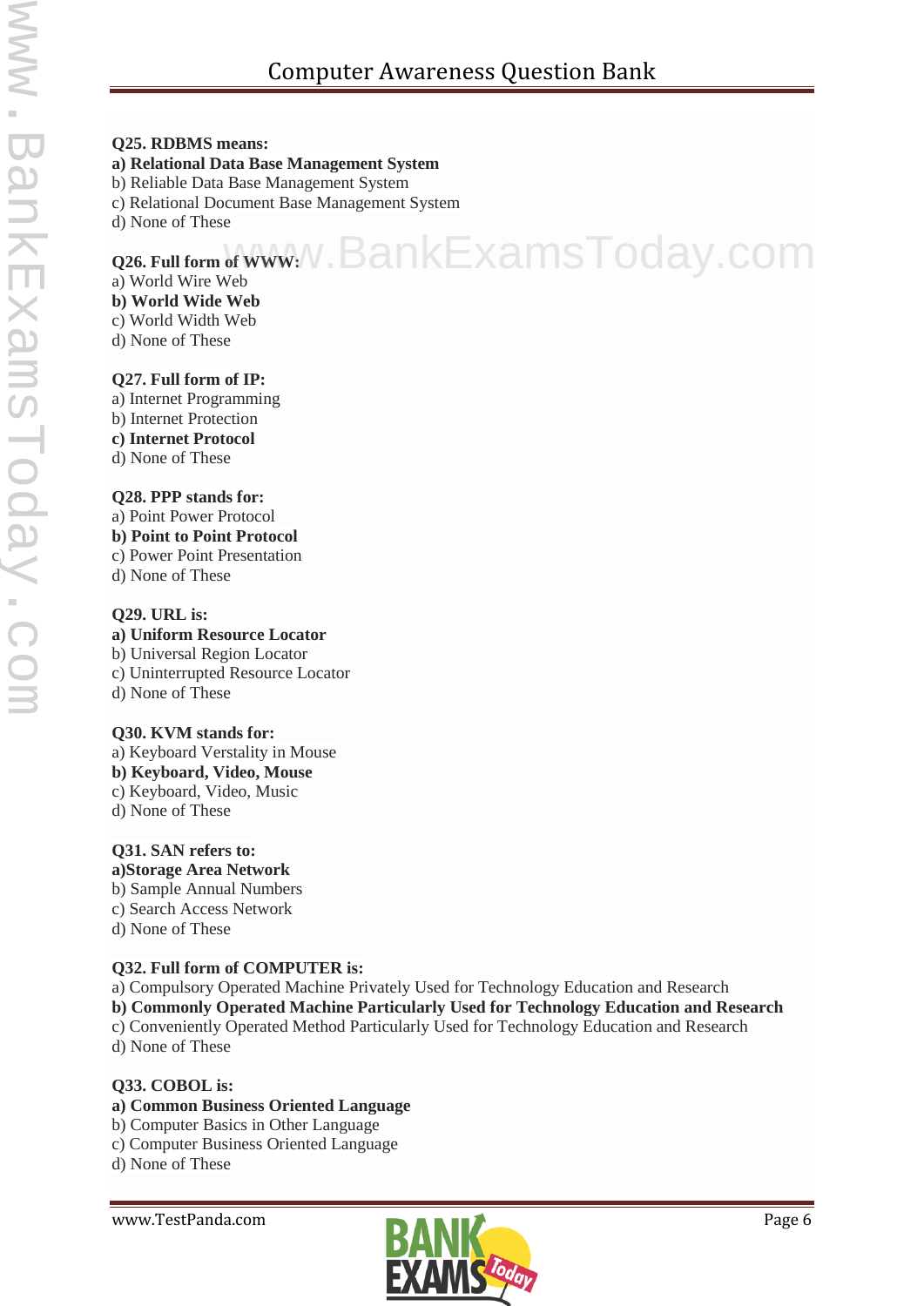**Q25. RDBMS means:**
**a) Relational Data Base Management System**
b) Reliable Data Base Management System
c) Relational Document Base Management System
d) None of These

**Q26. Full form of WWW:**
a) World Wire Web
**b) World Wide Web**
c) World Width Web
d) None of These

**Q27. Full form of IP:**
a) Internet Programming
b) Internet Protection
**c) Internet Protocol**
d) None of These

**Q28. PPP stands for:**
a) Point Power Protocol
**b) Point to Point Protocol**
c) Power Point Presentation
d) None of These

**Q29. URL is:**
**a) Uniform Resource Locator**
b) Universal Region Locator
c) Uninterrupted Resource Locator
d) None of These

**Q30. KVM stands for:**
a) Keyboard Verstality in Mouse
**b) Keyboard, Video, Mouse**
c) Keyboard, Video, Music
d) None of These

**Q31. SAN refers to:**
**a)Storage Area Network**
b) Sample Annual Numbers
c) Search Access Network
d) None of These

**Q32. Full form of COMPUTER is:**
a) Compulsory Operated Machine Privately Used for Technology Education and Research
**b) Commonly Operated Machine Particularly Used for Technology Education and Research**
c) Conveniently Operated Method Particularly Used for Technology Education and Research
d) None of These

**Q33. COBOL is:**
**a) Common Business Oriented Language**
b) Computer Basics in Other Language
c) Computer Business Oriented Language
d) None of These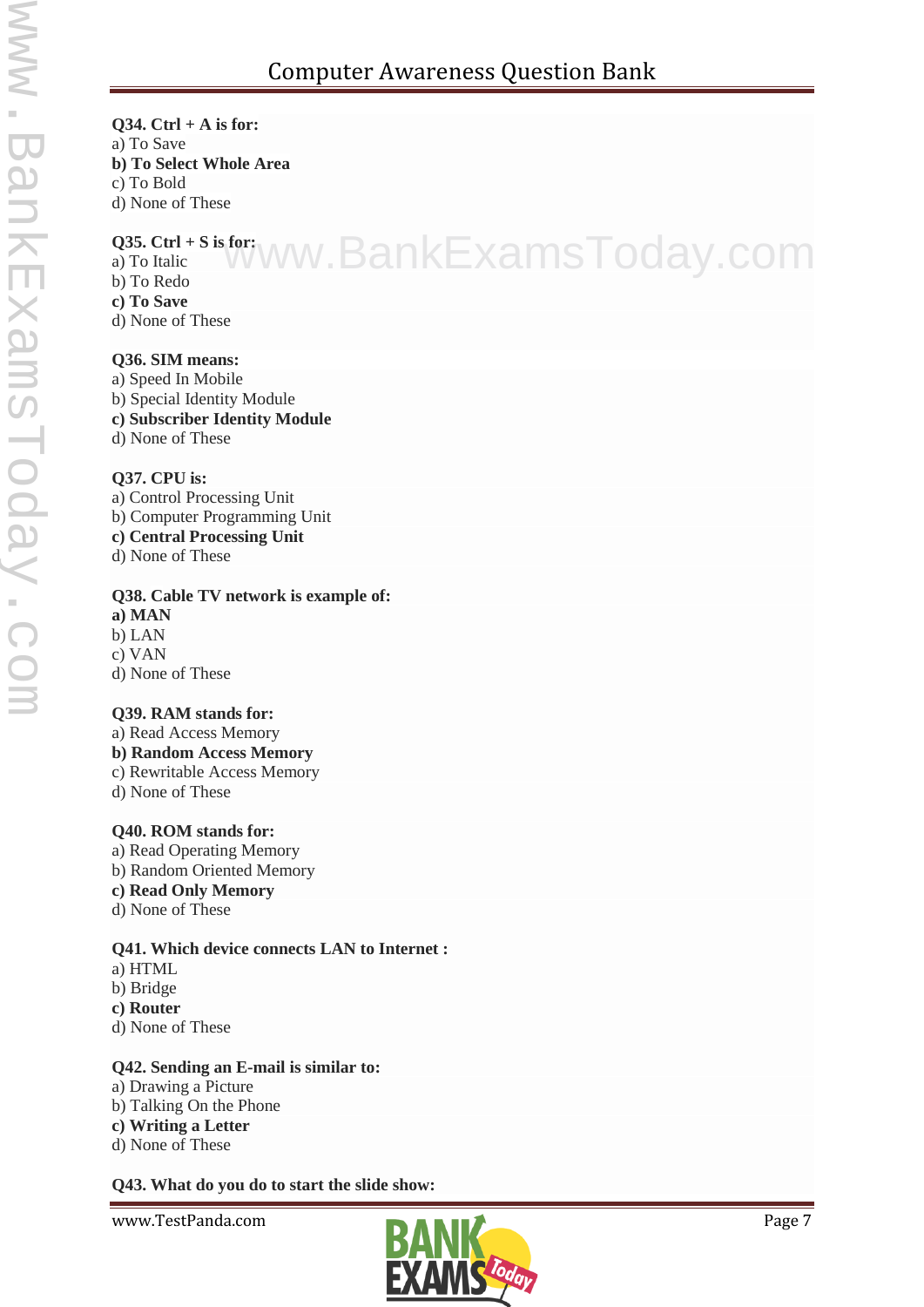**Q34. Ctrl + A is for:**
a) To Save
**b) To Select Whole Area**
c) To Bold
d) None of These

**Q35. Ctrl + S is for:**
a) To Italic
b) To Redo
**c) To Save**
d) None of These

**Q36. SIM means:**
a) Speed In Mobile
b) Special Identity Module
**c) Subscriber Identity Module**
d) None of These

**Q37. CPU is:**
a) Control Processing Unit
b) Computer Programming Unit
**c) Central Processing Unit**
d) None of These

**Q38. Cable TV network is example of:**
**a) MAN**
b) LAN
c) VAN
d) None of These

**Q39. RAM stands for:**
a) Read Access Memory
**b) Random Access Memory**
c) Rewritable Access Memory
d) None of These

**Q40. ROM stands for:**
a) Read Operating Memory
b) Random Oriented Memory
**c) Read Only Memory**
d) None of These

**Q41. Which device connects LAN to Internet :**
a) HTML
b) Bridge
**c) Router**
d) None of These

**Q42. Sending an E-mail is similar to:**
a) Drawing a Picture
b) Talking On the Phone
**c) Writing a Letter**
d) None of These

**Q43. What do you do to start the slide show:**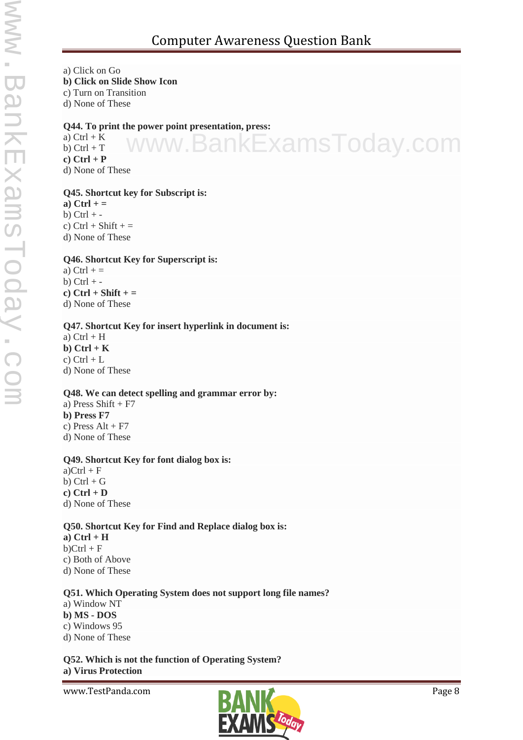a) Click on Go
**b) Click on Slide Show Icon**
c) Turn on Transition
d) None of These

**Q44. To print the power point presentation, press:**
a) Ctrl + K
b) Ctrl + T
**c) Ctrl + P**
d) None of These

**Q45. Shortcut key for Subscript is:**
**a) Ctrl + =**
b) Ctrl + -
c) Ctrl + Shift + =
d) None of These

**Q46. Shortcut Key for Superscript is:**
a) Ctrl + =
b) Ctrl + -
**c) Ctrl + Shift + =**
d) None of These

**Q47. Shortcut Key for insert hyperlink in document is:**
a) Ctrl + H
**b) Ctrl + K**
c) Ctrl + L
d) None of These

**Q48. We can detect spelling and grammar error by:**
a) Press Shift + F7
**b) Press F7**
c) Press Alt + F7
d) None of These

**Q49. Shortcut Key for font dialog box is:**
a)Ctrl + F
b) Ctrl + G
**c) Ctrl + D**
d) None of These

**Q50. Shortcut Key for Find and Replace dialog box is:**
**a) Ctrl + H**
b)Ctrl + F
c) Both of Above
d) None of These

**Q51. Which Operating System does not support long file names?**
a) Window NT
**b) MS - DOS**
c) Windows 95
d) None of These

**Q52. Which is not the function of Operating System?**
**a) Virus Protection**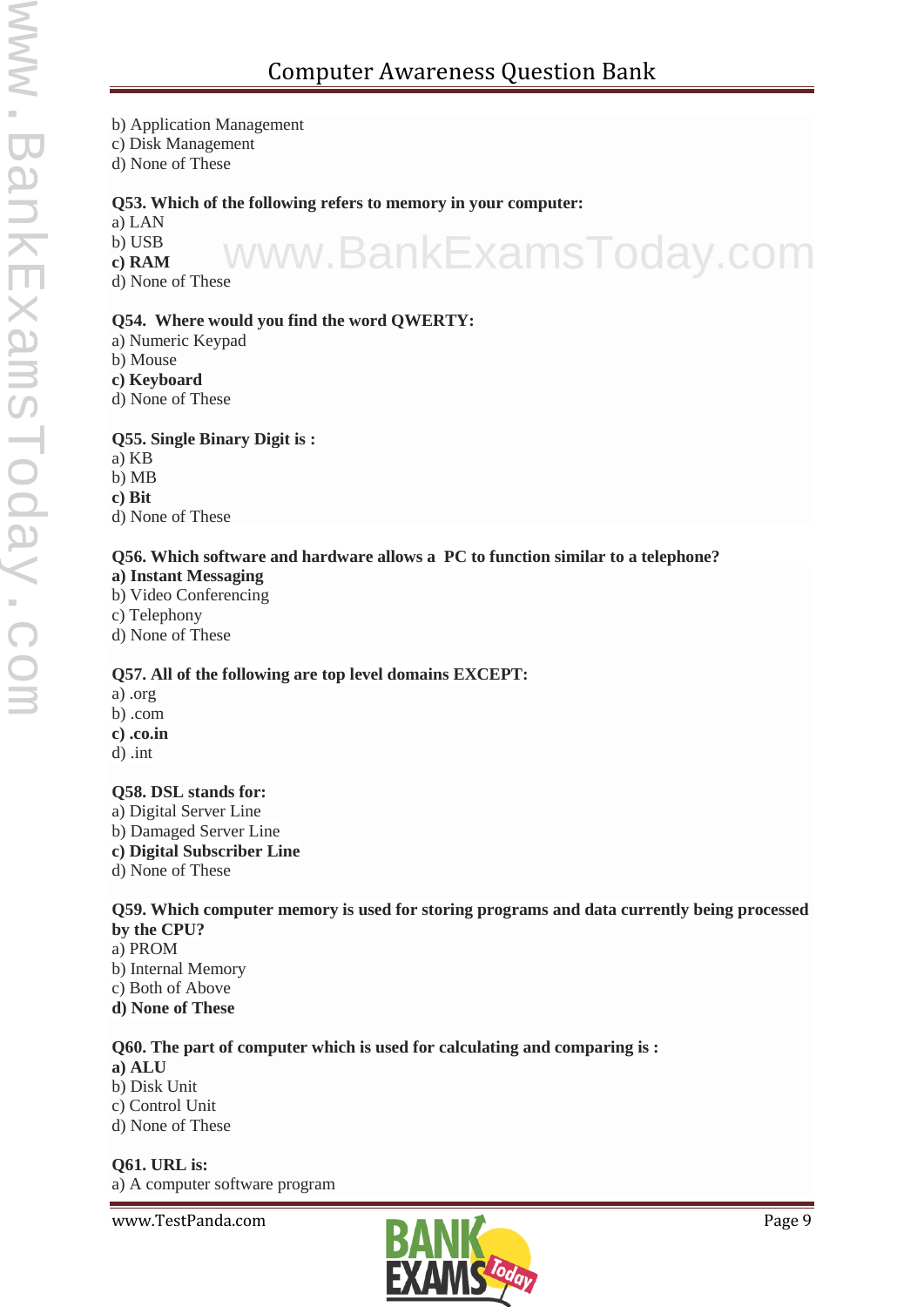b) Application Management
c) Disk Management
d) None of These

**Q53. Which of the following refers to memory in your computer:**
a) LAN
b) USB
**c) RAM**
d) None of These

**Q54. Where would you find the word QWERTY:**
a) Numeric Keypad
b) Mouse
**c) Keyboard**
d) None of These

**Q55. Single Binary Digit is :**
a) KB
b) MB
**c) Bit**
d) None of These

**Q56. Which software and hardware allows a PC to function similar to a telephone?**
**a) Instant Messaging**
b) Video Conferencing
c) Telephony
d) None of These

**Q57. All of the following are top level domains EXCEPT:**
a) .org
b) .com
**c) .co.in**
d) .int

**Q58. DSL stands for:**
a) Digital Server Line
b) Damaged Server Line
**c) Digital Subscriber Line**
d) None of These

**Q59. Which computer memory is used for storing programs and data currently being processed by the CPU?**
a) PROM
b) Internal Memory
c) Both of Above
**d) None of These**

**Q60. The part of computer which is used for calculating and comparing is :**
**a) ALU**
b) Disk Unit
c) Control Unit
d) None of These

**Q61. URL is:**
a) A computer software program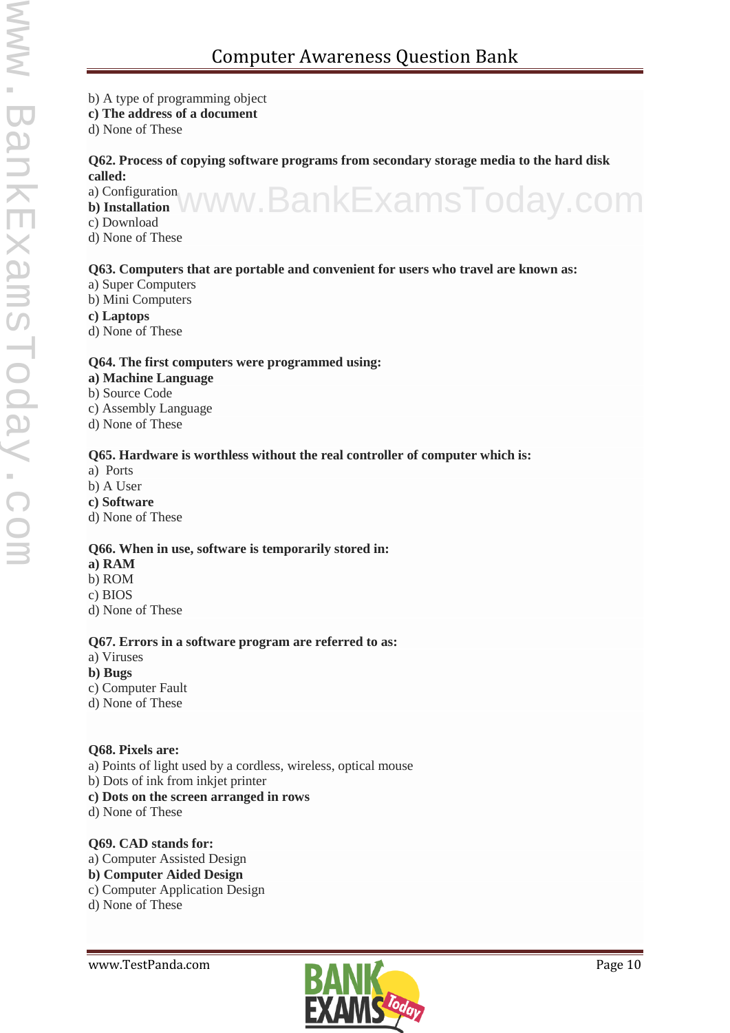b) A type of programming object
**c) The address of a document**
d) None of These

**Q62. Process of copying software programs from secondary storage media to the hard disk called:**
a) Configuration
**b) Installation**
c) Download
d) None of These

**Q63. Computers that are portable and convenient for users who travel are known as:**
a) Super Computers
b) Mini Computers
**c) Laptops**
d) None of These

**Q64. The first computers were programmed using:**
**a) Machine Language**
b) Source Code
c) Assembly Language
d) None of These

**Q65. Hardware is worthless without the real controller of computer which is:**
a) Ports
b) A User
**c) Software**
d) None of These

**Q66. When in use, software is temporarily stored in:**
**a) RAM**
b) ROM
c) BIOS
d) None of These

**Q67. Errors in a software program are referred to as:**
a) Viruses
**b) Bugs**
c) Computer Fault
d) None of These

**Q68. Pixels are:**
a) Points of light used by a cordless, wireless, optical mouse
b) Dots of ink from inkjet printer
**c) Dots on the screen arranged in rows**
d) None of These

**Q69. CAD stands for:**
a) Computer Assisted Design
**b) Computer Aided Design**
c) Computer Application Design
d) None of These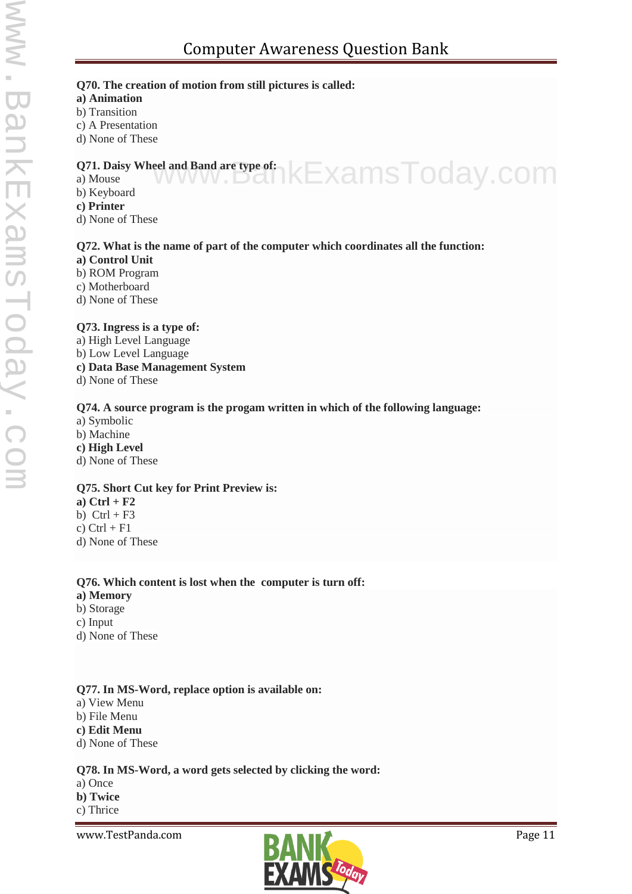**Q70. The creation of motion from still pictures is called:**
**a) Animation**
b) Transition
c) A Presentation
d) None of These

**Q71. Daisy Wheel and Band are type of:**
a) Mouse
b) Keyboard
**c) Printer**
d) None of These

**Q72. What is the name of part of the computer which coordinates all the function:**
**a) Control Unit**
b) ROM Program
c) Motherboard
d) None of These

**Q73. Ingress is a type of:**
a) High Level Language
b) Low Level Language
**c) Data Base Management System**
d) None of These

**Q74. A source program is the progam written in which of the following language:**
a) Symbolic
b) Machine
**c) High Level**
d) None of These

**Q75. Short Cut key for Print Preview is:**
**a) Ctrl + F2**
b) Ctrl + F3
c) Ctrl + F1
d) None of These

**Q76. Which content is lost when the computer is turn off:**
**a) Memory**
b) Storage
c) Input
d) None of These

**Q77. In MS-Word, replace option is available on:**
a) View Menu
b) File Menu
**c) Edit Menu**
d) None of These

**Q78. In MS-Word, a word gets selected by clicking the word:**
a) Once
**b) Twice**
c) Thrice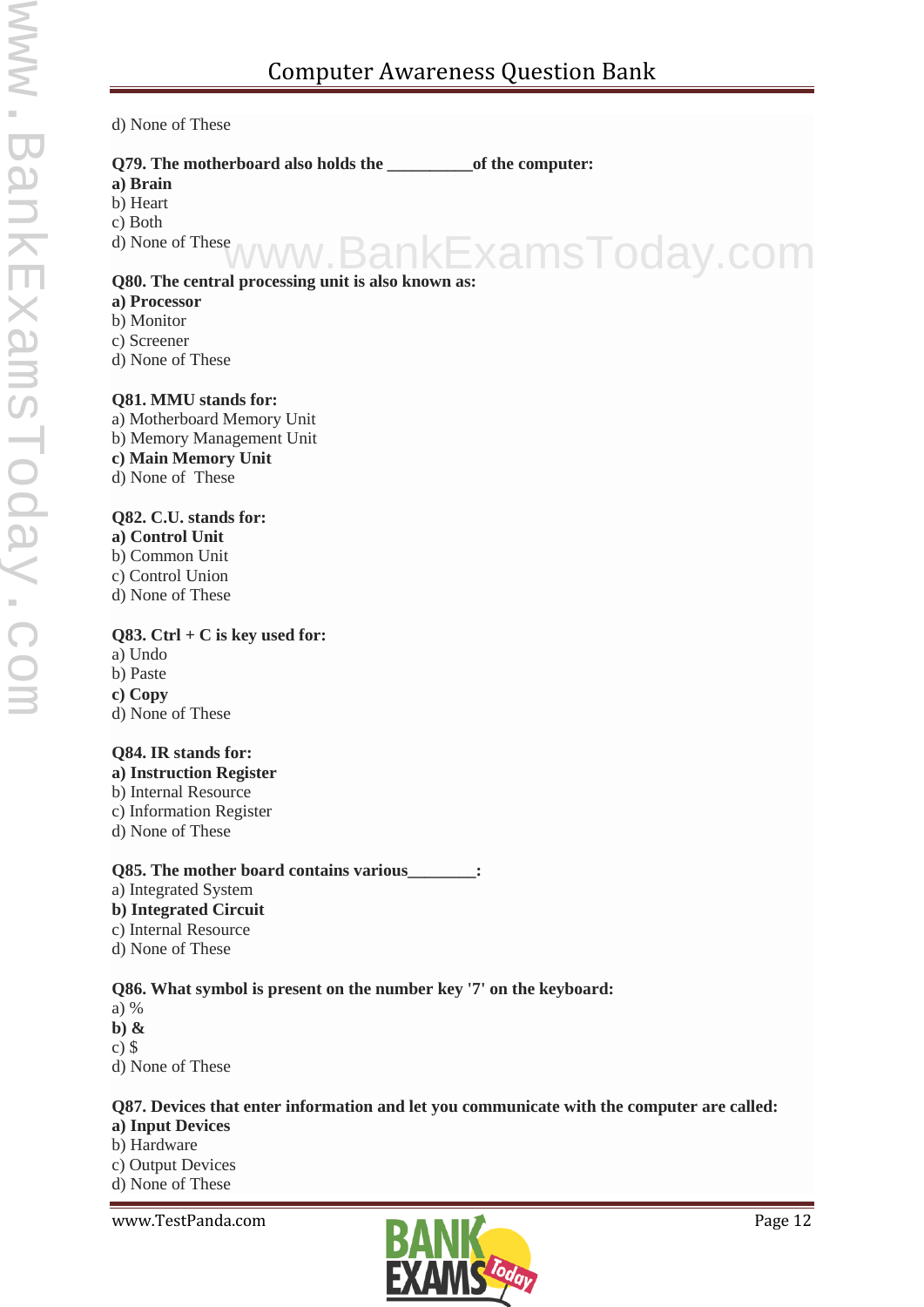d) None of These

**Q79. The motherboard also holds the __________of the computer:**
**a) Brain**
b) Heart
c) Both
d) None of These

**Q80. The central processing unit is also known as:**
**a) Processor**
b) Monitor
c) Screener
d) None of These

**Q81. MMU stands for:**
a) Motherboard Memory Unit
b) Memory Management Unit
**c) Main Memory Unit**
d) None of These

**Q82. C.U. stands for:**
**a) Control Unit**
b) Common Unit
c) Control Union
d) None of These

**Q83. Ctrl + C is key used for:**
a) Undo
b) Paste
**c) Copy**
d) None of These

**Q84. IR stands for:**
**a) Instruction Register**
b) Internal Resource
c) Information Register
d) None of These

**Q85. The mother board contains various________:**
a) Integrated System
**b) Integrated Circuit**
c) Internal Resource
d) None of These

**Q86. What symbol is present on the number key '7' on the keyboard:**
a) %
**b) &**
c) $
d) None of These

**Q87. Devices that enter information and let you communicate with the computer are called:**
**a) Input Devices**
b) Hardware
c) Output Devices
d) None of These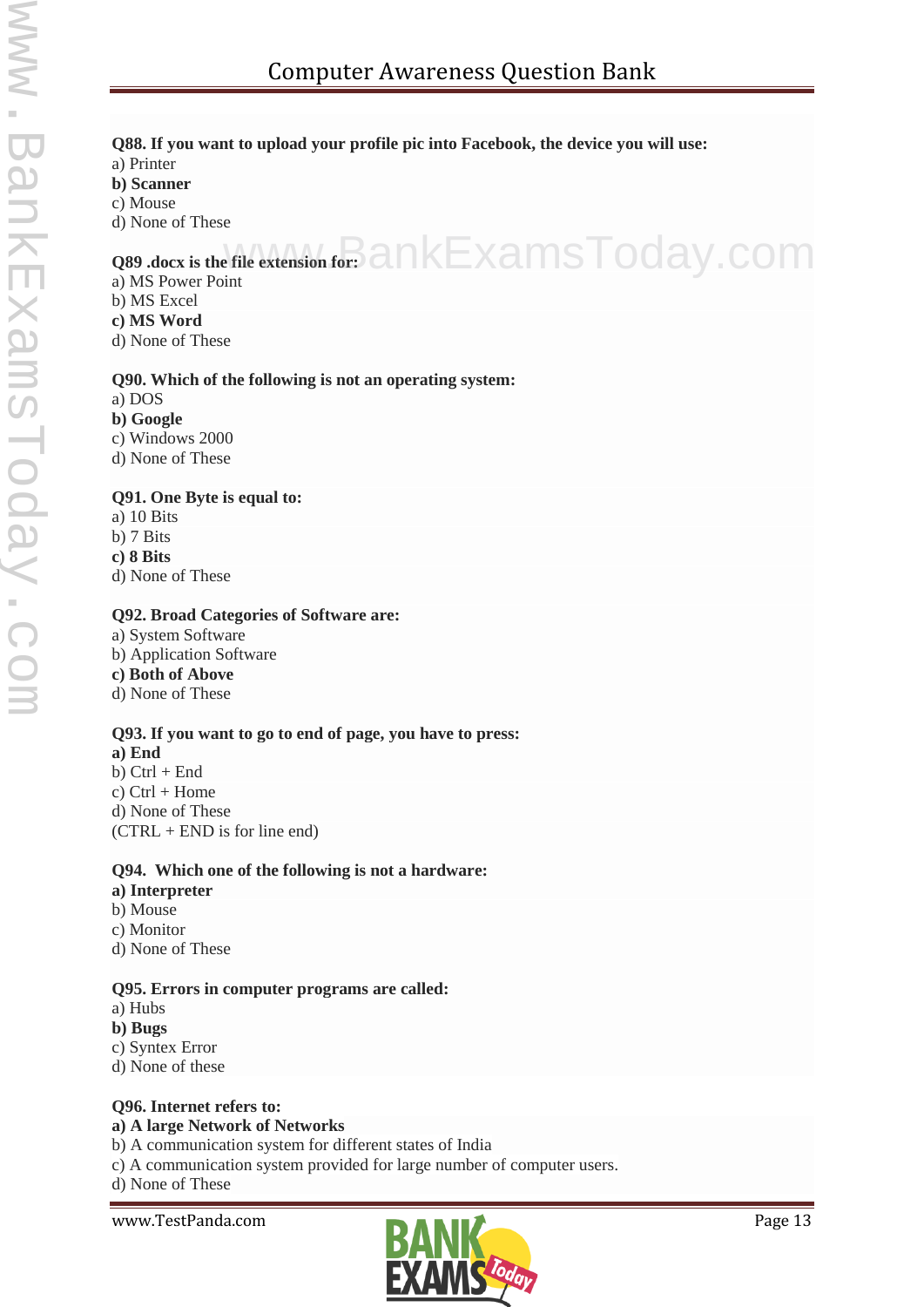**Q88. If you want to upload your profile pic into Facebook, the device you will use:**
a) Printer
**b) Scanner**
c) Mouse
d) None of These

**Q89 .docx is the file extension for:**
a) MS Power Point
b) MS Excel
**c) MS Word**
d) None of These

**Q90. Which of the following is not an operating system:**
a) DOS
**b) Google**
c) Windows 2000
d) None of These

**Q91. One Byte is equal to:**
a) 10 Bits
b) 7 Bits
**c) 8 Bits**
d) None of These

**Q92. Broad Categories of Software are:**
a) System Software
b) Application Software
**c) Both of Above**
d) None of These

**Q93. If you want to go to end of page, you have to press:**
**a) End**
b) Ctrl + End
c) Ctrl + Home
d) None of These
(CTRL + END is for line end)

**Q94. Which one of the following is not a hardware:**
**a) Interpreter**
b) Mouse
c) Monitor
d) None of These

**Q95. Errors in computer programs are called:**
a) Hubs
**b) Bugs**
c) Syntex Error
d) None of these

**Q96. Internet refers to:**
**a) A large Network of Networks**
b) A communication system for different states of India
c) A communication system provided for large number of computer users.
d) None of These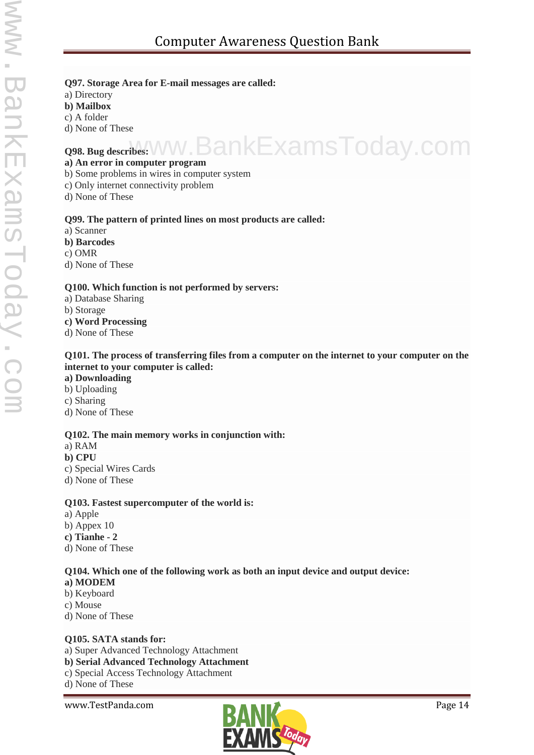**Q97. Storage Area for E-mail messages are called:**
a) Directory
**b) Mailbox**
c) A folder
d) None of These

**Q98. Bug describes:**
**a) An error in computer program**
b) Some problems in wires in computer system
c) Only internet connectivity problem
d) None of These

**Q99. The pattern of printed lines on most products are called:**
a) Scanner
**b) Barcodes**
c) OMR
d) None of These

**Q100. Which function is not performed by servers:**
a) Database Sharing
b) Storage
**c) Word Processing**
d) None of These

**Q101. The process of transferring files from a computer on the internet to your computer on the internet to your computer is called:**
**a) Downloading**
b) Uploading
c) Sharing
d) None of These

**Q102. The main memory works in conjunction with:**
a) RAM
**b) CPU**
c) Special Wires Cards
d) None of These

**Q103. Fastest supercomputer of the world is:**
a) Apple
b) Appex 10
**c) Tianhe - 2**
d) None of These

**Q104. Which one of the following work as both an input device and output device:**
**a) MODEM**
b) Keyboard
c) Mouse
d) None of These

**Q105. SATA stands for:**
a) Super Advanced Technology Attachment
**b) Serial Advanced Technology Attachment**
c) Special Access Technology Attachment
d) None of These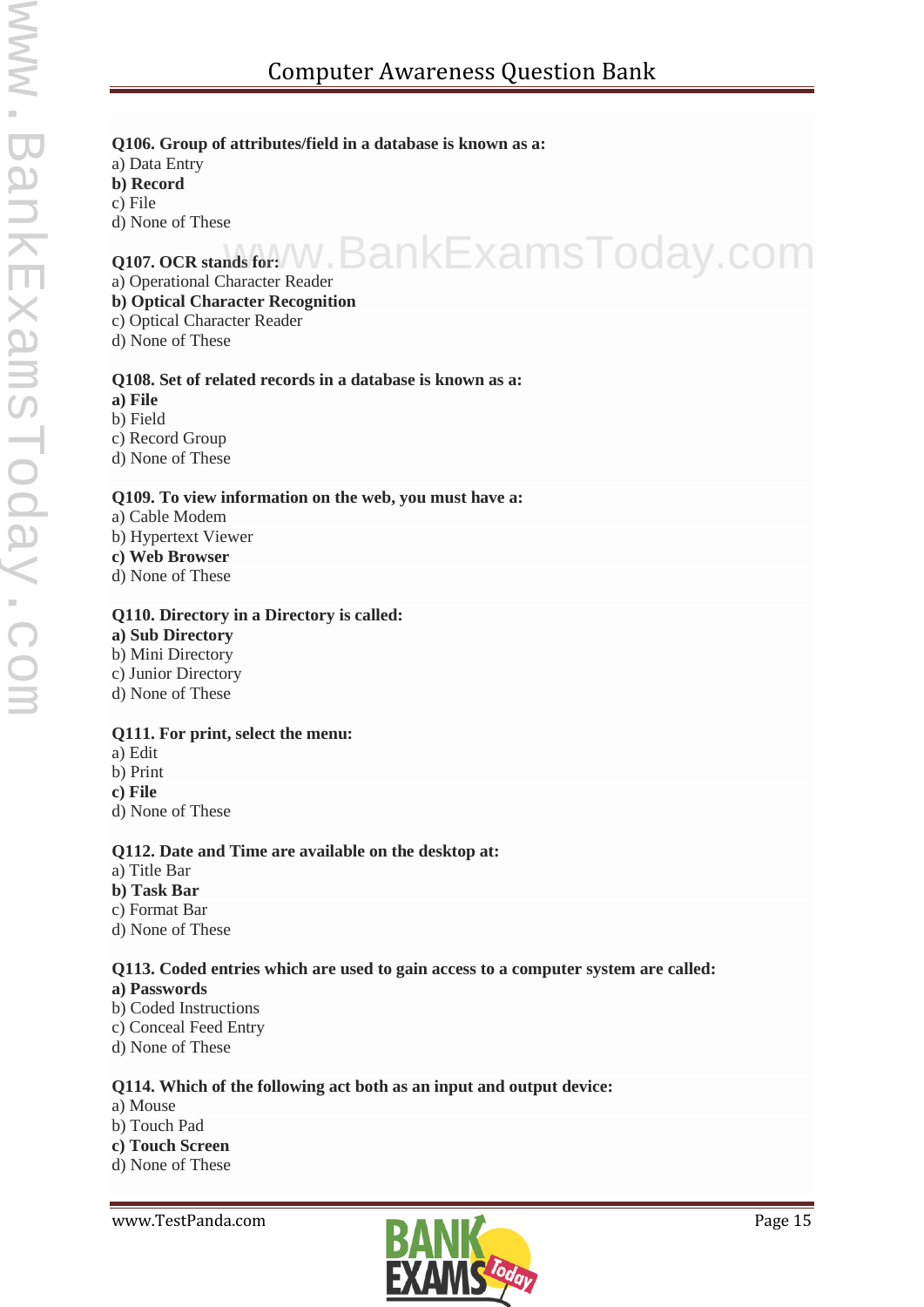**Q106. Group of attributes/field in a database is known as a:**
a) Data Entry
**b) Record**
c) File
d) None of These

**Q107. OCR stands for:**
a) Operational Character Reader
**b) Optical Character Recognition**
c) Optical Character Reader
d) None of These

**Q108. Set of related records in a database is known as a:**
**a) File**
b) Field
c) Record Group
d) None of These

**Q109. To view information on the web, you must have a:**
a) Cable Modem
b) Hypertext Viewer
**c) Web Browser**
d) None of These

**Q110. Directory in a Directory is called:**
**a) Sub Directory**
b) Mini Directory
c) Junior Directory
d) None of These

**Q111. For print, select the menu:**
a) Edit
b) Print
**c) File**
d) None of These

**Q112. Date and Time are available on the desktop at:**
a) Title Bar
**b) Task Bar**
c) Format Bar
d) None of These

**Q113. Coded entries which are used to gain access to a computer system are called:**
**a) Passwords**
b) Coded Instructions
c) Conceal Feed Entry
d) None of These

**Q114. Which of the following act both as an input and output device:**
a) Mouse
b) Touch Pad
**c) Touch Screen**
d) None of These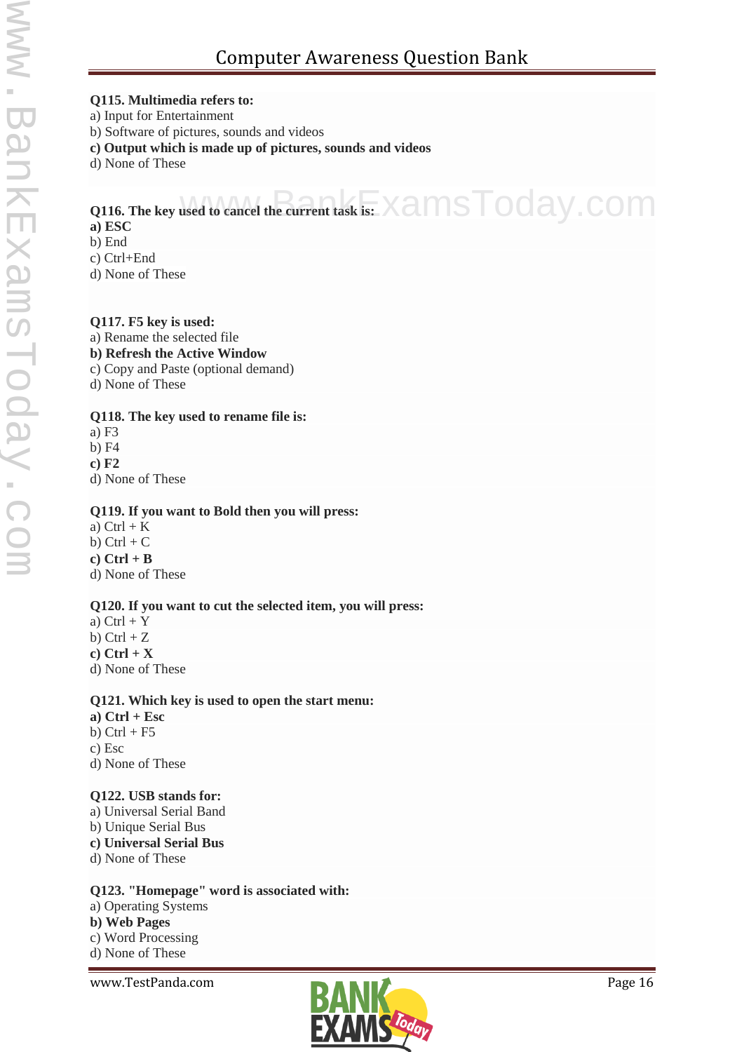**Q115. Multimedia refers to:**
a) Input for Entertainment
b) Software of pictures, sounds and videos
**c) Output which is made up of pictures, sounds and videos**
d) None of These

**Q116. The key used to cancel the current task is:**
**a) ESC**
b) End
c) Ctrl+End
d) None of These

**Q117. F5 key is used:**
a) Rename the selected file
**b) Refresh the Active Window**
c) Copy and Paste (optional demand)
d) None of These

**Q118. The key used to rename file is:**
a) F3
b) F4
**c) F2**
d) None of These

**Q119. If you want to Bold then you will press:**
a) Ctrl + K
b) Ctrl + C
**c) Ctrl + B**
d) None of These

**Q120. If you want to cut the selected item, you will press:**
a) Ctrl + Y
b) Ctrl + Z
**c) Ctrl + X**
d) None of These

**Q121. Which key is used to open the start menu:**
**a) Ctrl + Esc**
b) Ctrl + F5
c) Esc
d) None of These

**Q122. USB stands for:**
a) Universal Serial Band
b) Unique Serial Bus
**c) Universal Serial Bus**
d) None of These

**Q123. "Homepage" word is associated with:**
a) Operating Systems
**b) Web Pages**
c) Word Processing
d) None of These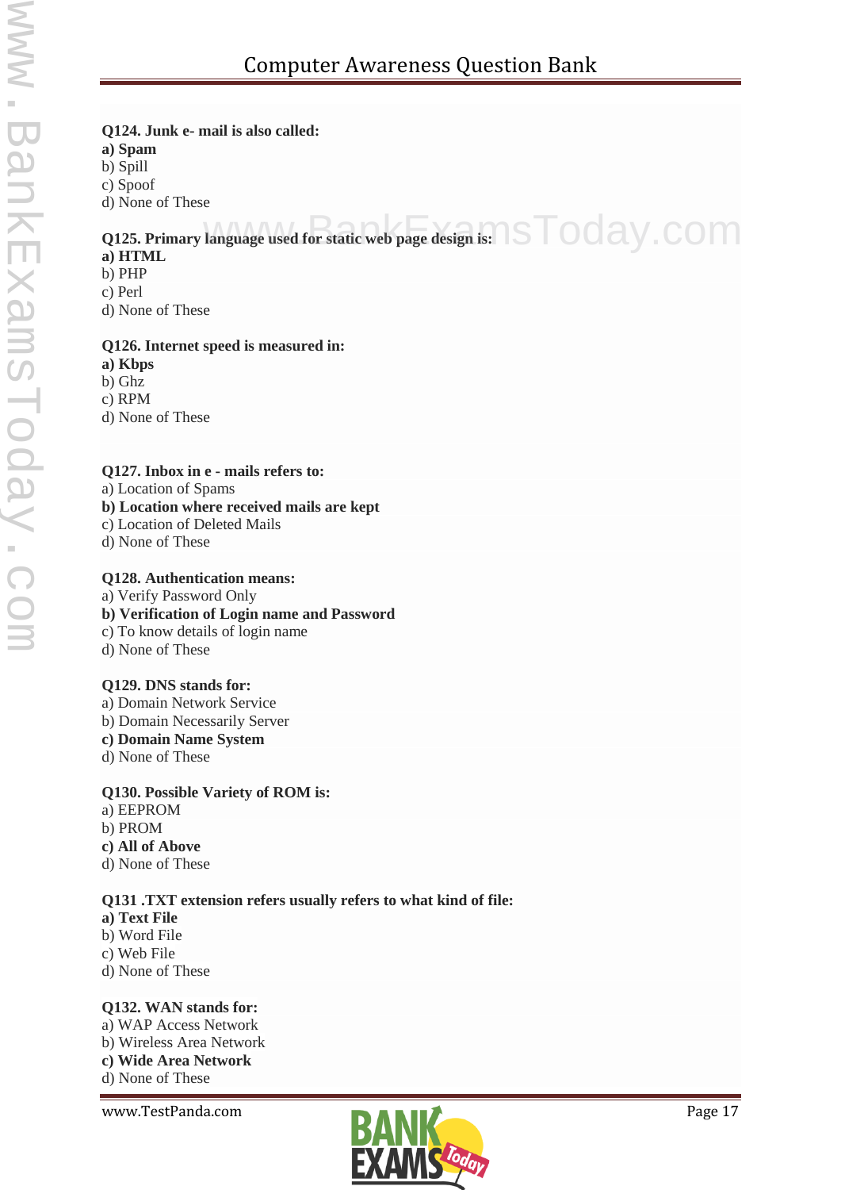**Q124. Junk e- mail is also called:**
**a) Spam**
b) Spill
c) Spoof
d) None of These

**Q125. Primary language used for static web page design is:**
**a) HTML**
b) PHP
c) Perl
d) None of These

**Q126. Internet speed is measured in:**
**a) Kbps**
b) Ghz
c) RPM
d) None of These

**Q127. Inbox in e - mails refers to:**
a) Location of Spams
**b) Location where received mails are kept**
c) Location of Deleted Mails
d) None of These

**Q128. Authentication means:**
a) Verify Password Only
**b) Verification of Login name and Password**
c) To know details of login name
d) None of These

**Q129. DNS stands for:**
a) Domain Network Service
b) Domain Necessarily Server
**c) Domain Name System**
d) None of These

**Q130. Possible Variety of ROM is:**
a) EEPROM
b) PROM
**c) All of Above**
d) None of These

**Q131 .TXT extension refers usually refers to what kind of file:**
**a) Text File**
b) Word File
c) Web File
d) None of These

**Q132. WAN stands for:**
a) WAP Access Network
b) Wireless Area Network
**c) Wide Area Network**
d) None of These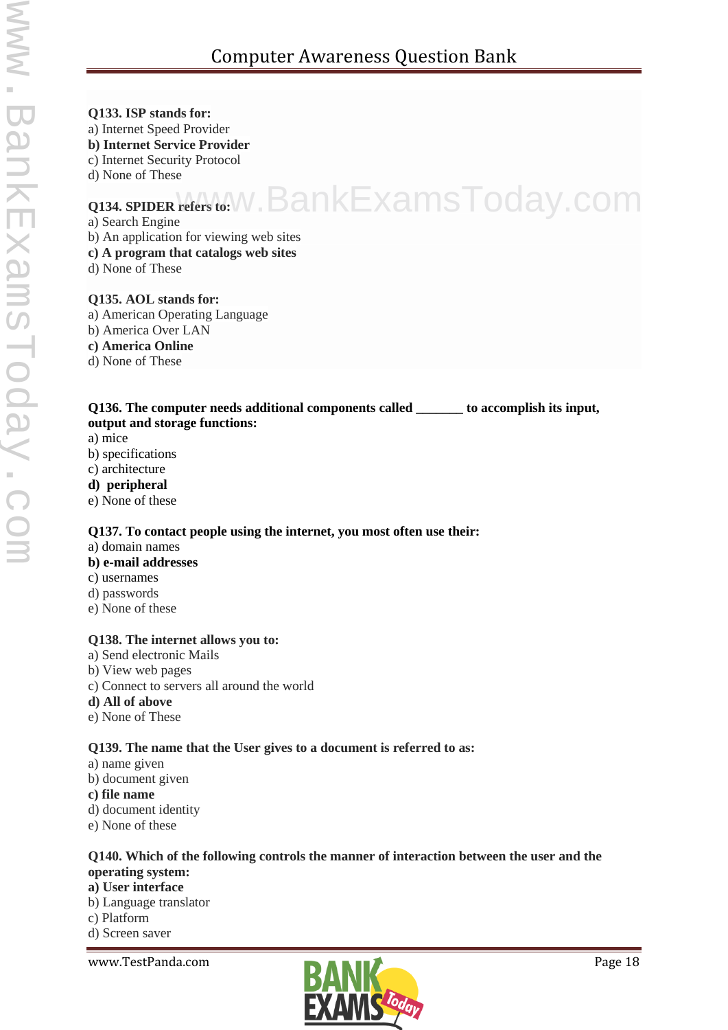**Q133. ISP stands for:**
a) Internet Speed Provider
**b) Internet Service Provider**
c) Internet Security Protocol
d) None of These

**Q134. SPIDER refers to:**
a) Search Engine
b) An application for viewing web sites
**c) A program that catalogs web sites**
d) None of These

**Q135. AOL stands for:**
a) American Operating Language
b) America Over LAN
**c) America Online**
d) None of These

**Q136. The computer needs additional components called _______ to accomplish its input, output and storage functions:**
a) mice
b) specifications
c) architecture
**d) peripheral**
e) None of these

**Q137. To contact people using the internet, you most often use their:**
a) domain names
**b) e-mail addresses**
c) usernames
d) passwords
e) None of these

**Q138. The internet allows you to:**
a) Send electronic Mails
b) View web pages
c) Connect to servers all around the world
**d) All of above**
e) None of These

**Q139. The name that the User gives to a document is referred to as:**
a) name given
b) document given
**c) file name**
d) document identity
e) None of these

**Q140. Which of the following controls the manner of interaction between the user and the operating system:**
**a) User interface**
b) Language translator
c) Platform
d) Screen saver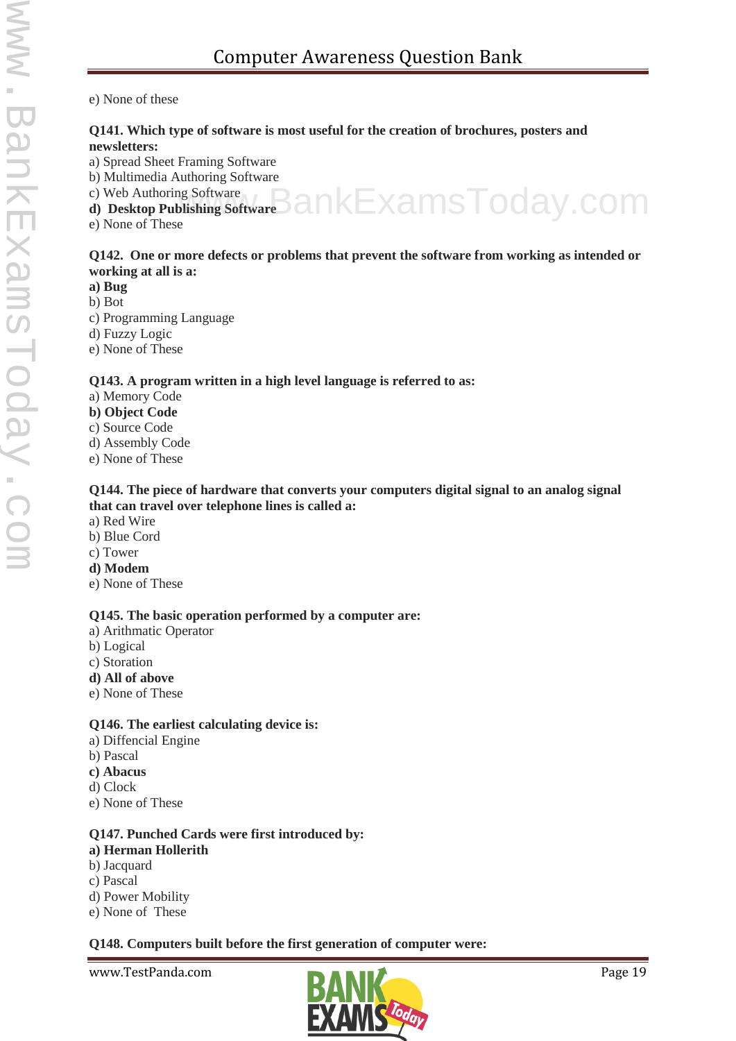e) None of these

**Q141. Which type of software is most useful for the creation of brochures, posters and newsletters:**
a) Spread Sheet Framing Software
b) Multimedia Authoring Software
c) Web Authoring Software
**d) Desktop Publishing Software**
e) None of These

**Q142. One or more defects or problems that prevent the software from working as intended or working at all is a:**
**a) Bug**
b) Bot
c) Programming Language
d) Fuzzy Logic
e) None of These

**Q143. A program written in a high level language is referred to as:**
a) Memory Code
**b) Object Code**
c) Source Code
d) Assembly Code
e) None of These

**Q144. The piece of hardware that converts your computers digital signal to an analog signal that can travel over telephone lines is called a:**
a) Red Wire
b) Blue Cord
c) Tower
**d) Modem**
e) None of These

**Q145. The basic operation performed by a computer are:**
a) Arithmatic Operator
b) Logical
c) Storation
**d) All of above**
e) None of These

**Q146. The earliest calculating device is:**
a) Diffencial Engine
b) Pascal
**c) Abacus**
d) Clock
e) None of These

**Q147. Punched Cards were first introduced by:**
**a) Herman Hollerith**
b) Jacquard
c) Pascal
d) Power Mobility
e) None of These

**Q148. Computers built before the first generation of computer were:**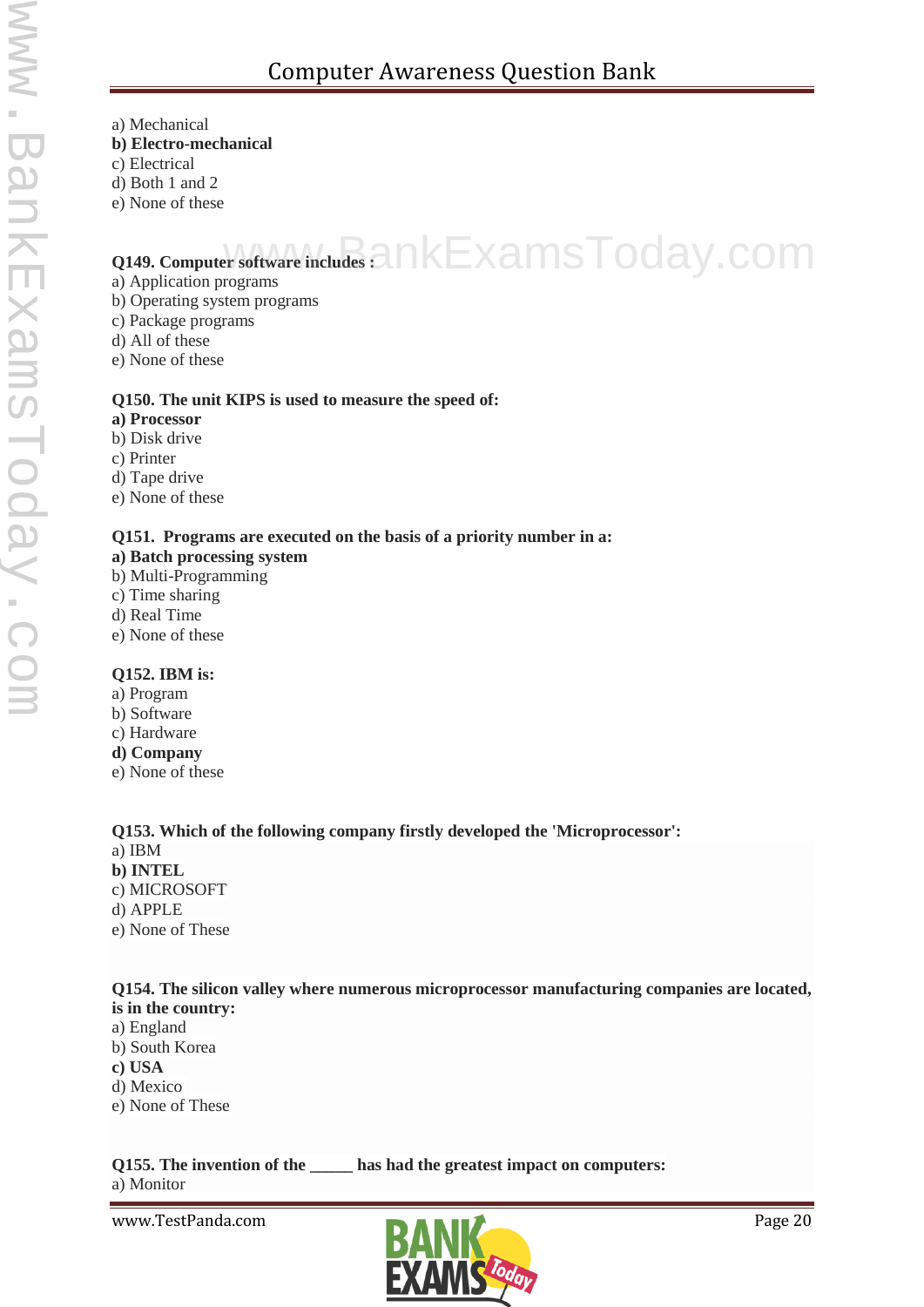a) Mechanical
**b) Electro-mechanical**
c) Electrical
d) Both 1 and 2
e) None of these

**Q149. Computer software includes :**
a) Application programs
b) Operating system programs
c) Package programs
d) All of these
e) None of these

**Q150. The unit KIPS is used to measure the speed of:**
**a) Processor**
b) Disk drive
c) Printer
d) Tape drive
e) None of these

**Q151. Programs are executed on the basis of a priority number in a:**
**a) Batch processing system**
b) Multi-Programming
c) Time sharing
d) Real Time
e) None of these

**Q152. IBM is:**
a) Program
b) Software
c) Hardware
**d) Company**
e) None of these

**Q153. Which of the following company firstly developed the 'Microprocessor':**
a) IBM
**b) INTEL**
c) MICROSOFT
d) APPLE
e) None of These

**Q154. The silicon valley where numerous microprocessor manufacturing companies are located, is in the country:**
a) England
b) South Korea
**c) USA**
d) Mexico
e) None of These

**Q155. The invention of the _____ has had the greatest impact on computers:**
a) Monitor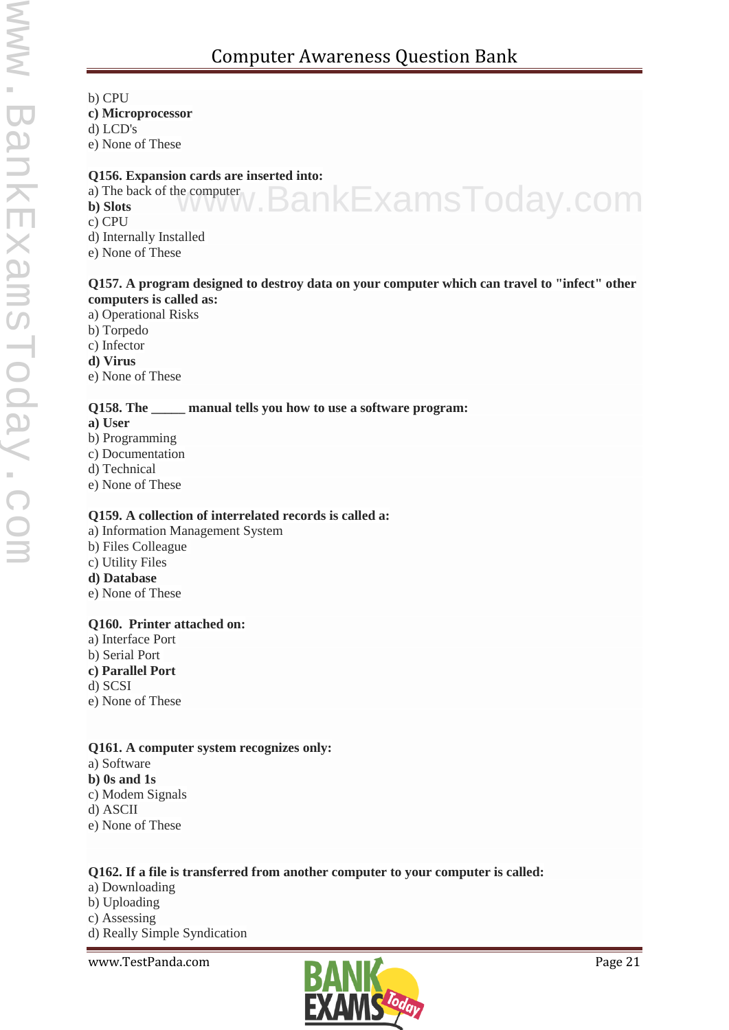b) CPU
**c) Microprocessor**
d) LCD's
e) None of These

**Q156. Expansion cards are inserted into:**
a) The back of the computer
**b) Slots**
c) CPU
d) Internally Installed
e) None of These

**Q157. A program designed to destroy data on your computer which can travel to "infect" other computers is called as:**
a) Operational Risks
b) Torpedo
c) Infector
**d) Virus**
e) None of These

**Q158. The _____ manual tells you how to use a software program:**
**a) User**
b) Programming
c) Documentation
d) Technical
e) None of These

**Q159. A collection of interrelated records is called a:**
a) Information Management System
b) Files Colleague
c) Utility Files
**d) Database**
e) None of These

**Q160. Printer attached on:**
a) Interface Port
b) Serial Port
**c) Parallel Port**
d) SCSI
e) None of These

**Q161. A computer system recognizes only:**
a) Software
**b) 0s and 1s**
c) Modem Signals
d) ASCII
e) None of These

**Q162. If a file is transferred from another computer to your computer is called:**
a) Downloading
b) Uploading
c) Assessing
d) Really Simple Syndication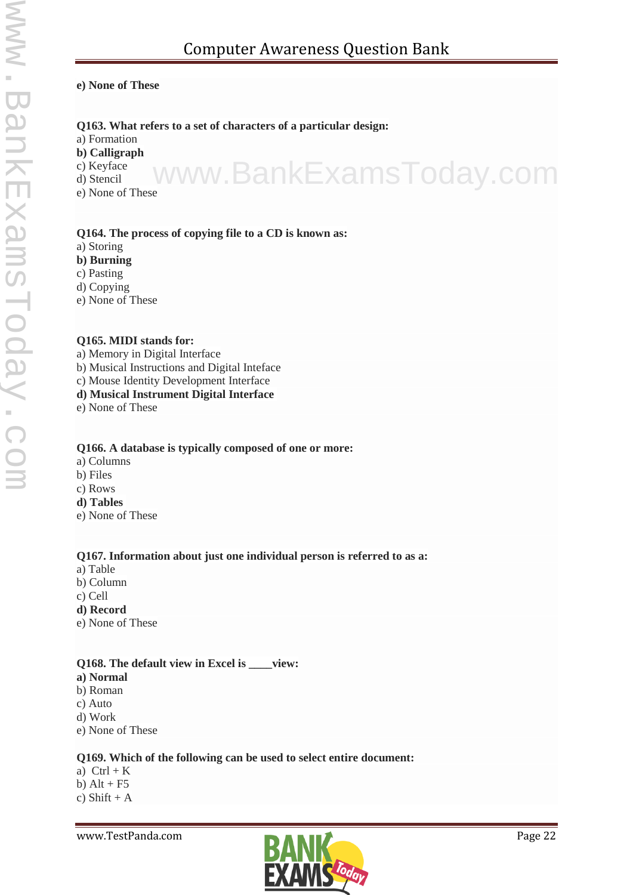**e) None of These**

**Q163. What refers to a set of characters of a particular design:**
a) Formation
**b) Calligraph**
c) Keyface
d) Stencil
e) None of These

**Q164. The process of copying file to a CD is known as:**
a) Storing
**b) Burning**
c) Pasting
d) Copying
e) None of These

**Q165. MIDI stands for:**
a) Memory in Digital Interface
b) Musical Instructions and Digital Inteface
c) Mouse Identity Development Interface
**d) Musical Instrument Digital Interface**
e) None of These

**Q166. A database is typically composed of one or more:**
a) Columns
b) Files
c) Rows
**d) Tables**
e) None of These

**Q167. Information about just one individual person is referred to as a:**
a) Table
b) Column
c) Cell
**d) Record**
e) None of These

**Q168. The default view in Excel is ____view:**
**a) Normal**
b) Roman
c) Auto
d) Work
e) None of These

**Q169. Which of the following can be used to select entire document:**
a) Ctrl + K
b) Alt + F5
c) Shift + A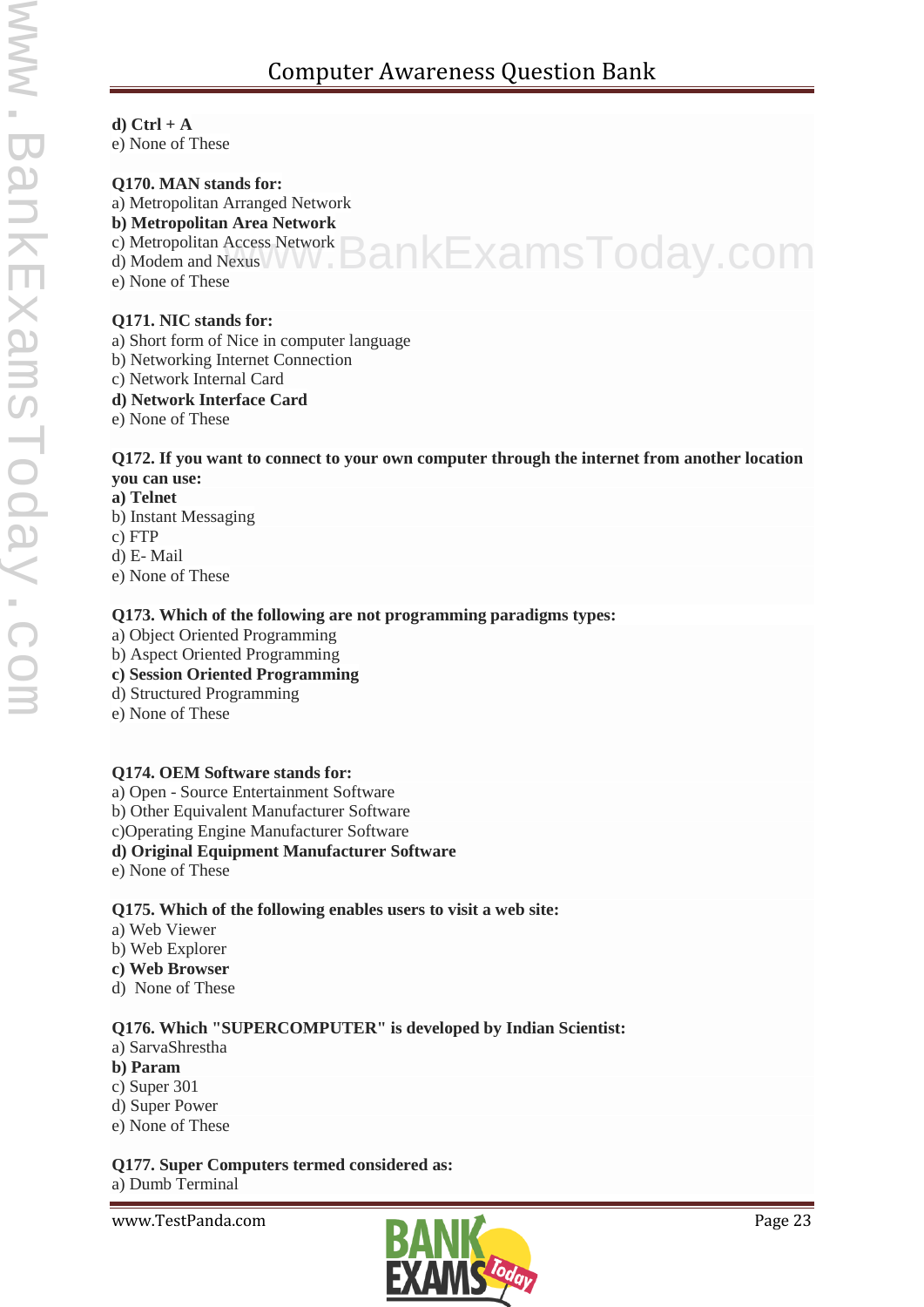**d) Ctrl + A**
e) None of These

**Q170. MAN stands for:**
a) Metropolitan Arranged Network
**b) Metropolitan Area Network**
c) Metropolitan Access Network
d) Modem and Nexus
e) None of These

**Q171. NIC stands for:**
a) Short form of Nice in computer language
b) Networking Internet Connection
c) Network Internal Card
**d) Network Interface Card**
e) None of These

**Q172. If you want to connect to your own computer through the internet from another location you can use:**
**a) Telnet**
b) Instant Messaging
c) FTP
d) E- Mail
e) None of These

**Q173. Which of the following are not programming paradigms types:**
a) Object Oriented Programming
b) Aspect Oriented Programming
**c) Session Oriented Programming**
d) Structured Programming
e) None of These

**Q174. OEM Software stands for:**
a) Open - Source Entertainment Software
b) Other Equivalent Manufacturer Software
c)Operating Engine Manufacturer Software
**d) Original Equipment Manufacturer Software**
e) None of These

**Q175. Which of the following enables users to visit a web site:**
a) Web Viewer
b) Web Explorer
**c) Web Browser**
d) None of These

**Q176. Which "SUPERCOMPUTER" is developed by Indian Scientist:**
a) SarvaShrestha
**b) Param**
c) Super 301
d) Super Power
e) None of These

**Q177. Super Computers termed considered as:**
a) Dumb Terminal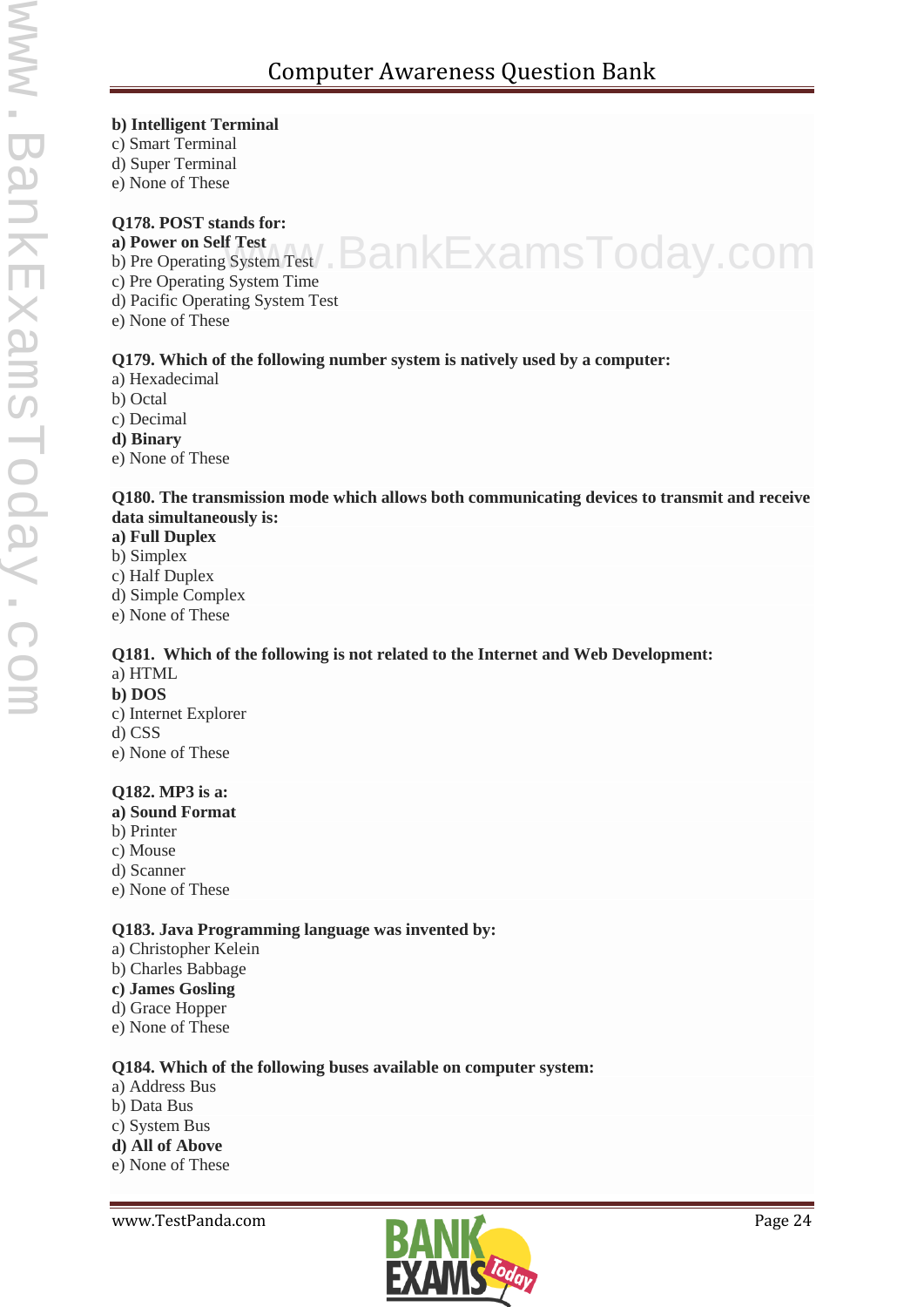**b) Intelligent Terminal**
c) Smart Terminal
d) Super Terminal
e) None of These

**Q178. POST stands for:**
**a) Power on Self Test**
b) Pre Operating System Test
c) Pre Operating System Time
d) Pacific Operating System Test
e) None of These

**Q179. Which of the following number system is natively used by a computer:**
a) Hexadecimal
b) Octal
c) Decimal
**d) Binary**
e) None of These

**Q180. The transmission mode which allows both communicating devices to transmit and receive data simultaneously is:**
**a) Full Duplex**
b) Simplex
c) Half Duplex
d) Simple Complex
e) None of These

**Q181. Which of the following is not related to the Internet and Web Development:**
a) HTML
**b) DOS**
c) Internet Explorer
d) CSS
e) None of These

**Q182. MP3 is a:**
**a) Sound Format**
b) Printer
c) Mouse
d) Scanner
e) None of These

**Q183. Java Programming language was invented by:**
a) Christopher Kelein
b) Charles Babbage
**c) James Gosling**
d) Grace Hopper
e) None of These

**Q184. Which of the following buses available on computer system:**
a) Address Bus
b) Data Bus
c) System Bus
**d) All of Above**
e) None of These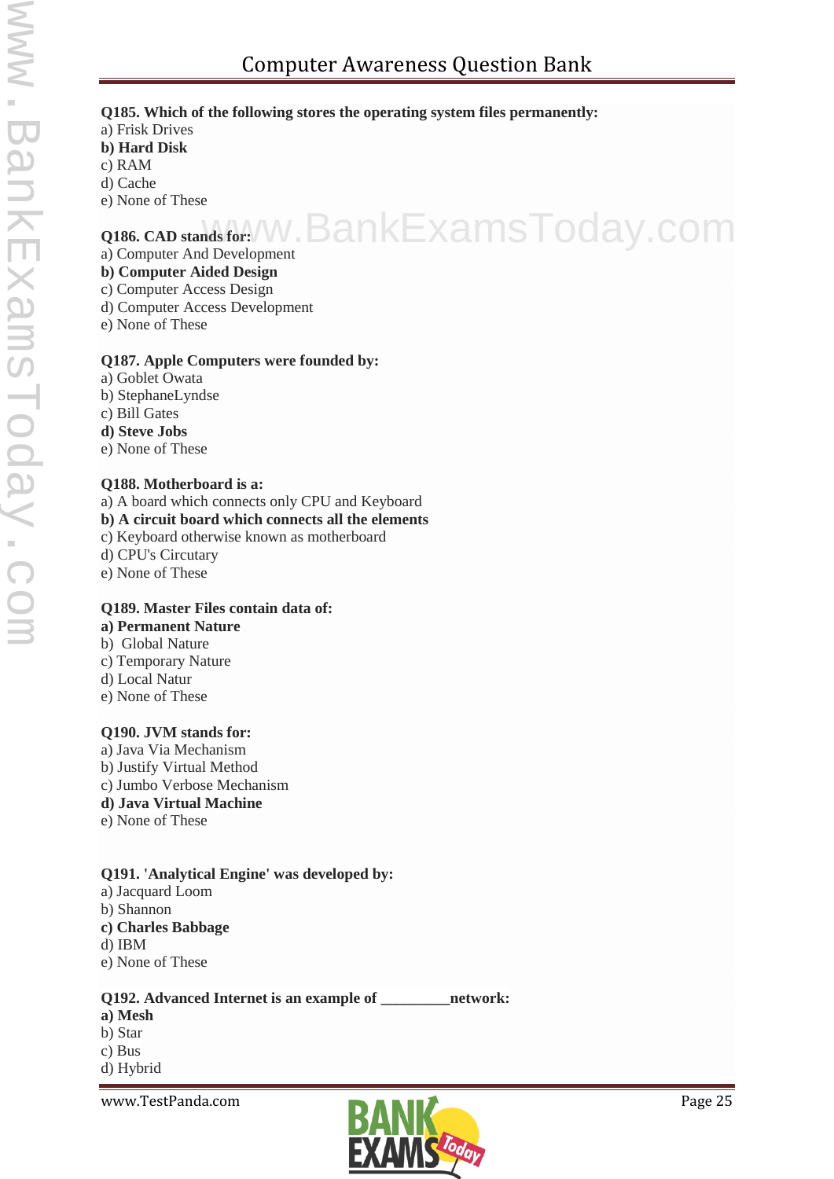**Q185. Which of the following stores the operating system files permanently:**
a) Frisk Drives
**b) Hard Disk**
c) RAM
d) Cache
e) None of These

**Q186. CAD stands for:**
a) Computer And Development
**b) Computer Aided Design**
c) Computer Access Design
d) Computer Access Development
e) None of These

**Q187. Apple Computers were founded by:**
a) Goblet Owata
b) StephaneLyndse
c) Bill Gates
**d) Steve Jobs**
e) None of These

**Q188. Motherboard is a:**
a) A board which connects only CPU and Keyboard
**b) A circuit board which connects all the elements**
c) Keyboard otherwise known as motherboard
d) CPU's Circutary
e) None of These

**Q189. Master Files contain data of:**
**a) Permanent Nature**
b) Global Nature
c) Temporary Nature
d) Local Natur
e) None of These

**Q190. JVM stands for:**
a) Java Via Mechanism
b) Justify Virtual Method
c) Jumbo Verbose Mechanism
**d) Java Virtual Machine**
e) None of These

**Q191. 'Analytical Engine' was developed by:**
a) Jacquard Loom
b) Shannon
**c) Charles Babbage**
d) IBM
e) None of These

**Q192. Advanced Internet is an example of _________network:**
**a) Mesh**
b) Star
c) Bus
d) Hybrid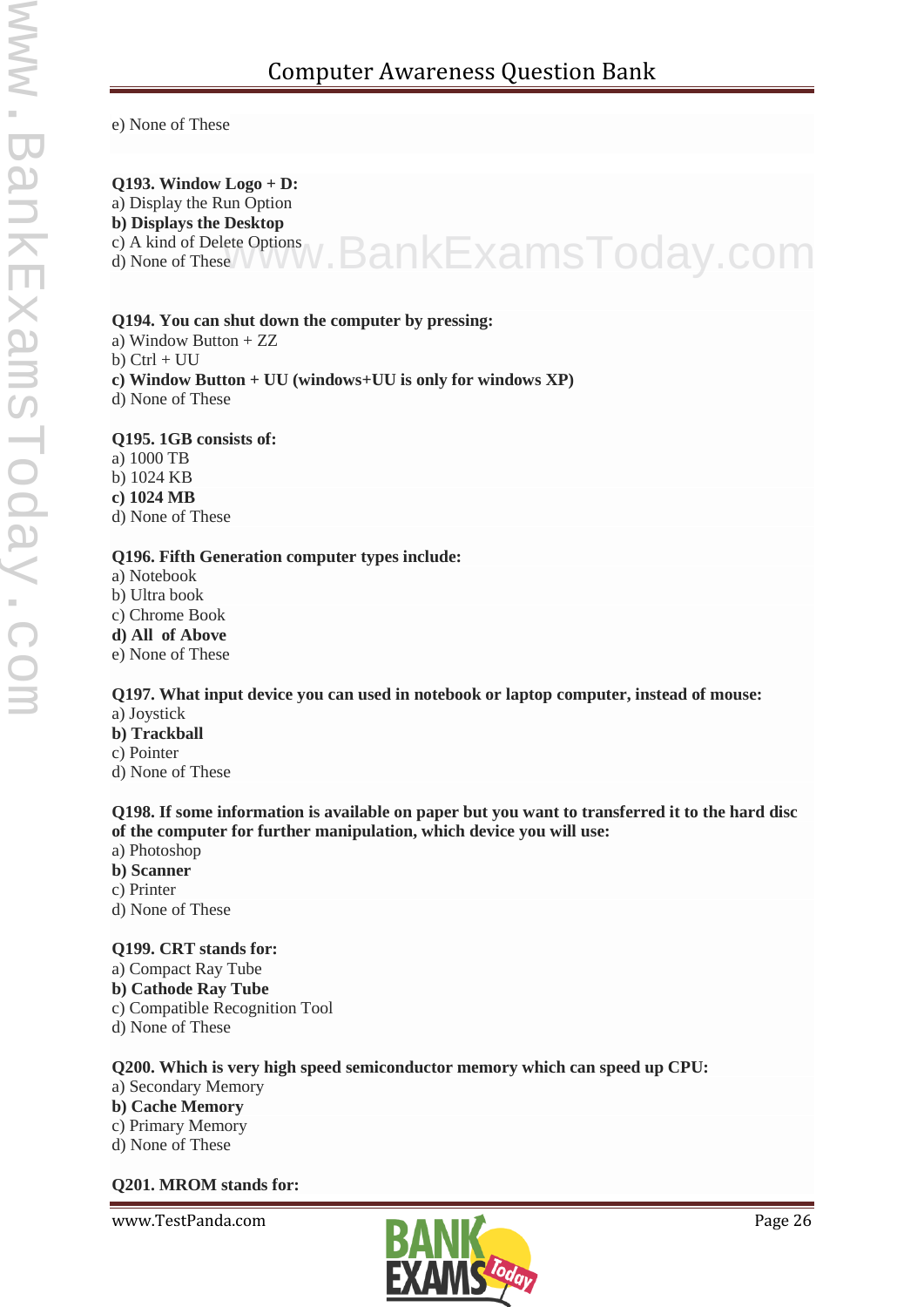e) None of These

**Q193. Window Logo + D:**
a) Display the Run Option
**b) Displays the Desktop**
c) A kind of Delete Options
d) None of These

**Q194. You can shut down the computer by pressing:**
a) Window Button + ZZ
b) Ctrl + UU
**c) Window Button + UU (windows+UU is only for windows XP)**
d) None of These

**Q195. 1GB consists of:**
a) 1000 TB
b) 1024 KB
**c) 1024 MB**
d) None of These

**Q196. Fifth Generation computer types include:**
a) Notebook
b) Ultra book
c) Chrome Book
**d) All of Above**
e) None of These

**Q197. What input device you can used in notebook or laptop computer, instead of mouse:**
a) Joystick
**b) Trackball**
c) Pointer
d) None of These

**Q198. If some information is available on paper but you want to transferred it to the hard disc of the computer for further manipulation, which device you will use:**
a) Photoshop
**b) Scanner**
c) Printer
d) None of These

**Q199. CRT stands for:**
a) Compact Ray Tube
**b) Cathode Ray Tube**
c) Compatible Recognition Tool
d) None of These

**Q200. Which is very high speed semiconductor memory which can speed up CPU:**
a) Secondary Memory
**b) Cache Memory**
c) Primary Memory
d) None of These

**Q201. MROM stands for:**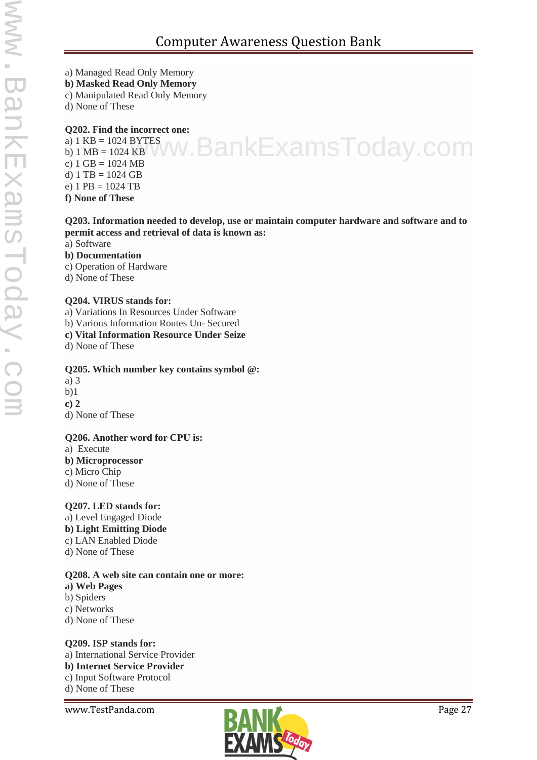a) Managed Read Only Memory
**b) Masked Read Only Memory**
c) Manipulated Read Only Memory
d) None of These

**Q202. Find the incorrect one:**
a) 1 KB = 1024 BYTES
b) 1 MB = 1024 KB
c) 1 GB = 1024 MB
d) 1 TB = 1024 GB
e) 1 PB = 1024 TB
**f) None of These**

**Q203. Information needed to develop, use or maintain computer hardware and software and to permit access and retrieval of data is known as:**
a) Software
**b) Documentation**
c) Operation of Hardware
d) None of These

**Q204. VIRUS stands for:**
a) Variations In Resources Under Software
b) Various Information Routes Un- Secured
**c) Vital Information Resource Under Seize**
d) None of These

**Q205. Which number key contains symbol @:**
a) 3
b)1
**c) 2**
d) None of These

**Q206. Another word for CPU is:**
a) Execute
**b) Microprocessor**
c) Micro Chip
d) None of These

**Q207. LED stands for:**
a) Level Engaged Diode
**b) Light Emitting Diode**
c) LAN Enabled Diode
d) None of These

**Q208. A web site can contain one or more:**
**a) Web Pages**
b) Spiders
c) Networks
d) None of These

**Q209. ISP stands for:**
a) International Service Provider
**b) Internet Service Provider**
c) Input Software Protocol
d) None of These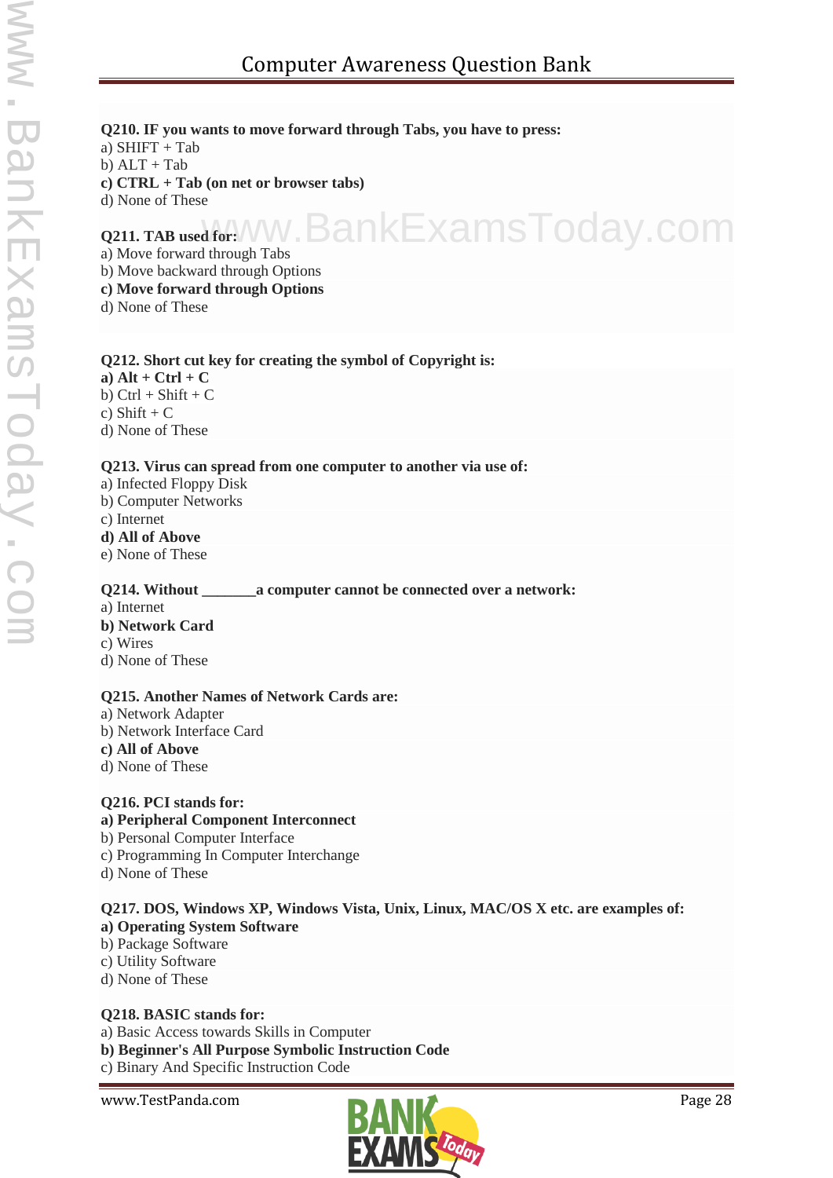**Q210. IF you wants to move forward through Tabs, you have to press:**
a) SHIFT + Tab
b) ALT + Tab
**c) CTRL + Tab (on net or browser tabs)**
d) None of These

**Q211. TAB used for:**
a) Move forward through Tabs
b) Move backward through Options
**c) Move forward through Options**
d) None of These

**Q212. Short cut key for creating the symbol of Copyright is:**
**a) Alt + Ctrl + C**
b) Ctrl + Shift + C
c) Shift + C
d) None of These

**Q213. Virus can spread from one computer to another via use of:**
a) Infected Floppy Disk
b) Computer Networks
c) Internet
**d) All of Above**
e) None of These

**Q214. Without _______a computer cannot be connected over a network:**
a) Internet
**b) Network Card**
c) Wires
d) None of These

**Q215. Another Names of Network Cards are:**
a) Network Adapter
b) Network Interface Card
**c) All of Above**
d) None of These

**Q216. PCI stands for:**
**a) Peripheral Component Interconnect**
b) Personal Computer Interface
c) Programming In Computer Interchange
d) None of These

**Q217. DOS, Windows XP, Windows Vista, Unix, Linux, MAC/OS X etc. are examples of:**
**a) Operating System Software**
b) Package Software
c) Utility Software
d) None of These

**Q218. BASIC stands for:**
a) Basic Access towards Skills in Computer
**b) Beginner's All Purpose Symbolic Instruction Code**
c) Binary And Specific Instruction Code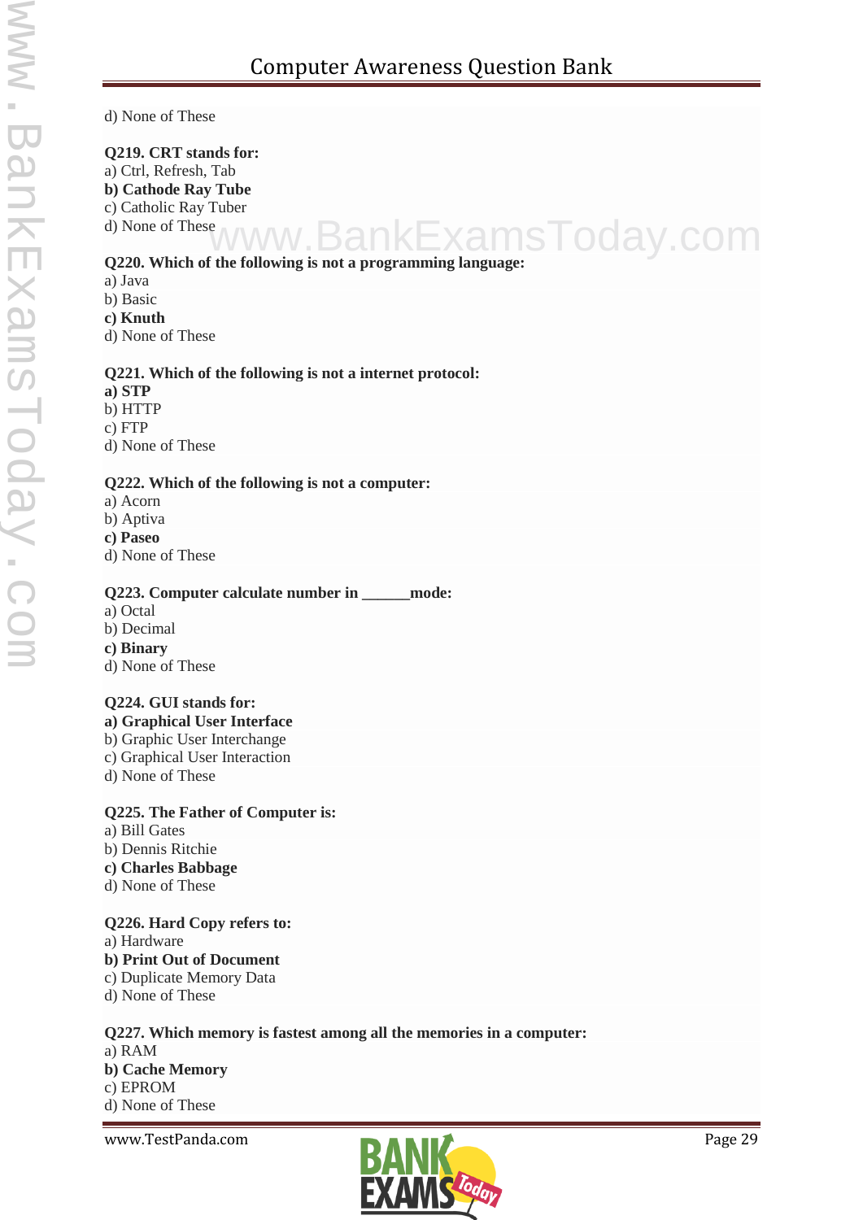d) None of These

**Q219. CRT stands for:**
a) Ctrl, Refresh, Tab
**b) Cathode Ray Tube**
c) Catholic Ray Tuber
d) None of These

**Q220. Which of the following is not a programming language:**
a) Java
b) Basic
**c) Knuth**
d) None of These

**Q221. Which of the following is not a internet protocol:**
**a) STP**
b) HTTP
c) FTP
d) None of These

**Q222. Which of the following is not a computer:**
a) Acorn
b) Aptiva
**c) Paseo**
d) None of These

**Q223. Computer calculate number in ______mode:**
a) Octal
b) Decimal
**c) Binary**
d) None of These

**Q224. GUI stands for:**
**a) Graphical User Interface**
b) Graphic User Interchange
c) Graphical User Interaction
d) None of These

**Q225. The Father of Computer is:**
a) Bill Gates
b) Dennis Ritchie
**c) Charles Babbage**
d) None of These

**Q226. Hard Copy refers to:**
a) Hardware
**b) Print Out of Document**
c) Duplicate Memory Data
d) None of These

**Q227. Which memory is fastest among all the memories in a computer:**
a) RAM
**b) Cache Memory**
c) EPROM
d) None of These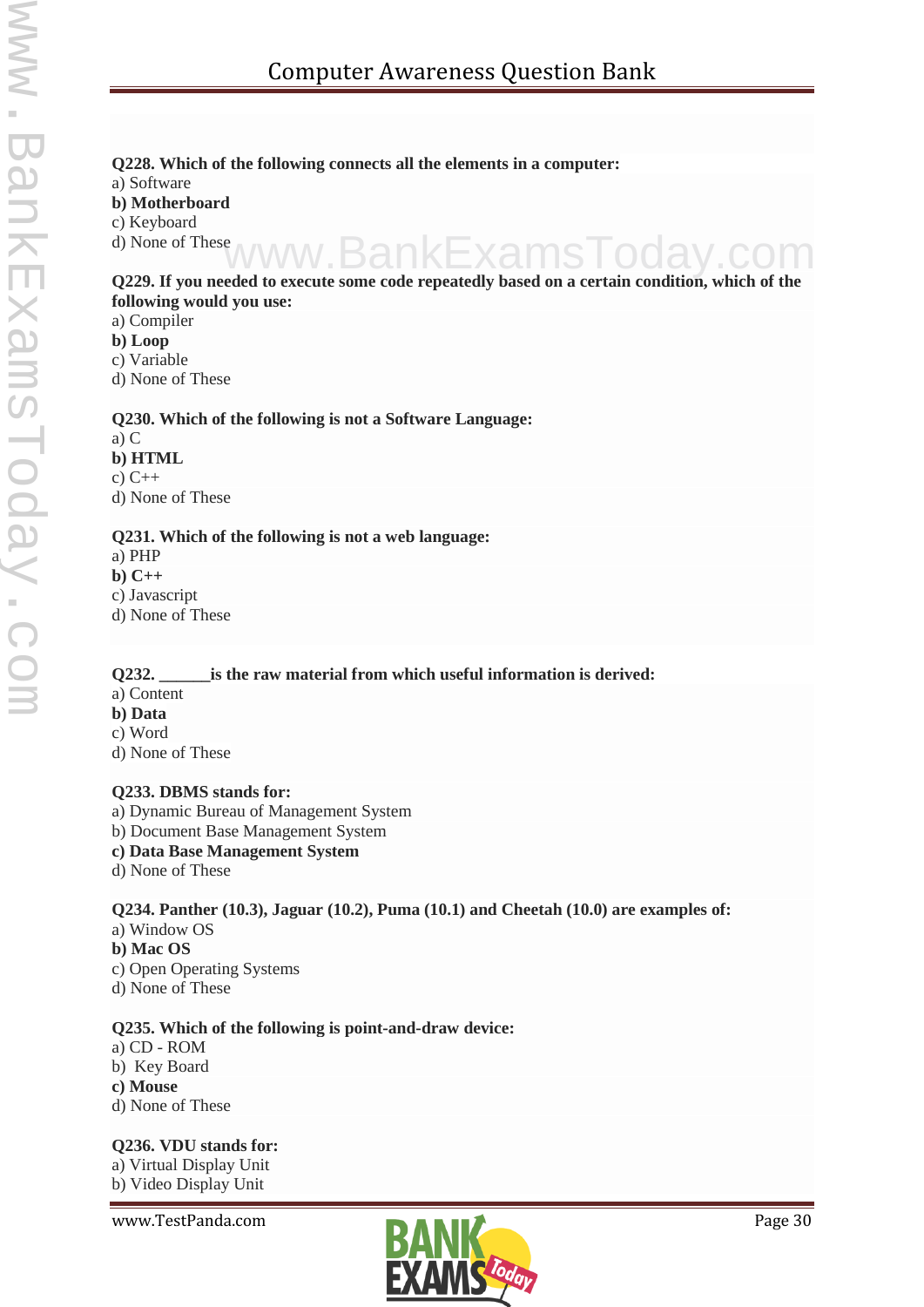**Q228. Which of the following connects all the elements in a computer:**
a) Software
**b) Motherboard**
c) Keyboard
d) None of These

**Q229. If you needed to execute some code repeatedly based on a certain condition, which of the following would you use:**
a) Compiler
**b) Loop**
c) Variable
d) None of These

**Q230. Which of the following is not a Software Language:**
a) C
**b) HTML**
c) C++
d) None of These

**Q231. Which of the following is not a web language:**
a) PHP
**b) C++**
c) Javascript
d) None of These

**Q232. ______is the raw material from which useful information is derived:**
a) Content
**b) Data**
c) Word
d) None of These

**Q233. DBMS stands for:**
a) Dynamic Bureau of Management System
b) Document Base Management System
**c) Data Base Management System**
d) None of These

**Q234. Panther (10.3), Jaguar (10.2), Puma (10.1) and Cheetah (10.0) are examples of:**
a) Window OS
**b) Mac OS**
c) Open Operating Systems
d) None of These

**Q235. Which of the following is point-and-draw device:**
a) CD - ROM
b) Key Board
**c) Mouse**
d) None of These

**Q236. VDU stands for:**
a) Virtual Display Unit
b) Video Display Unit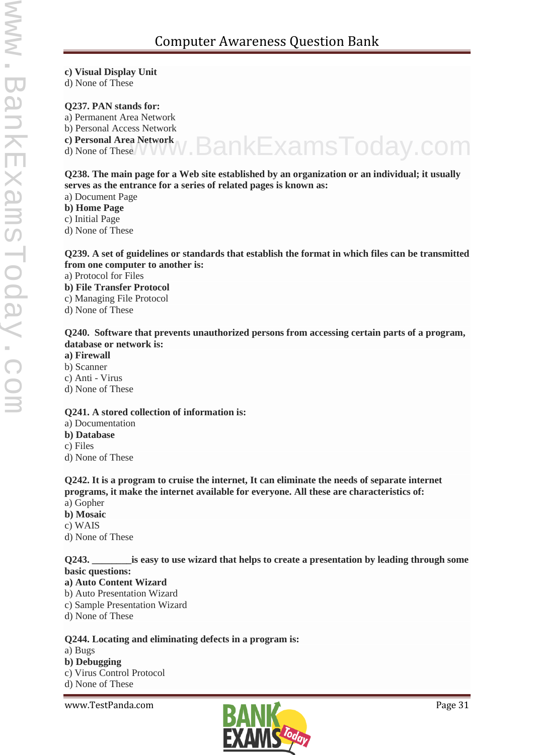**c) Visual Display Unit**
d) None of These

**Q237. PAN stands for:**
a) Permanent Area Network
b) Personal Access Network
**c) Personal Area Network**
d) None of These

**Q238. The main page for a Web site established by an organization or an individual; it usually serves as the entrance for a series of related pages is known as:**
a) Document Page
**b) Home Page**
c) Initial Page
d) None of These

**Q239. A set of guidelines or standards that establish the format in which files can be transmitted from one computer to another is:**
a) Protocol for Files
**b) File Transfer Protocol**
c) Managing File Protocol
d) None of These

**Q240. Software that prevents unauthorized persons from accessing certain parts of a program, database or network is:**
**a) Firewall**
b) Scanner
c) Anti - Virus
d) None of These

**Q241. A stored collection of information is:**
a) Documentation
**b) Database**
c) Files
d) None of These

**Q242. It is a program to cruise the internet, It can eliminate the needs of separate internet programs, it make the internet available for everyone. All these are characteristics of:**
a) Gopher
**b) Mosaic**
c) WAIS
d) None of These

**Q243. ________is easy to use wizard that helps to create a presentation by leading through some basic questions:**
**a) Auto Content Wizard**
b) Auto Presentation Wizard
c) Sample Presentation Wizard
d) None of These

**Q244. Locating and eliminating defects in a program is:**
a) Bugs
**b) Debugging**
c) Virus Control Protocol
d) None of These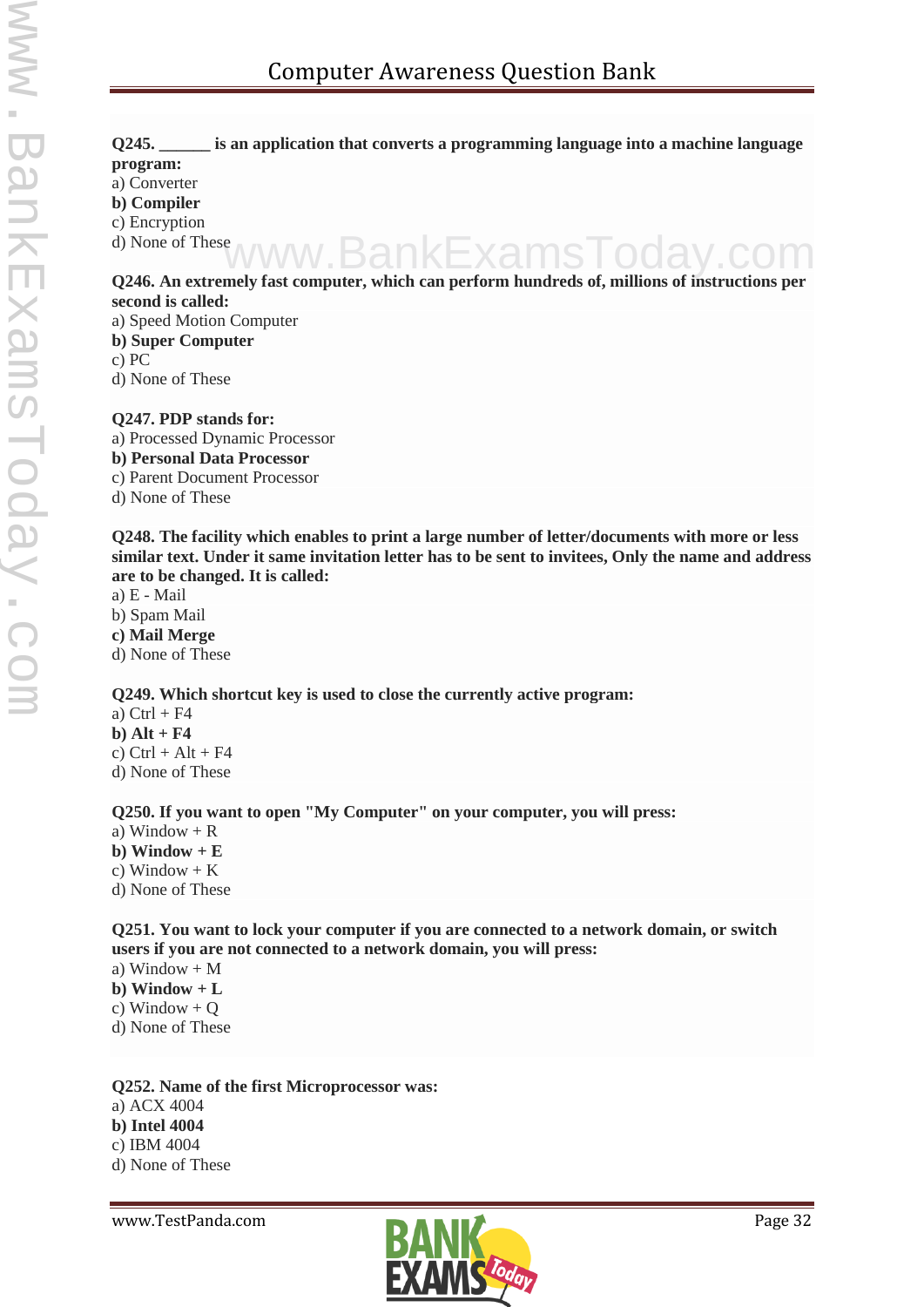**Q245. ______ is an application that converts a programming language into a machine language program:**
a) Converter
**b) Compiler**
c) Encryption
d) None of These

**Q246. An extremely fast computer, which can perform hundreds of, millions of instructions per second is called:**
a) Speed Motion Computer
**b) Super Computer**
c) PC
d) None of These

**Q247. PDP stands for:**
a) Processed Dynamic Processor
**b) Personal Data Processor**
c) Parent Document Processor
d) None of These

**Q248. The facility which enables to print a large number of letter/documents with more or less similar text. Under it same invitation letter has to be sent to invitees, Only the name and address are to be changed. It is called:**
a) E - Mail
b) Spam Mail
**c) Mail Merge**
d) None of These

**Q249. Which shortcut key is used to close the currently active program:**
a) Ctrl + F4
**b) Alt + F4**
c) Ctrl + Alt + F4
d) None of These

**Q250. If you want to open "My Computer" on your computer, you will press:**
a) Window + R
**b) Window + E**
c) Window + K
d) None of These

**Q251. You want to lock your computer if you are connected to a network domain, or switch users if you are not connected to a network domain, you will press:**
a) Window + M
**b) Window + L**
c) Window + Q
d) None of These

**Q252. Name of the first Microprocessor was:**
a) ACX 4004
**b) Intel 4004**
c) IBM 4004
d) None of These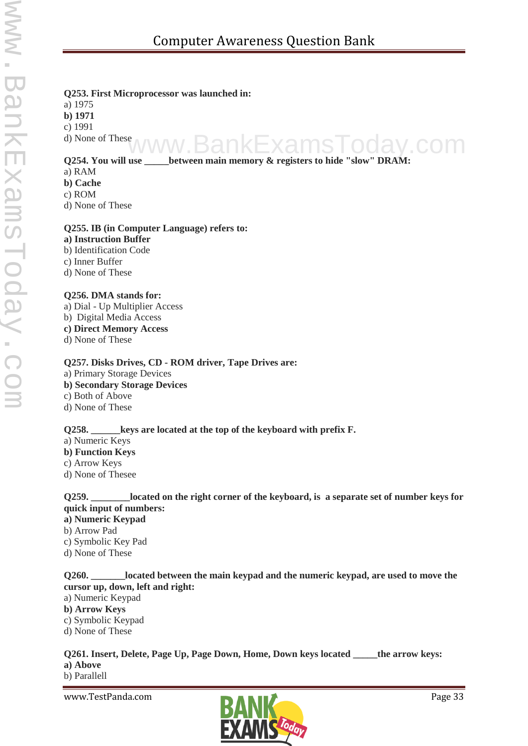**Q253. First Microprocessor was launched in:**
a) 1975
**b) 1971**
c) 1991
d) None of These

**Q254. You will use _____between main memory & registers to hide "slow" DRAM:**
a) RAM
**b) Cache**
c) ROM
d) None of These

**Q255. IB (in Computer Language) refers to:**
**a) Instruction Buffer**
b) Identification Code
c) Inner Buffer
d) None of These

**Q256. DMA stands for:**
a) Dial - Up Multiplier Access
b) Digital Media Access
**c) Direct Memory Access**
d) None of These

**Q257. Disks Drives, CD - ROM driver, Tape Drives are:**
a) Primary Storage Devices
**b) Secondary Storage Devices**
c) Both of Above
d) None of These

**Q258. ______keys are located at the top of the keyboard with prefix F.**
a) Numeric Keys
**b) Function Keys**
c) Arrow Keys
d) None of Thesee

**Q259. ________located on the right corner of the keyboard, is a separate set of number keys for quick input of numbers:**
**a) Numeric Keypad**
b) Arrow Pad
c) Symbolic Key Pad
d) None of These

**Q260. _______located between the main keypad and the numeric keypad, are used to move the cursor up, down, left and right:**
a) Numeric Keypad
**b) Arrow Keys**
c) Symbolic Keypad
d) None of These

**Q261. Insert, Delete, Page Up, Page Down, Home, Down keys located _____the arrow keys:**
**a) Above**
b) Parallell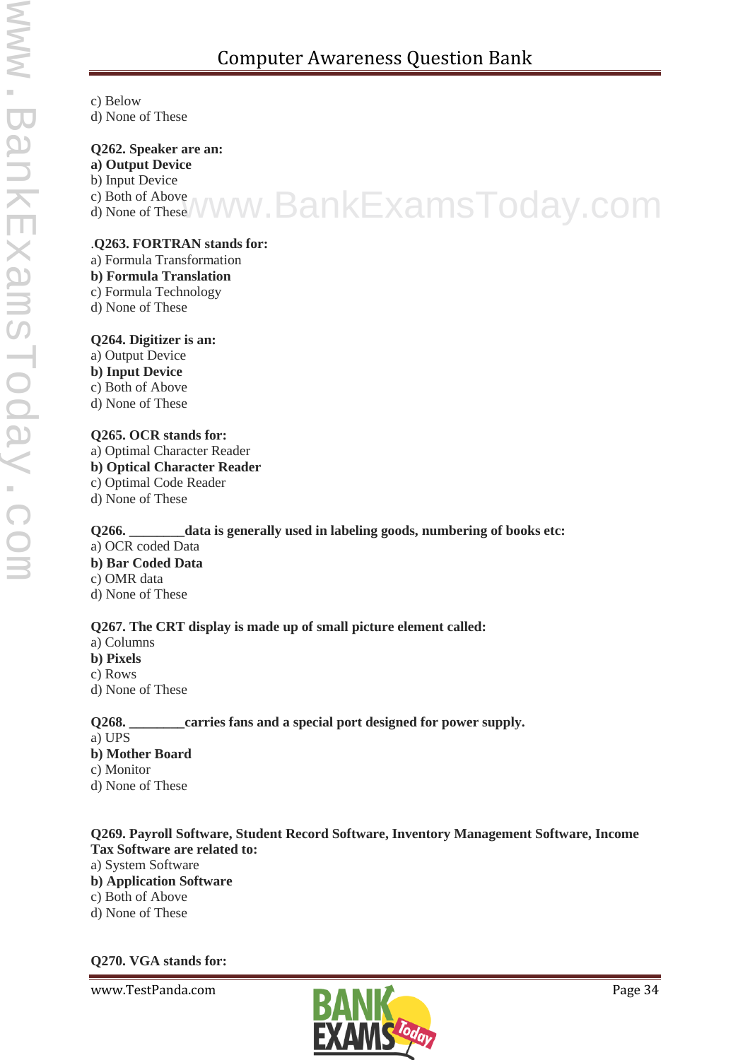c) Below
d) None of These

**Q262. Speaker are an:**
**a) Output Device**
b) Input Device
c) Both of Above
d) None of These

.**Q263. FORTRAN stands for:**
a) Formula Transformation
**b) Formula Translation**
c) Formula Technology
d) None of These

**Q264. Digitizer is an:**
a) Output Device
**b) Input Device**
c) Both of Above
d) None of These

**Q265. OCR stands for:**
a) Optimal Character Reader
**b) Optical Character Reader**
c) Optimal Code Reader
d) None of These

**Q266. ________data is generally used in labeling goods, numbering of books etc:**
a) OCR coded Data
**b) Bar Coded Data**
c) OMR data
d) None of These

**Q267. The CRT display is made up of small picture element called:**
a) Columns
**b) Pixels**
c) Rows
d) None of These

**Q268. ________carries fans and a special port designed for power supply.**
a) UPS
**b) Mother Board**
c) Monitor
d) None of These

**Q269. Payroll Software, Student Record Software, Inventory Management Software, Income Tax Software are related to:**
a) System Software
**b) Application Software**
c) Both of Above
d) None of These

**Q270. VGA stands for:**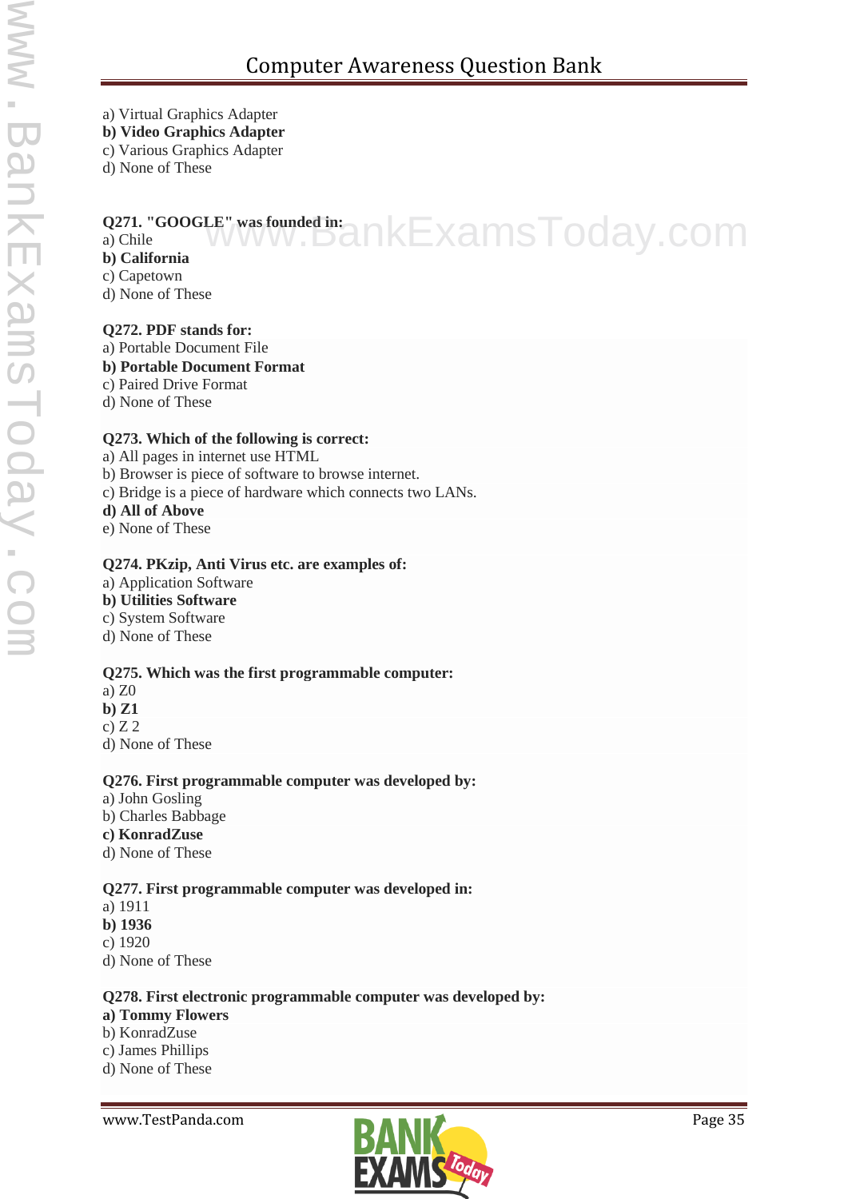a) Virtual Graphics Adapter
**b) Video Graphics Adapter**
c) Various Graphics Adapter
d) None of These

**Q271. "GOOGLE" was founded in:**
a) Chile
**b) California**
c) Capetown
d) None of These

**Q272. PDF stands for:**
a) Portable Document File
**b) Portable Document Format**
c) Paired Drive Format
d) None of These

**Q273. Which of the following is correct:**
a) All pages in internet use HTML
b) Browser is piece of software to browse internet.
c) Bridge is a piece of hardware which connects two LANs.
**d) All of Above**
e) None of These

**Q274. PKzip, Anti Virus etc. are examples of:**
a) Application Software
**b) Utilities Software**
c) System Software
d) None of These

**Q275. Which was the first programmable computer:**
a) Z0
**b) Z1**
c) Z 2
d) None of These

**Q276. First programmable computer was developed by:**
a) John Gosling
b) Charles Babbage
**c) KonradZuse**
d) None of These

**Q277. First programmable computer was developed in:**
a) 1911
**b) 1936**
c) 1920
d) None of These

**Q278. First electronic programmable computer was developed by:**
**a) Tommy Flowers**
b) KonradZuse
c) James Phillips
d) None of These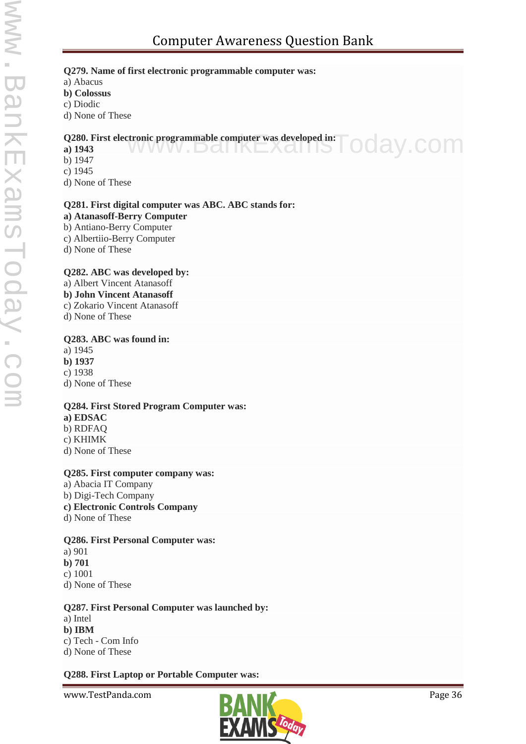**Q279. Name of first electronic programmable computer was:**
a) Abacus
**b) Colossus**
c) Diodic
d) None of These

**Q280. First electronic programmable computer was developed in:**
**a) 1943**
b) 1947
c) 1945
d) None of These

**Q281. First digital computer was ABC. ABC stands for:**
**a) Atanasoff-Berry Computer**
b) Antiano-Berry Computer
c) Albertiio-Berry Computer
d) None of These

**Q282. ABC was developed by:**
a) Albert Vincent Atanasoff
**b) John Vincent Atanasoff**
c) Zokario Vincent Atanasoff
d) None of These

**Q283. ABC was found in:**
a) 1945
**b) 1937**
c) 1938
d) None of These

**Q284. First Stored Program Computer was:**
**a) EDSAC**
b) RDFAQ
c) KHIMK
d) None of These

**Q285. First computer company was:**
a) Abacia IT Company
b) Digi-Tech Company
**c) Electronic Controls Company**
d) None of These

**Q286. First Personal Computer was:**
a) 901
**b) 701**
c) 1001
d) None of These

**Q287. First Personal Computer was launched by:**
a) Intel
**b) IBM**
c) Tech - Com Info
d) None of These

**Q288. First Laptop or Portable Computer was:**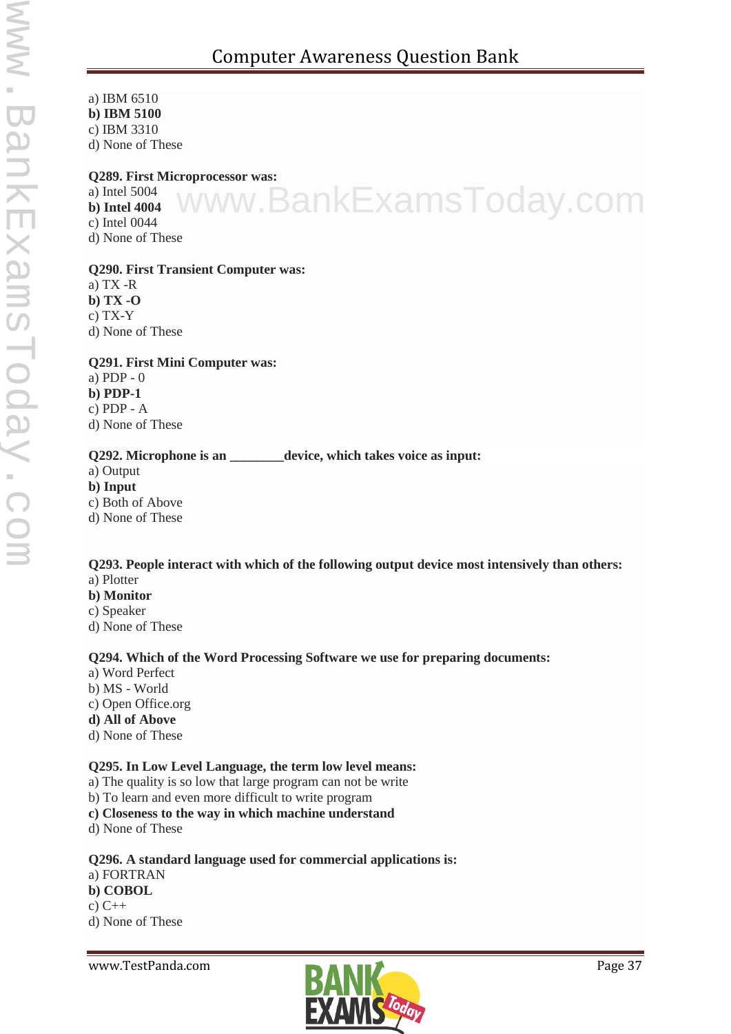a) IBM 6510  
**b) IBM 5100**  
c) IBM 3310  
d) None of These

**Q289. First Microprocessor was:**  
a) Intel 5004  
**b) Intel 4004**  
c) Intel 0044  
d) None of These

**Q290. First Transient Computer was:**  
a) TX -R  
**b) TX -O**  
c) TX-Y  
d) None of These

**Q291. First Mini Computer was:**  
a) PDP - 0  
**b) PDP-1**  
c) PDP - A  
d) None of These

**Q292. Microphone is an ________device, which takes voice as input:**  
a) Output  
**b) Input**  
c) Both of Above  
d) None of These

**Q293. People interact with which of the following output device most intensively than others:**  
a) Plotter  
**b) Monitor**  
c) Speaker  
d) None of These

**Q294. Which of the Word Processing Software we use for preparing documents:**  
a) Word Perfect  
b) MS - World  
c) Open Office.org  
**d) All of Above**  
d) None of These

**Q295. In Low Level Language, the term low level means:**  
a) The quality is so low that large program can not be write  
b) To learn and even more difficult to write program  
**c) Closeness to the way in which machine understand**  
d) None of These

**Q296. A standard language used for commercial applications is:**  
a) FORTRAN  
**b) COBOL**  
c) C++  
d) None of These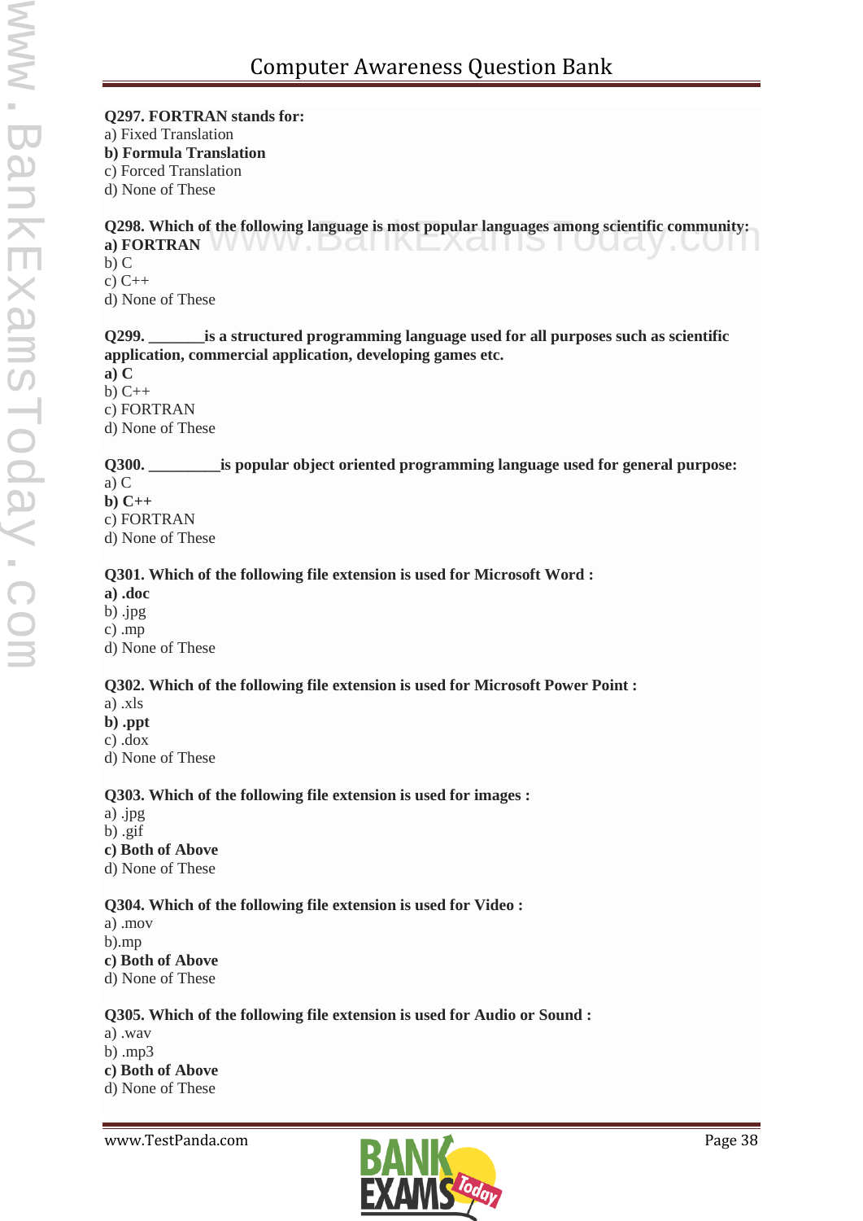**Q297. FORTRAN stands for:**
a) Fixed Translation
**b) Formula Translation**
c) Forced Translation
d) None of These

**Q298. Which of the following language is most popular languages among scientific community:**
**a) FORTRAN**
b) C
c) C++
d) None of These

**Q299. _______is a structured programming language used for all purposes such as scientific application, commercial application, developing games etc.**
**a) C**
b) C++
c) FORTRAN
d) None of These

**Q300. _________is popular object oriented programming language used for general purpose:**
a) C
**b) C++**
c) FORTRAN
d) None of These

**Q301. Which of the following file extension is used for Microsoft Word :**
**a) .doc**
b) .jpg
c) .mp
d) None of These

**Q302. Which of the following file extension is used for Microsoft Power Point :**
a) .xls
**b) .ppt**
c) .dox
d) None of These

**Q303. Which of the following file extension is used for images :**
a) .jpg
b) .gif
**c) Both of Above**
d) None of These

**Q304. Which of the following file extension is used for Video :**
a) .mov
b).mp
**c) Both of Above**
d) None of These

**Q305. Which of the following file extension is used for Audio or Sound :**
a) .wav
b) .mp3
**c) Both of Above**
d) None of These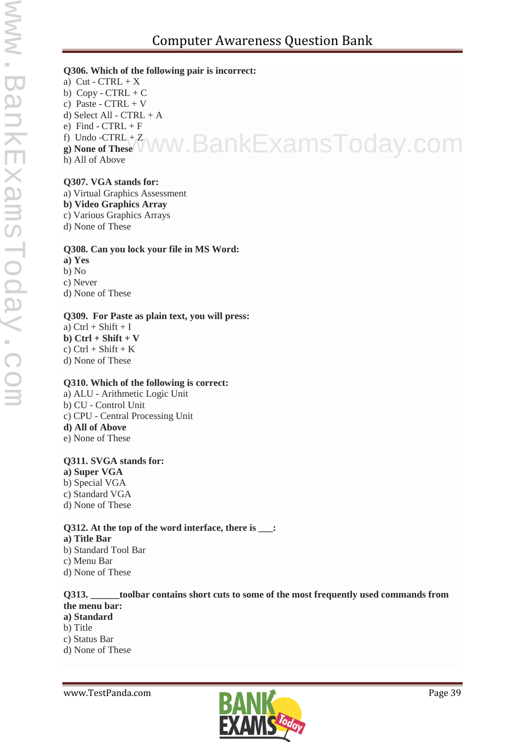**Q306. Which of the following pair is incorrect:**

a) Cut - CTRL + X
b) Copy - CTRL + C
c) Paste - CTRL + V
d) Select All - CTRL + A
e) Find - CTRL + F
f) Undo -CTRL + Z
**g) None of These**
h) All of Above

**Q307. VGA stands for:**

a) Virtual Graphics Assessment
**b) Video Graphics Array**
c) Various Graphics Arrays
d) None of These

**Q308. Can you lock your file in MS Word:**

**a) Yes**
b) No
c) Never
d) None of These

**Q309. For Paste as plain text, you will press:**

a) Ctrl + Shift + I
**b) Ctrl + Shift + V**
c) Ctrl + Shift + K
d) None of These

**Q310. Which of the following is correct:**

a) ALU - Arithmetic Logic Unit
b) CU - Control Unit
c) CPU - Central Processing Unit
**d) All of Above**
e) None of These

**Q311. SVGA stands for:**

**a) Super VGA**
b) Special VGA
c) Standard VGA
d) None of These

**Q312. At the top of the word interface, there is ___:**

**a) Title Bar**
b) Standard Tool Bar
c) Menu Bar
d) None of These

**Q313. ______toolbar contains short cuts to some of the most frequently used commands from the menu bar:**

**a) Standard**
b) Title
c) Status Bar
d) None of These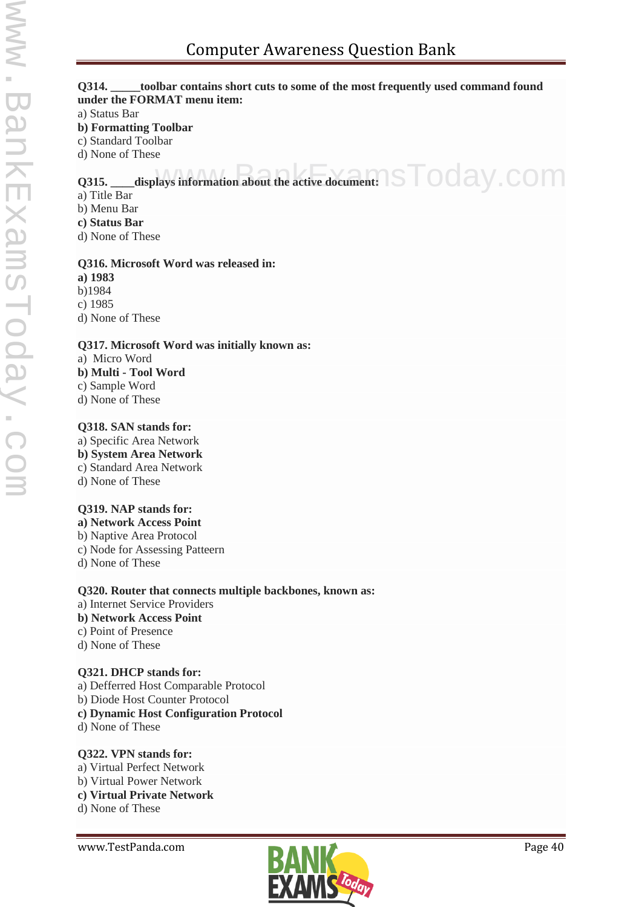**Q314. _____toolbar contains short cuts to some of the most frequently used command found under the FORMAT menu item:**

a) Status Bar
**b) Formatting Toolbar**
c) Standard Toolbar
d) None of These

**Q315. ____displays information about the active document:**

a) Title Bar
b) Menu Bar
**c) Status Bar**
d) None of These

**Q316. Microsoft Word was released in:**

**a) 1983**
b)1984
c) 1985
d) None of These

**Q317. Microsoft Word was initially known as:**

a) Micro Word
**b) Multi - Tool Word**
c) Sample Word
d) None of These

**Q318. SAN stands for:**

a) Specific Area Network
**b) System Area Network**
c) Standard Area Network
d) None of These

**Q319. NAP stands for:**

**a) Network Access Point**
b) Naptive Area Protocol
c) Node for Assessing Patteern
d) None of These

**Q320. Router that connects multiple backbones, known as:**

a) Internet Service Providers
**b) Network Access Point**
c) Point of Presence
d) None of These

**Q321. DHCP stands for:**

a) Defferred Host Comparable Protocol
b) Diode Host Counter Protocol
**c) Dynamic Host Configuration Protocol**
d) None of These

**Q322. VPN stands for:**

a) Virtual Perfect Network
b) Virtual Power Network
**c) Virtual Private Network**
d) None of These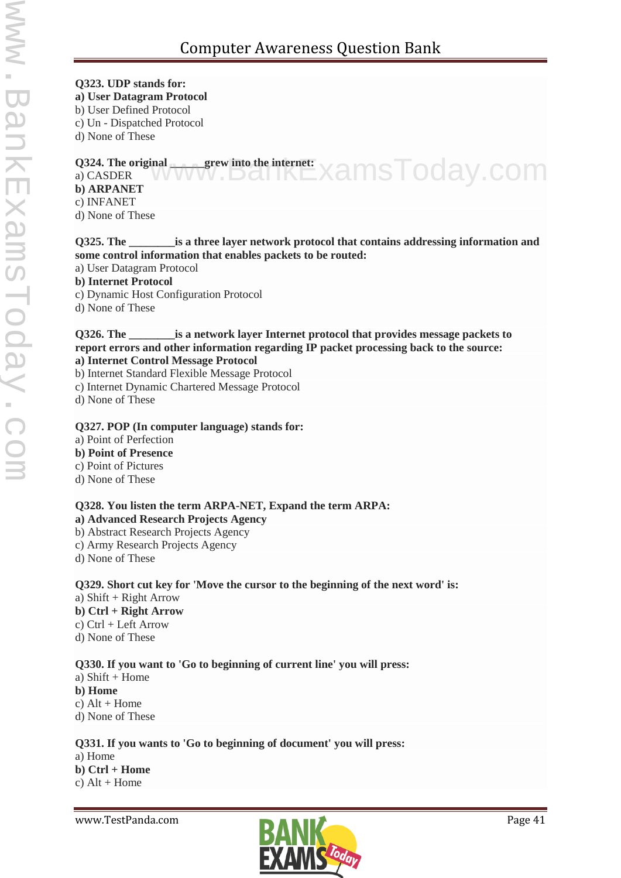**Q323. UDP stands for:**
**a) User Datagram Protocol**
b) User Defined Protocol
c) Un - Dispatched Protocol
d) None of These

**Q324. The original _____ grew into the internet:**
a) CASDER
**b) ARPANET**
c) INFANET
d) None of These

**Q325. The ________is a three layer network protocol that contains addressing information and some control information that enables packets to be routed:**
a) User Datagram Protocol
**b) Internet Protocol**
c) Dynamic Host Configuration Protocol
d) None of These

**Q326. The ________is a network layer Internet protocol that provides message packets to report errors and other information regarding IP packet processing back to the source:**
**a) Internet Control Message Protocol**
b) Internet Standard Flexible Message Protocol
c) Internet Dynamic Chartered Message Protocol
d) None of These

**Q327. POP (In computer language) stands for:**
a) Point of Perfection
**b) Point of Presence**
c) Point of Pictures
d) None of These

**Q328. You listen the term ARPA-NET, Expand the term ARPA:**
**a) Advanced Research Projects Agency**
b) Abstract Research Projects Agency
c) Army Research Projects Agency
d) None of These

**Q329. Short cut key for 'Move the cursor to the beginning of the next word' is:**
a) Shift + Right Arrow
**b) Ctrl + Right Arrow**
c) Ctrl + Left Arrow
d) None of These

**Q330. If you want to 'Go to beginning of current line' you will press:**
a) Shift + Home
**b) Home**
c) Alt + Home
d) None of These

**Q331. If you wants to 'Go to beginning of document' you will press:**
a) Home
**b) Ctrl + Home**
c) Alt + Home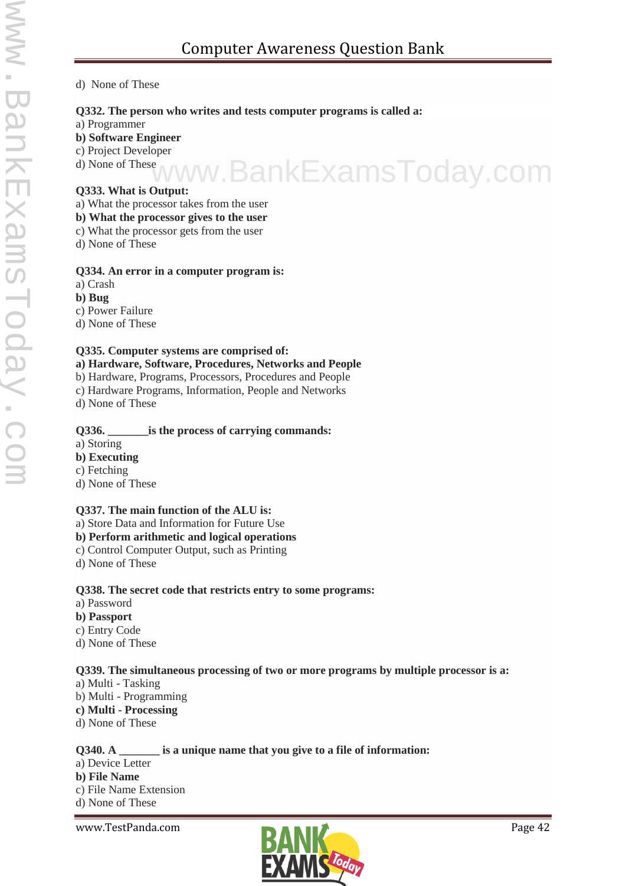d) None of These

**Q332. The person who writes and tests computer programs is called a:**
a) Programmer
**b) Software Engineer**
c) Project Developer
d) None of These

**Q333. What is Output:**
a) What the processor takes from the user
**b) What the processor gives to the user**
c) What the processor gets from the user
d) None of These

**Q334. An error in a computer program is:**
a) Crash
**b) Bug**
c) Power Failure
d) None of These

**Q335. Computer systems are comprised of:**
**a) Hardware, Software, Procedures, Networks and People**
b) Hardware, Programs, Processors, Procedures and People
c) Hardware Programs, Information, People and Networks
d) None of These

**Q336. _______is the process of carrying commands:**
a) Storing
**b) Executing**
c) Fetching
d) None of These

**Q337. The main function of the ALU is:**
a) Store Data and Information for Future Use
**b) Perform arithmetic and logical operations**
c) Control Computer Output, such as Printing
d) None of These

**Q338. The secret code that restricts entry to some programs:**
a) Password
**b) Passport**
c) Entry Code
d) None of These

**Q339. The simultaneous processing of two or more programs by multiple processor is a:**
a) Multi - Tasking
b) Multi - Programming
**c) Multi - Processing**
d) None of These

**Q340. A _______ is a unique name that you give to a file of information:**
a) Device Letter
**b) File Name**
c) File Name Extension
d) None of These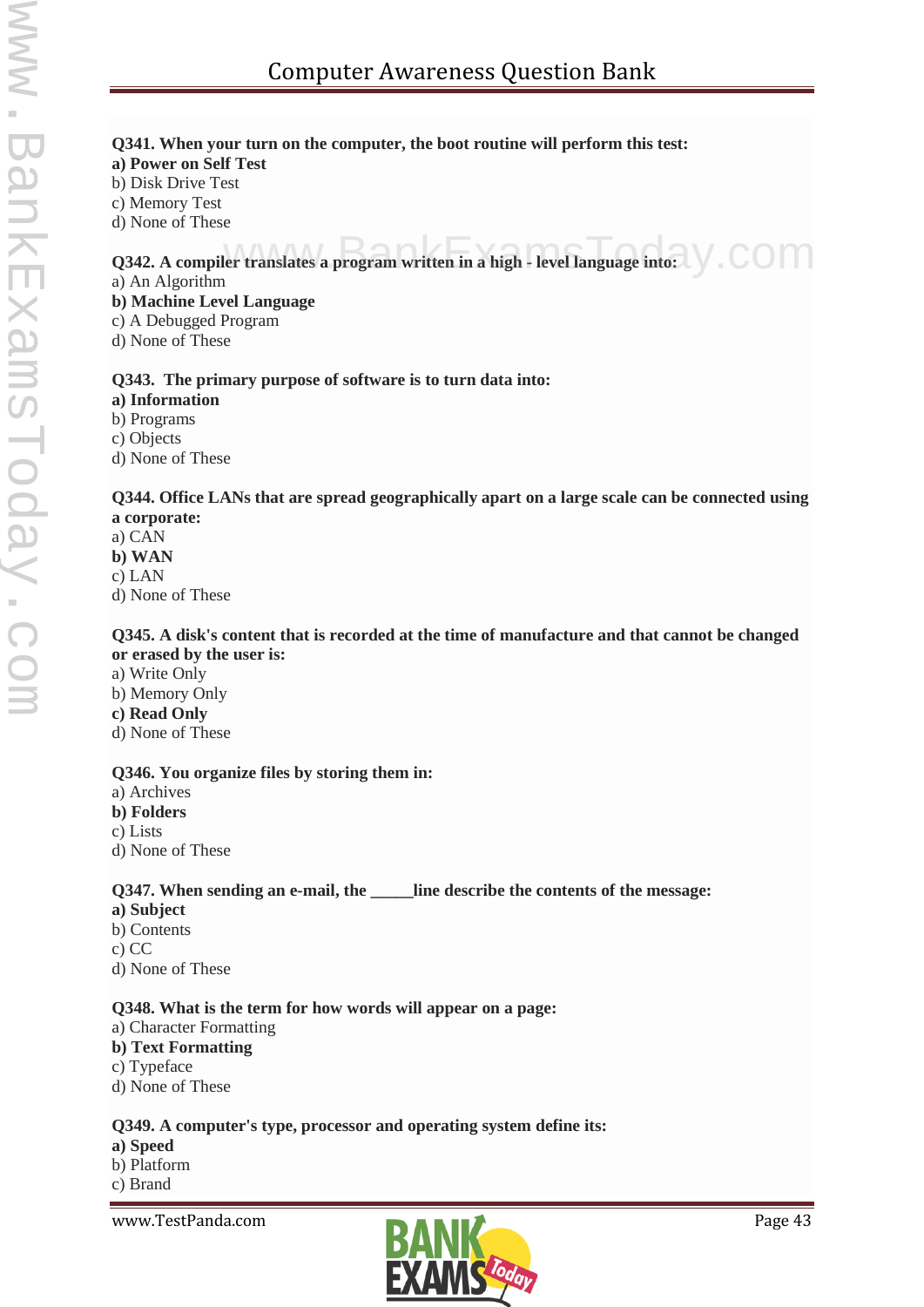**Q341. When your turn on the computer, the boot routine will perform this test:**
**a) Power on Self Test**
b) Disk Drive Test
c) Memory Test
d) None of These

**Q342. A compiler translates a program written in a high - level language into:**
a) An Algorithm
**b) Machine Level Language**
c) A Debugged Program
d) None of These

**Q343. The primary purpose of software is to turn data into:**
**a) Information**
b) Programs
c) Objects
d) None of These

**Q344. Office LANs that are spread geographically apart on a large scale can be connected using a corporate:**
a) CAN
**b) WAN**
c) LAN
d) None of These

**Q345. A disk's content that is recorded at the time of manufacture and that cannot be changed or erased by the user is:**
a) Write Only
b) Memory Only
**c) Read Only**
d) None of These

**Q346. You organize files by storing them in:**
a) Archives
**b) Folders**
c) Lists
d) None of These

**Q347. When sending an e-mail, the _____line describe the contents of the message:**
**a) Subject**
b) Contents
c) CC
d) None of These

**Q348. What is the term for how words will appear on a page:**
a) Character Formatting
**b) Text Formatting**
c) Typeface
d) None of These

**Q349. A computer's type, processor and operating system define its:**
**a) Speed**
b) Platform
c) Brand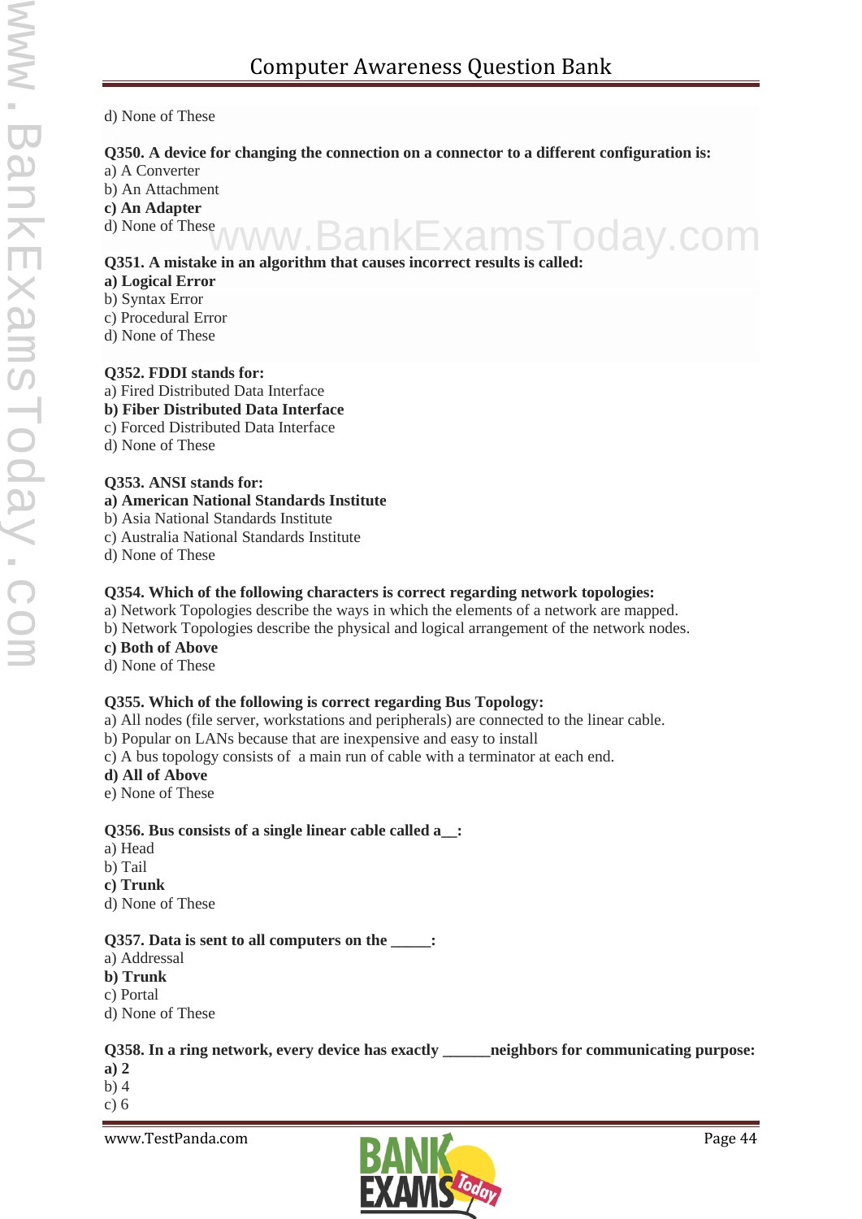d) None of These

**Q350. A device for changing the connection on a connector to a different configuration is:**
a) A Converter
b) An Attachment
**c) An Adapter**
d) None of These

**Q351. A mistake in an algorithm that causes incorrect results is called:**
**a) Logical Error**
b) Syntax Error
c) Procedural Error
d) None of These

**Q352. FDDI stands for:**
a) Fired Distributed Data Interface
**b) Fiber Distributed Data Interface**
c) Forced Distributed Data Interface
d) None of These

**Q353. ANSI stands for:**
**a) American National Standards Institute**
b) Asia National Standards Institute
c) Australia National Standards Institute
d) None of These

**Q354. Which of the following characters is correct regarding network topologies:**
a) Network Topologies describe the ways in which the elements of a network are mapped.
b) Network Topologies describe the physical and logical arrangement of the network nodes.
**c) Both of Above**
d) None of These

**Q355. Which of the following is correct regarding Bus Topology:**
a) All nodes (file server, workstations and peripherals) are connected to the linear cable.
b) Popular on LANs because that are inexpensive and easy to install
c) A bus topology consists of a main run of cable with a terminator at each end.
**d) All of Above**
e) None of These

**Q356. Bus consists of a single linear cable called a__:**
a) Head
b) Tail
**c) Trunk**
d) None of These

**Q357. Data is sent to all computers on the _____:**
a) Addressal
**b) Trunk**
c) Portal
d) None of These

**Q358. In a ring network, every device has exactly ______neighbors for communicating purpose:**
**a) 2**
b) 4
c) 6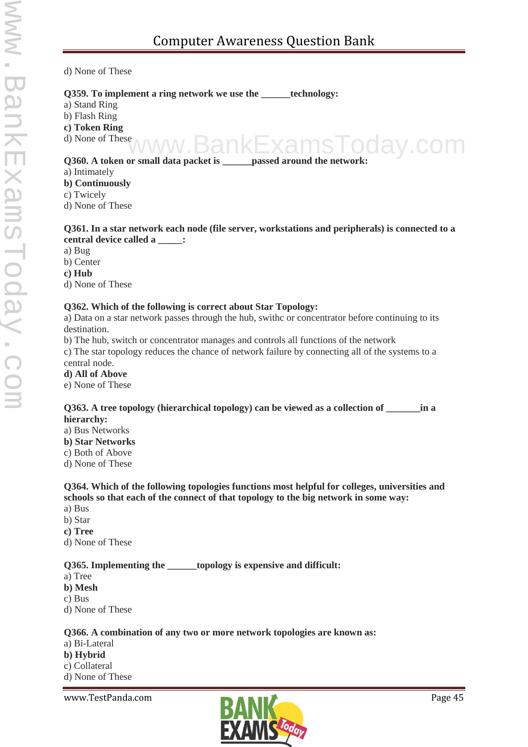d) None of These

**Q359. To implement a ring network we use the ______technology:**
a) Stand Ring
b) Flash Ring
**c) Token Ring**
d) None of These

**Q360. A token or small data packet is ______passed around the network:**
a) Intimately
**b) Continuously**
c) Twicely
d) None of These

**Q361. In a star network each node (file server, workstations and peripherals) is connected to a central device called a _____:**
a) Bug
b) Center
**c) Hub**
d) None of These

**Q362. Which of the following is correct about Star Topology:**
a) Data on a star network passes through the hub, swithc or concentrator before continuing to its destination.
b) The hub, switch or concentrator manages and controls all functions of the network
c) The star topology reduces the chance of network failure by connecting all of the systems to a central node.
**d) All of Above**
e) None of These

**Q363. A tree topology (hierarchical topology) can be viewed as a collection of _______in a hierarchy:**
a) Bus Networks
**b) Star Networks**
c) Both of Above
d) None of These

**Q364. Which of the following topologies functions most helpful for colleges, universities and schools so that each of the connect of that topology to the big network in some way:**
a) Bus
b) Star
**c) Tree**
d) None of These

**Q365. Implementing the ______topology is expensive and difficult:**
a) Tree
**b) Mesh**
c) Bus
d) None of These

**Q366. A combination of any two or more network topologies are known as:**
a) Bi-Lateral
**b) Hybrid**
c) Collateral
d) None of These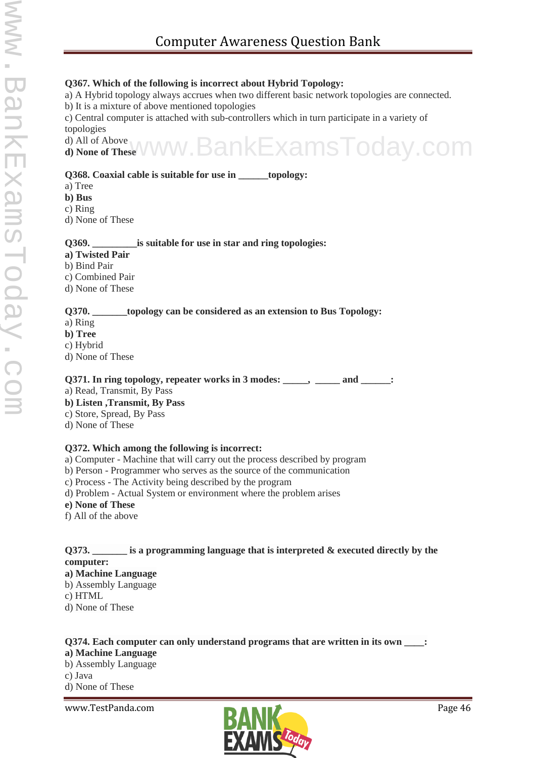**Q367. Which of the following is incorrect about Hybrid Topology:**

a) A Hybrid topology always accrues when two different basic network topologies are connected.
b) It is a mixture of above mentioned topologies
c) Central computer is attached with sub-controllers which in turn participate in a variety of topologies
d) All of Above
**d) None of These**

**Q368. Coaxial cable is suitable for use in ______topology:**

a) Tree
**b) Bus**
c) Ring
d) None of These

**Q369. _________is suitable for use in star and ring topologies:**

**a) Twisted Pair**
b) Bind Pair
c) Combined Pair
d) None of These

**Q370. _______topology can be considered as an extension to Bus Topology:**

a) Ring
**b) Tree**
c) Hybrid
d) None of These

**Q371. In ring topology, repeater works in 3 modes: _____, _____ and ______:**

a) Read, Transmit, By Pass
**b) Listen ,Transmit, By Pass**
c) Store, Spread, By Pass
d) None of These

**Q372. Which among the following is incorrect:**

a) Computer - Machine that will carry out the process described by program
b) Person - Programmer who serves as the source of the communication
c) Process - The Activity being described by the program
d) Problem - Actual System or environment where the problem arises
**e) None of These**
f) All of the above

**Q373. _______ is a programming language that is interpreted & executed directly by the computer:**

**a) Machine Language**
b) Assembly Language
c) HTML
d) None of These

**Q374. Each computer can only understand programs that are written in its own ____:**

**a) Machine Language**
b) Assembly Language
c) Java
d) None of These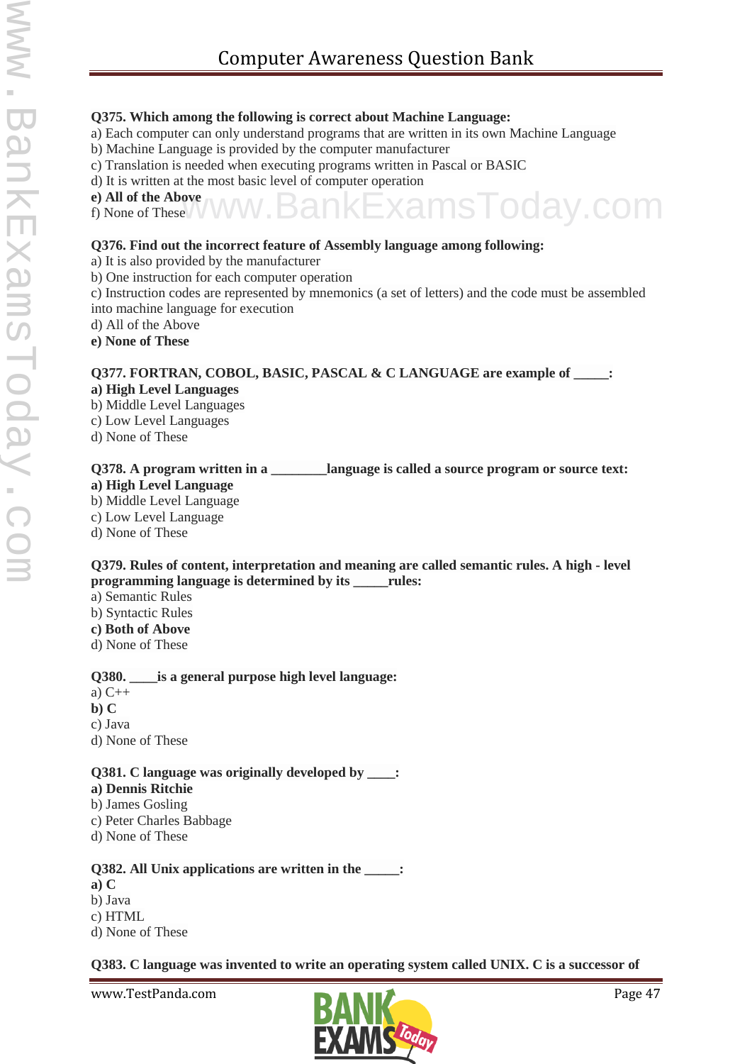**Q375. Which among the following is correct about Machine Language:**
a) Each computer can only understand programs that are written in its own Machine Language
b) Machine Language is provided by the computer manufacturer
c) Translation is needed when executing programs written in Pascal or BASIC
d) It is written at the most basic level of computer operation
**e) All of the Above**
f) None of These

**Q376. Find out the incorrect feature of Assembly language among following:**
a) It is also provided by the manufacturer
b) One instruction for each computer operation
c) Instruction codes are represented by mnemonics (a set of letters) and the code must be assembled into machine language for execution
d) All of the Above
**e) None of These**

**Q377. FORTRAN, COBOL, BASIC, PASCAL & C LANGUAGE are example of _____:**
**a) High Level Languages**
b) Middle Level Languages
c) Low Level Languages
d) None of These

**Q378. A program written in a ________language is called a source program or source text:**
**a) High Level Language**
b) Middle Level Language
c) Low Level Language
d) None of These

**Q379. Rules of content, interpretation and meaning are called semantic rules. A high - level programming language is determined by its _____rules:**
a) Semantic Rules
b) Syntactic Rules
**c) Both of Above**
d) None of These

**Q380. ____is a general purpose high level language:**
a) C++
**b) C**
c) Java
d) None of These

**Q381. C language was originally developed by ____:**
**a) Dennis Ritchie**
b) James Gosling
c) Peter Charles Babbage
d) None of These

**Q382. All Unix applications are written in the _____:**
**a) C**
b) Java
c) HTML
d) None of These

**Q383. C language was invented to write an operating system called UNIX. C is a successor of**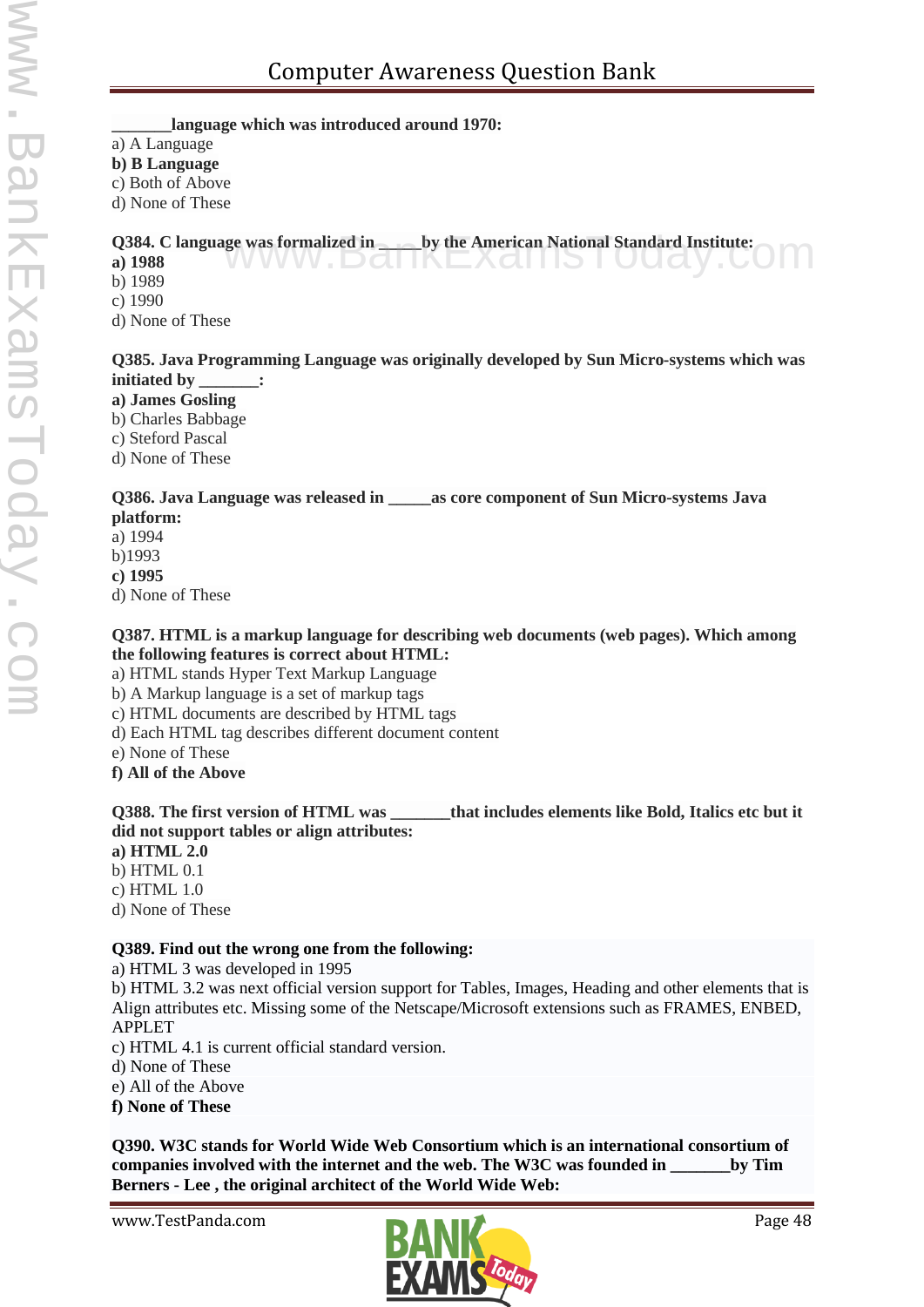**_______language which was introduced around 1970:**
a) A Language
**b) B Language**
c) Both of Above
d) None of These

**Q384. C language was formalized in _____by the American National Standard Institute:**
**a) 1988**
b) 1989
c) 1990
d) None of These

**Q385. Java Programming Language was originally developed by Sun Micro-systems which was initiated by _______:**
**a) James Gosling**
b) Charles Babbage
c) Steford Pascal
d) None of These

**Q386. Java Language was released in _____as core component of Sun Micro-systems Java platform:**
a) 1994
b)1993
**c) 1995**
d) None of These

**Q387. HTML is a markup language for describing web documents (web pages). Which among the following features is correct about HTML:**
a) HTML stands Hyper Text Markup Language
b) A Markup language is a set of markup tags
c) HTML documents are described by HTML tags
d) Each HTML tag describes different document content
e) None of These
**f) All of the Above**

**Q388. The first version of HTML was _______that includes elements like Bold, Italics etc but it did not support tables or align attributes:**
**a) HTML 2.0**
b) HTML 0.1
c) HTML 1.0
d) None of These

**Q389. Find out the wrong one from the following:**
a) HTML 3 was developed in 1995
b) HTML 3.2 was next official version support for Tables, Images, Heading and other elements that is Align attributes etc. Missing some of the Netscape/Microsoft extensions such as FRAMES, ENBED, APPLET
c) HTML 4.1 is current official standard version.
d) None of These
e) All of the Above
**f) None of These**

**Q390. W3C stands for World Wide Web Consortium which is an international consortium of companies involved with the internet and the web. The W3C was founded in _______by Tim Berners - Lee , the original architect of the World Wide Web:**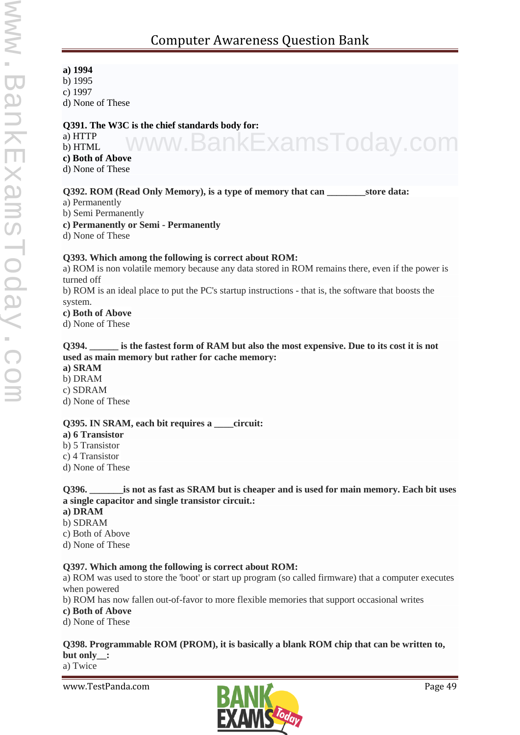**a) 1994**
b) 1995
c) 1997
d) None of These

**Q391. The W3C is the chief standards body for:**
a) HTTP
b) HTML
**c) Both of Above**
d) None of These

**Q392. ROM (Read Only Memory), is a type of memory that can ________store data:**
a) Permanently
b) Semi Permanently
**c) Permanently or Semi - Permanently**
d) None of These

**Q393. Which among the following is correct about ROM:**
a) ROM is non volatile memory because any data stored in ROM remains there, even if the power is turned off
b) ROM is an ideal place to put the PC's startup instructions - that is, the software that boosts the system.
**c) Both of Above**
d) None of These

**Q394. ______ is the fastest form of RAM but also the most expensive. Due to its cost it is not used as main memory but rather for cache memory:**
**a) SRAM**
b) DRAM
c) SDRAM
d) None of These

**Q395. IN SRAM, each bit requires a ____circuit:**
**a) 6 Transistor**
b) 5 Transistor
c) 4 Transistor
d) None of These

**Q396. _______is not as fast as SRAM but is cheaper and is used for main memory. Each bit uses a single capacitor and single transistor circuit.:**
**a) DRAM**
b) SDRAM
c) Both of Above
d) None of These

**Q397. Which among the following is correct about ROM:**
a) ROM was used to store the 'boot' or start up program (so called firmware) that a computer executes when powered
b) ROM has now fallen out-of-favor to more flexible memories that support occasional writes
**c) Both of Above**
d) None of These

**Q398. Programmable ROM (PROM), it is basically a blank ROM chip that can be written to, but only__:**
a) Twice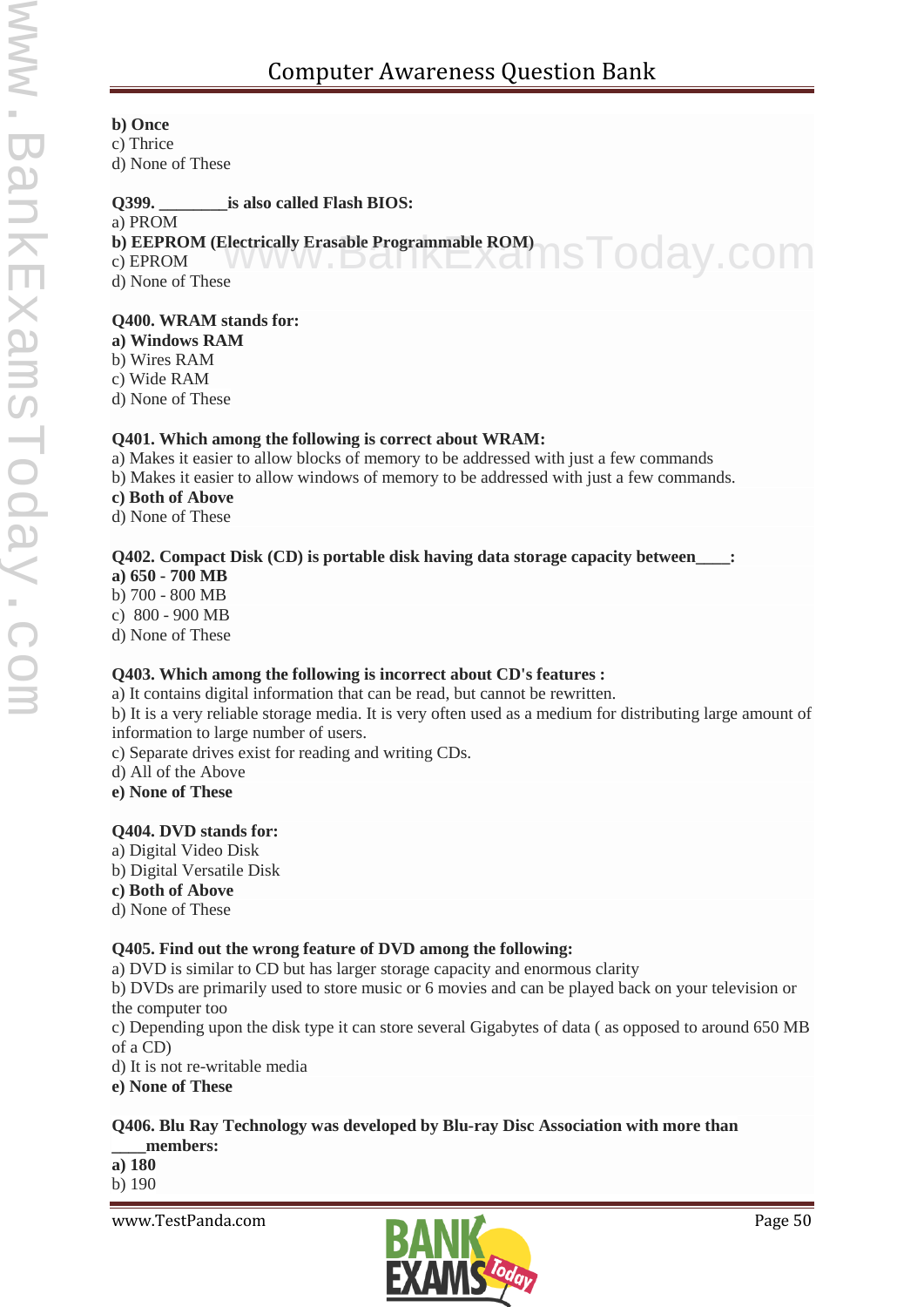**b) Once**
c) Thrice
d) None of These

**Q399. ________is also called Flash BIOS:**
a) PROM
**b) EEPROM (Electrically Erasable Programmable ROM)**
c) EPROM
d) None of These

**Q400. WRAM stands for:**
**a) Windows RAM**
b) Wires RAM
c) Wide RAM
d) None of These

**Q401. Which among the following is correct about WRAM:**
a) Makes it easier to allow blocks of memory to be addressed with just a few commands
b) Makes it easier to allow windows of memory to be addressed with just a few commands.
**c) Both of Above**
d) None of These

**Q402. Compact Disk (CD) is portable disk having data storage capacity between____:**
**a) 650 - 700 MB**
b) 700 - 800 MB
c) 800 - 900 MB
d) None of These

**Q403. Which among the following is incorrect about CD's features :**
a) It contains digital information that can be read, but cannot be rewritten.
b) It is a very reliable storage media. It is very often used as a medium for distributing large amount of information to large number of users.
c) Separate drives exist for reading and writing CDs.
d) All of the Above
**e) None of These**

**Q404. DVD stands for:**
a) Digital Video Disk
b) Digital Versatile Disk
**c) Both of Above**
d) None of These

**Q405. Find out the wrong feature of DVD among the following:**
a) DVD is similar to CD but has larger storage capacity and enormous clarity
b) DVDs are primarily used to store music or 6 movies and can be played back on your television or the computer too
c) Depending upon the disk type it can store several Gigabytes of data ( as opposed to around 650 MB of a CD)
d) It is not re-writable media
**e) None of These**

**Q406. Blu Ray Technology was developed by Blu-ray Disc Association with more than ____members:**
**a) 180**
b) 190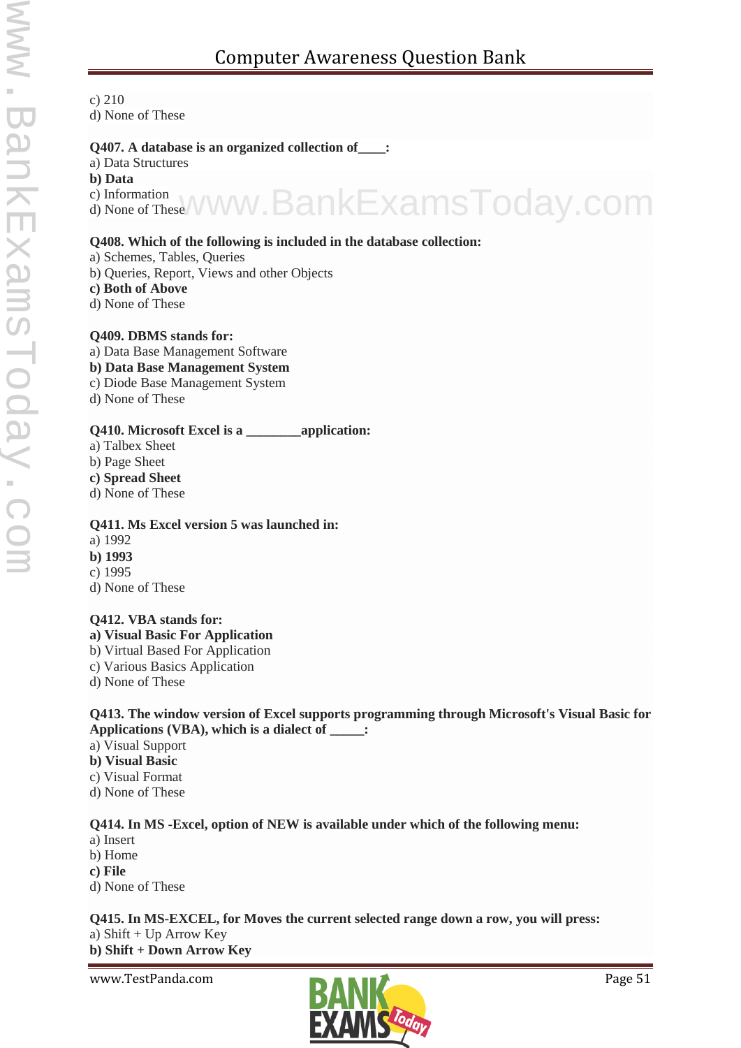c) 210
d) None of These

**Q407. A database is an organized collection of____:**
a) Data Structures
**b) Data**
c) Information
d) None of These

**Q408. Which of the following is included in the database collection:**
a) Schemes, Tables, Queries
b) Queries, Report, Views and other Objects
**c) Both of Above**
d) None of These

**Q409. DBMS stands for:**
a) Data Base Management Software
**b) Data Base Management System**
c) Diode Base Management System
d) None of These

**Q410. Microsoft Excel is a ________application:**
a) Talbex Sheet
b) Page Sheet
**c) Spread Sheet**
d) None of These

**Q411. Ms Excel version 5 was launched in:**
a) 1992
**b) 1993**
c) 1995
d) None of These

**Q412. VBA stands for:**
**a) Visual Basic For Application**
b) Virtual Based For Application
c) Various Basics Application
d) None of These

**Q413. The window version of Excel supports programming through Microsoft's Visual Basic for Applications (VBA), which is a dialect of _____:**
a) Visual Support
**b) Visual Basic**
c) Visual Format
d) None of These

**Q414. In MS -Excel, option of NEW is available under which of the following menu:**
a) Insert
b) Home
**c) File**
d) None of These

**Q415. In MS-EXCEL, for Moves the current selected range down a row, you will press:**
a) Shift + Up Arrow Key
**b) Shift + Down Arrow Key**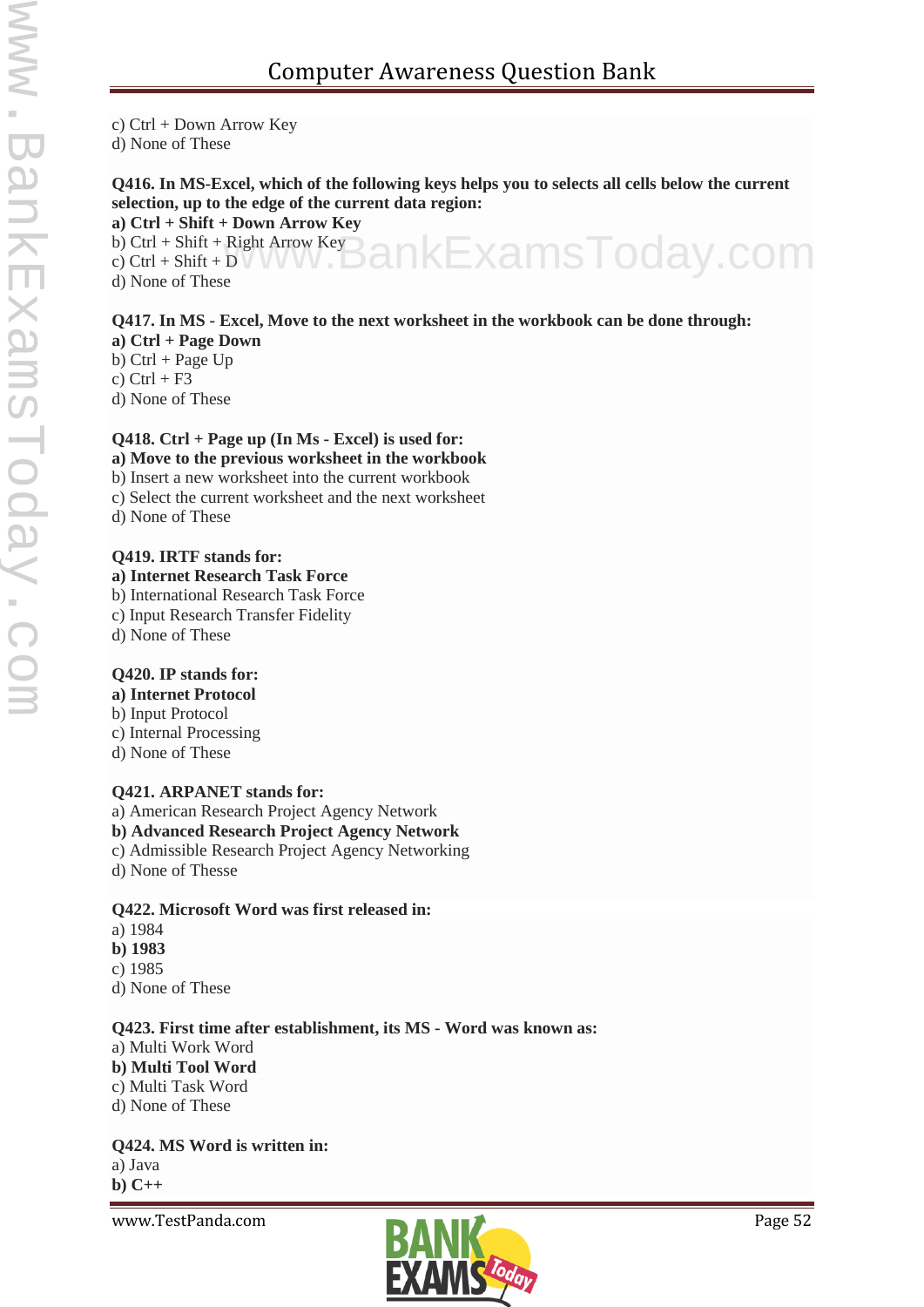c) Ctrl + Down Arrow Key
d) None of These

**Q416. In MS-Excel, which of the following keys helps you to selects all cells below the current selection, up to the edge of the current data region:**
**a) Ctrl + Shift + Down Arrow Key**
b) Ctrl + Shift + Right Arrow Key
c) Ctrl + Shift + D
d) None of These

**Q417. In MS - Excel, Move to the next worksheet in the workbook can be done through:**
**a) Ctrl + Page Down**
b) Ctrl + Page Up
c) Ctrl + F3
d) None of These

**Q418. Ctrl + Page up (In Ms - Excel) is used for:**
**a) Move to the previous worksheet in the workbook**
b) Insert a new worksheet into the current workbook
c) Select the current worksheet and the next worksheet
d) None of These

**Q419. IRTF stands for:**
**a) Internet Research Task Force**
b) International Research Task Force
c) Input Research Transfer Fidelity
d) None of These

**Q420. IP stands for:**
**a) Internet Protocol**
b) Input Protocol
c) Internal Processing
d) None of These

**Q421. ARPANET stands for:**
a) American Research Project Agency Network
**b) Advanced Research Project Agency Network**
c) Admissible Research Project Agency Networking
d) None of Thesse

**Q422. Microsoft Word was first released in:**
a) 1984
**b) 1983**
c) 1985
d) None of These

**Q423. First time after establishment, its MS - Word was known as:**
a) Multi Work Word
**b) Multi Tool Word**
c) Multi Task Word
d) None of These

**Q424. MS Word is written in:**
a) Java
**b) C++**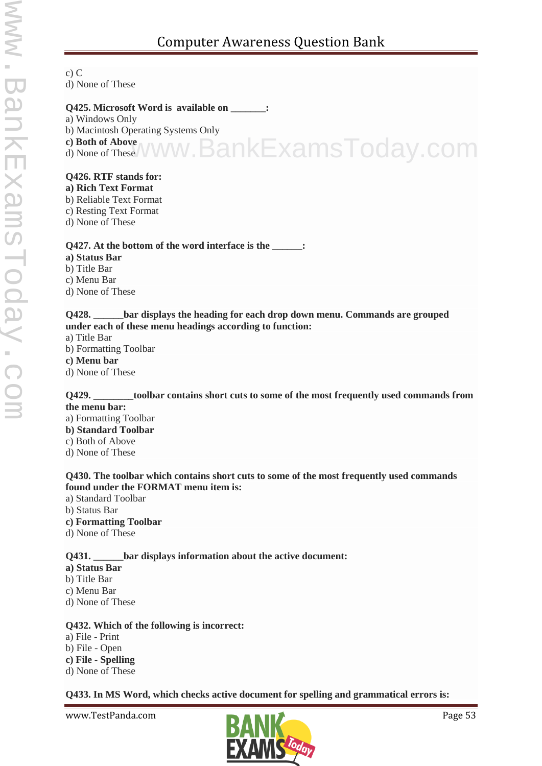c) C
d) None of These

**Q425. Microsoft Word is available on _______:**
a) Windows Only
b) Macintosh Operating Systems Only
**c) Both of Above**
d) None of These

**Q426. RTF stands for:**
**a) Rich Text Format**
b) Reliable Text Format
c) Resting Text Format
d) None of These

**Q427. At the bottom of the word interface is the ______:**
**a) Status Bar**
b) Title Bar
c) Menu Bar
d) None of These

**Q428. ______bar displays the heading for each drop down menu. Commands are grouped under each of these menu headings according to function:**
a) Title Bar
b) Formatting Toolbar
**c) Menu bar**
d) None of These

**Q429. ________toolbar contains short cuts to some of the most frequently used commands from the menu bar:**
a) Formatting Toolbar
**b) Standard Toolbar**
c) Both of Above
d) None of These

**Q430. The toolbar which contains short cuts to some of the most frequently used commands found under the FORMAT menu item is:**
a) Standard Toolbar
b) Status Bar
**c) Formatting Toolbar**
d) None of These

**Q431. ______bar displays information about the active document:**
**a) Status Bar**
b) Title Bar
c) Menu Bar
d) None of These

**Q432. Which of the following is incorrect:**
a) File - Print
b) File - Open
**c) File - Spelling**
d) None of These

**Q433. In MS Word, which checks active document for spelling and grammatical errors is:**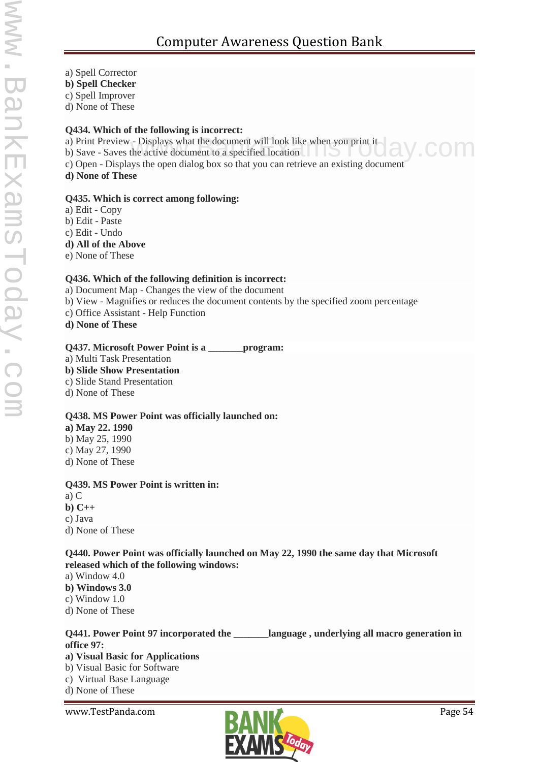a) Spell Corrector
**b) Spell Checker**
c) Spell Improver
d) None of These

**Q434. Which of the following is incorrect:**
a) Print Preview - Displays what the document will look like when you print it
b) Save - Saves the active document to a specified location
c) Open - Displays the open dialog box so that you can retrieve an existing document
**d) None of These**

**Q435. Which is correct among following:**
a) Edit - Copy
b) Edit - Paste
c) Edit - Undo
**d) All of the Above**
e) None of These

**Q436. Which of the following definition is incorrect:**
a) Document Map - Changes the view of the document
b) View - Magnifies or reduces the document contents by the specified zoom percentage
c) Office Assistant - Help Function
**d) None of These**

**Q437. Microsoft Power Point is a _______program:**
a) Multi Task Presentation
**b) Slide Show Presentation**
c) Slide Stand Presentation
d) None of These

**Q438. MS Power Point was officially launched on:**
**a) May 22. 1990**
b) May 25, 1990
c) May 27, 1990
d) None of These

**Q439. MS Power Point is written in:**
a) C
**b) C++**
c) Java
d) None of These

**Q440. Power Point was officially launched on May 22, 1990 the same day that Microsoft released which of the following windows:**
a) Window 4.0
**b) Windows 3.0**
c) Window 1.0
d) None of These

**Q441. Power Point 97 incorporated the _______language , underlying all macro generation in office 97:**
**a) Visual Basic for Applications**
b) Visual Basic for Software
c) Virtual Base Language
d) None of These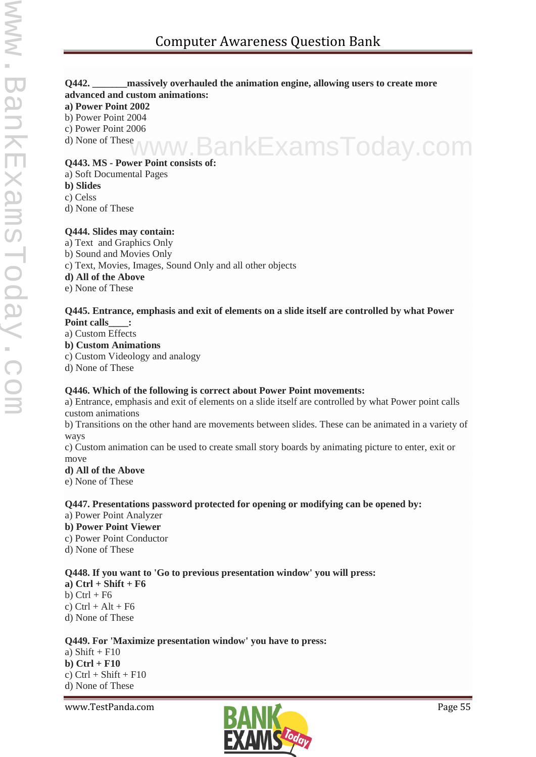**Q442. _______massively overhauled the animation engine, allowing users to create more advanced and custom animations:**
**a) Power Point 2002**
b) Power Point 2004
c) Power Point 2006
d) None of These

**Q443. MS - Power Point consists of:**
a) Soft Documental Pages
**b) Slides**
c) Celss
d) None of These

**Q444. Slides may contain:**
a) Text and Graphics Only
b) Sound and Movies Only
c) Text, Movies, Images, Sound Only and all other objects
**d) All of the Above**
e) None of These

**Q445. Entrance, emphasis and exit of elements on a slide itself are controlled by what Power Point calls____:**
a) Custom Effects
**b) Custom Animations**
c) Custom Videology and analogy
d) None of These

**Q446. Which of the following is correct about Power Point movements:**
a) Entrance, emphasis and exit of elements on a slide itself are controlled by what Power point calls custom animations
b) Transitions on the other hand are movements between slides. These can be animated in a variety of ways
c) Custom animation can be used to create small story boards by animating picture to enter, exit or move
**d) All of the Above**
e) None of These

**Q447. Presentations password protected for opening or modifying can be opened by:**
a) Power Point Analyzer
**b) Power Point Viewer**
c) Power Point Conductor
d) None of These

**Q448. If you want to 'Go to previous presentation window' you will press:**
**a) Ctrl + Shift + F6**
b) Ctrl + F6
c) Ctrl + Alt + F6
d) None of These

**Q449. For 'Maximize presentation window' you have to press:**
a) Shift + F10
**b) Ctrl + F10**
c) Ctrl + Shift + F10
d) None of These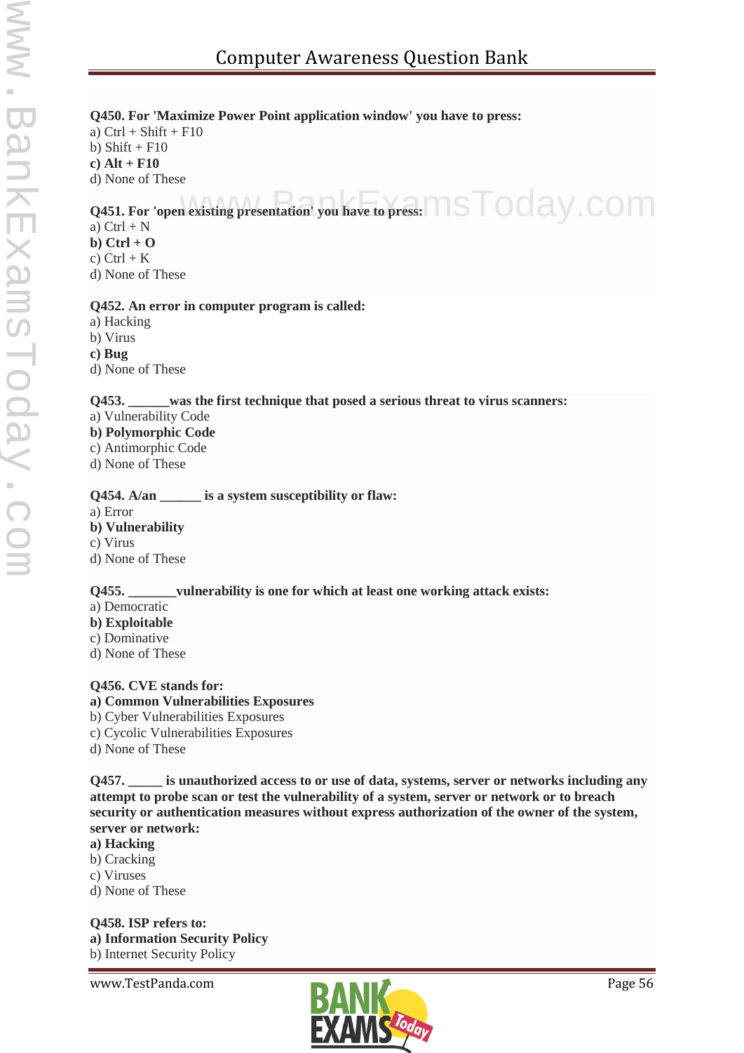**Q450. For 'Maximize Power Point application window' you have to press:**
a) Ctrl + Shift + F10
b) Shift + F10
**c) Alt + F10**
d) None of These

**Q451. For 'open existing presentation' you have to press:**
a) Ctrl + N
**b) Ctrl + O**
c) Ctrl + K
d) None of These

**Q452. An error in computer program is called:**
a) Hacking
b) Virus
**c) Bug**
d) None of These

**Q453. ______was the first technique that posed a serious threat to virus scanners:**
a) Vulnerability Code
**b) Polymorphic Code**
c) Antimorphic Code
d) None of These

**Q454. A/an ______ is a system susceptibility or flaw:**
a) Error
**b) Vulnerability**
c) Virus
d) None of These

**Q455. _______vulnerability is one for which at least one working attack exists:**
a) Democratic
**b) Exploitable**
c) Dominative
d) None of These

**Q456. CVE stands for:**
**a) Common Vulnerabilities Exposures**
b) Cyber Vulnerabilities Exposures
c) Cycolic Vulnerabilities Exposures
d) None of These

**Q457. _____ is unauthorized access to or use of data, systems, server or networks including any attempt to probe scan or test the vulnerability of a system, server or network or to breach security or authentication measures without express authorization of the owner of the system, server or network:**
**a) Hacking**
b) Cracking
c) Viruses
d) None of These

**Q458. ISP refers to:**
**a) Information Security Policy**
b) Internet Security Policy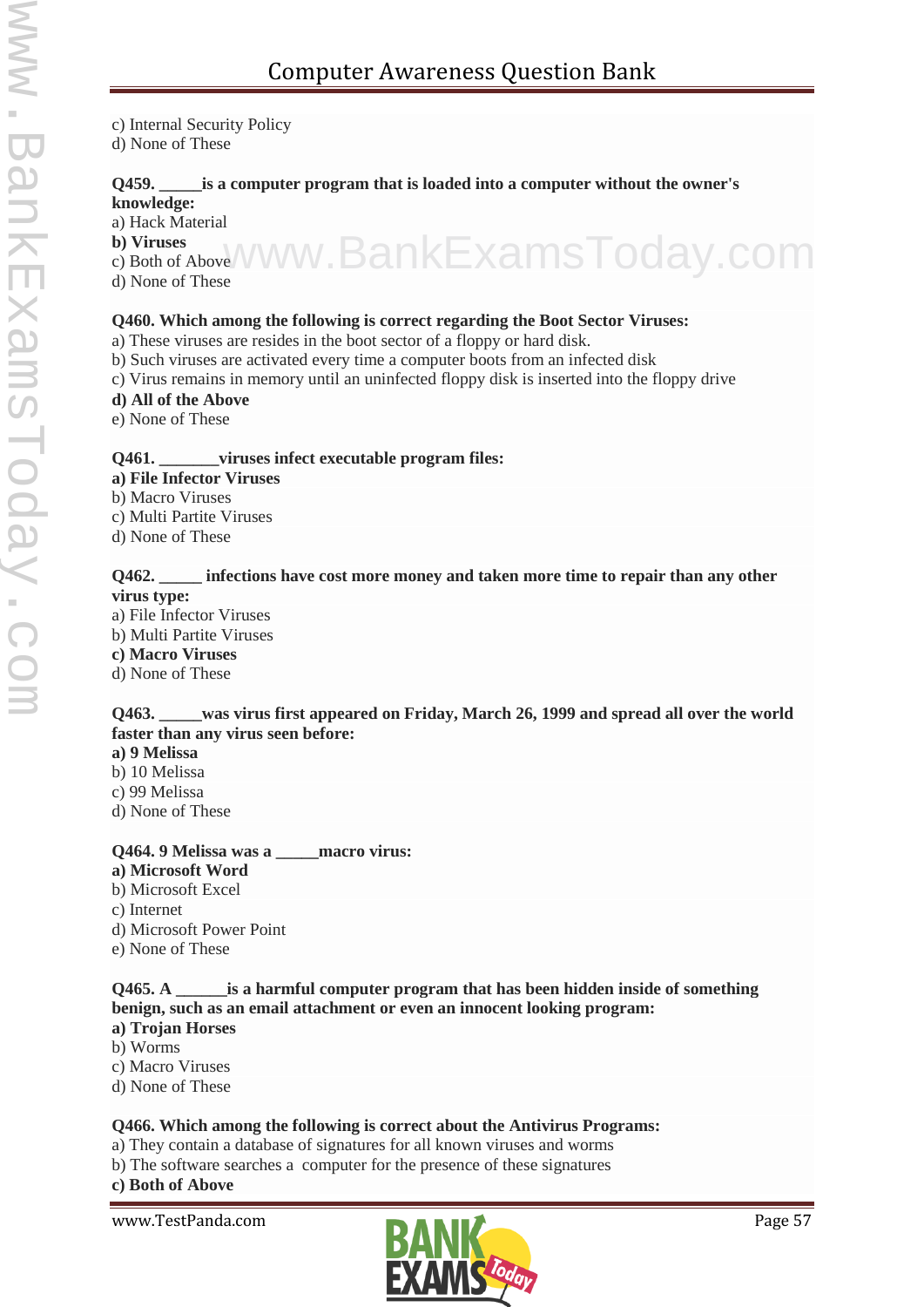c) Internal Security Policy
d) None of These

**Q459. _____is a computer program that is loaded into a computer without the owner's knowledge:**
a) Hack Material
**b) Viruses**
c) Both of Above
d) None of These

**Q460. Which among the following is correct regarding the Boot Sector Viruses:**
a) These viruses are resides in the boot sector of a floppy or hard disk.
b) Such viruses are activated every time a computer boots from an infected disk
c) Virus remains in memory until an uninfected floppy disk is inserted into the floppy drive
**d) All of the Above**
e) None of These

**Q461. _______viruses infect executable program files:**
**a) File Infector Viruses**
b) Macro Viruses
c) Multi Partite Viruses
d) None of These

**Q462. _____ infections have cost more money and taken more time to repair than any other virus type:**
a) File Infector Viruses
b) Multi Partite Viruses
**c) Macro Viruses**
d) None of These

**Q463. _____was virus first appeared on Friday, March 26, 1999 and spread all over the world faster than any virus seen before:**
**a) 9 Melissa**
b) 10 Melissa
c) 99 Melissa
d) None of These

**Q464. 9 Melissa was a _____macro virus:**
**a) Microsoft Word**
b) Microsoft Excel
c) Internet
d) Microsoft Power Point
e) None of These

**Q465. A ______is a harmful computer program that has been hidden inside of something benign, such as an email attachment or even an innocent looking program:**
**a) Trojan Horses**
b) Worms
c) Macro Viruses
d) None of These

**Q466. Which among the following is correct about the Antivirus Programs:**
a) They contain a database of signatures for all known viruses and worms
b) The software searches a computer for the presence of these signatures
**c) Both of Above**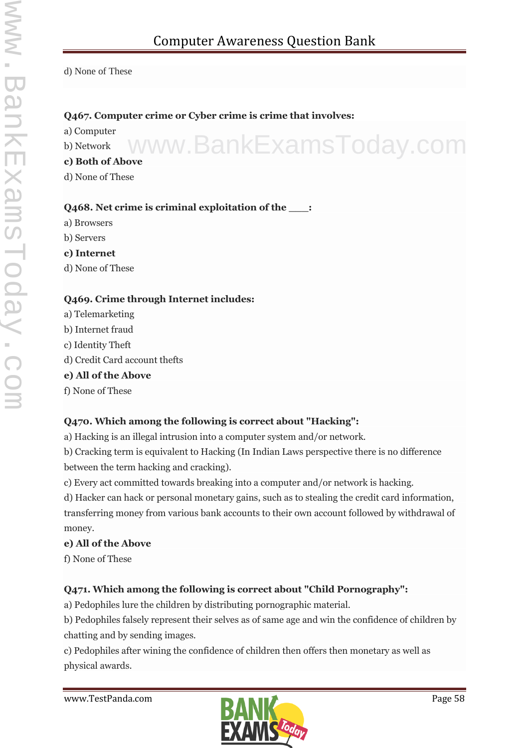d) None of These

**Q467. Computer crime or Cyber crime is crime that involves:**

a) Computer

b) Network

**c) Both of Above**

d) None of These

**Q468. Net crime is criminal exploitation of the ___:**

a) Browsers

b) Servers

**c) Internet**

d) None of These

**Q469. Crime through Internet includes:**

a) Telemarketing

b) Internet fraud

c) Identity Theft

d) Credit Card account thefts

**e) All of the Above**

f) None of These

**Q470. Which among the following is correct about "Hacking":**

a) Hacking is an illegal intrusion into a computer system and/or network.

b) Cracking term is equivalent to Hacking (In Indian Laws perspective there is no difference between the term hacking and cracking).

c) Every act committed towards breaking into a computer and/or network is hacking.

d) Hacker can hack or personal monetary gains, such as to stealing the credit card information, transferring money from various bank accounts to their own account followed by withdrawal of money.

**e) All of the Above**

f) None of These

**Q471. Which among the following is correct about "Child Pornography":**

a) Pedophiles lure the children by distributing pornographic material.

b) Pedophiles falsely represent their selves as of same age and win the confidence of children by chatting and by sending images.

c) Pedophiles after wining the confidence of children then offers then monetary as well as physical awards.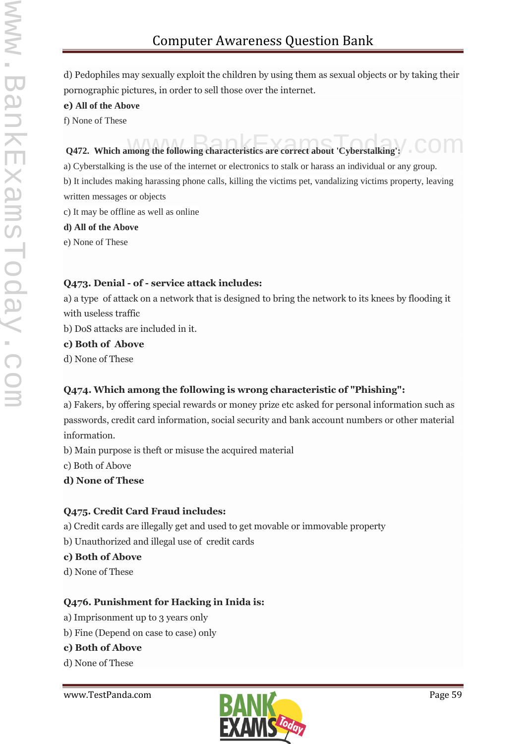d) Pedophiles may sexually exploit the children by using them as sexual objects or by taking their pornographic pictures, in order to sell those over the internet.

**e) All of the Above**

f) None of These

**Q472. Which among the following characteristics are correct about 'Cyberstalking':**

a) Cyberstalking is the use of the internet or electronics to stalk or harass an individual or any group.

b) It includes making harassing phone calls, killing the victims pet, vandalizing victims property, leaving written messages or objects

c) It may be offline as well as online

**d) All of the Above**

e) None of These

**Q473. Denial - of - service attack includes:**

a) a type of attack on a network that is designed to bring the network to its knees by flooding it with useless traffic

b) DoS attacks are included in it.

**c) Both of Above**

d) None of These

**Q474. Which among the following is wrong characteristic of "Phishing":**

a) Fakers, by offering special rewards or money prize etc asked for personal information such as passwords, credit card information, social security and bank account numbers or other material information.

b) Main purpose is theft or misuse the acquired material

c) Both of Above

**d) None of These**

**Q475. Credit Card Fraud includes:**

a) Credit cards are illegally get and used to get movable or immovable property

b) Unauthorized and illegal use of credit cards

**c) Both of Above**

d) None of These

**Q476. Punishment for Hacking in Inida is:**

a) Imprisonment up to 3 years only

b) Fine (Depend on case to case) only

**c) Both of Above**

d) None of These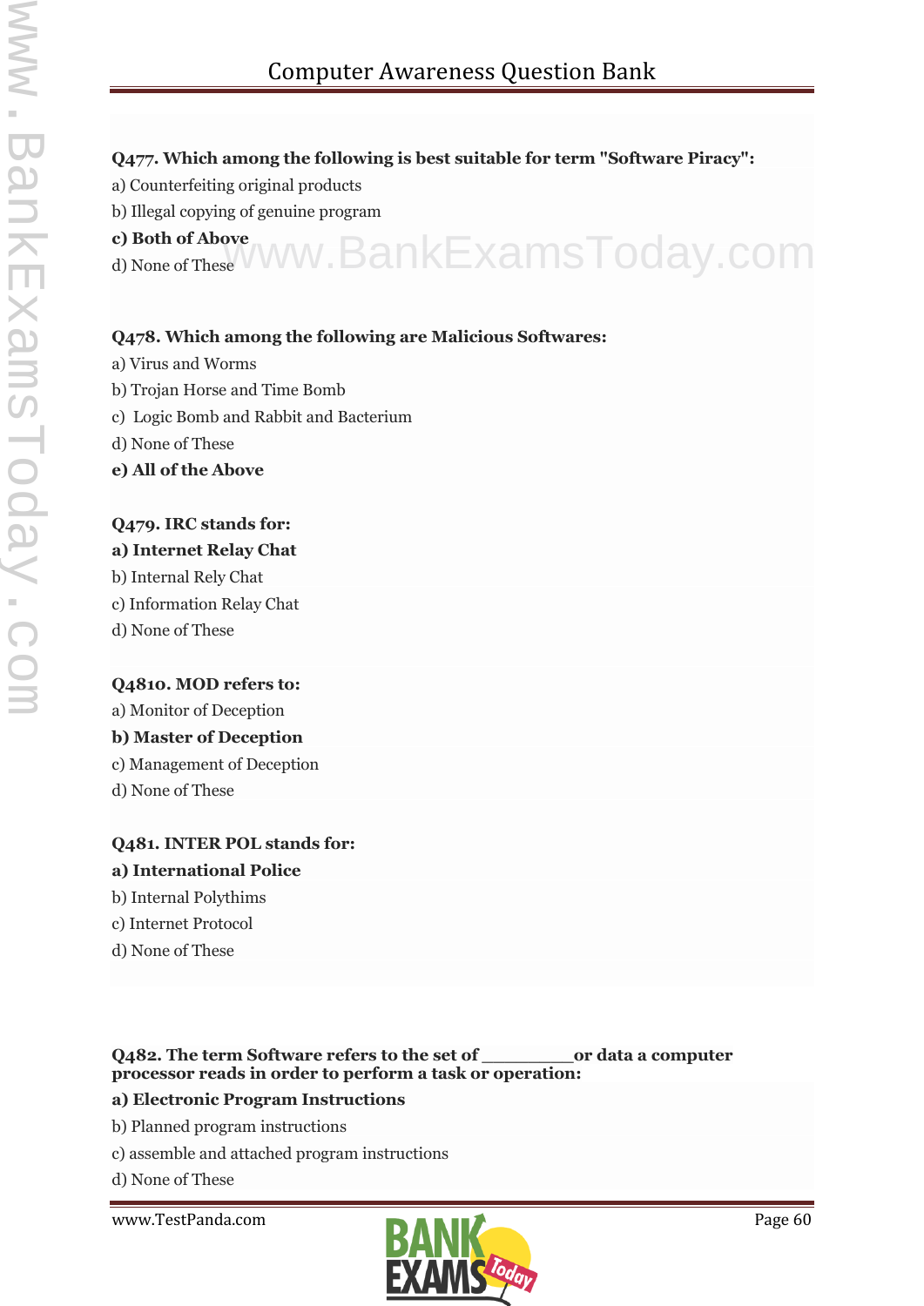**Q477. Which among the following is best suitable for term "Software Piracy":**

a) Counterfeiting original products

b) Illegal copying of genuine program

**c) Both of Above**

d) None of These

**Q478. Which among the following are Malicious Softwares:**

a) Virus and Worms

b) Trojan Horse and Time Bomb

c) Logic Bomb and Rabbit and Bacterium

d) None of These

**e) All of the Above**

**Q479. IRC stands for:**

**a) Internet Relay Chat**

b) Internal Rely Chat

c) Information Relay Chat

d) None of These

**Q4810. MOD refers to:**

a) Monitor of Deception

**b) Master of Deception**

c) Management of Deception

d) None of These

**Q481. INTER POL stands for:**

**a) International Police**

b) Internal Polythims

c) Internet Protocol

d) None of These

**Q482. The term Software refers to the set of ________or data a computer processor reads in order to perform a task or operation:**

**a) Electronic Program Instructions**

b) Planned program instructions

c) assemble and attached program instructions

d) None of These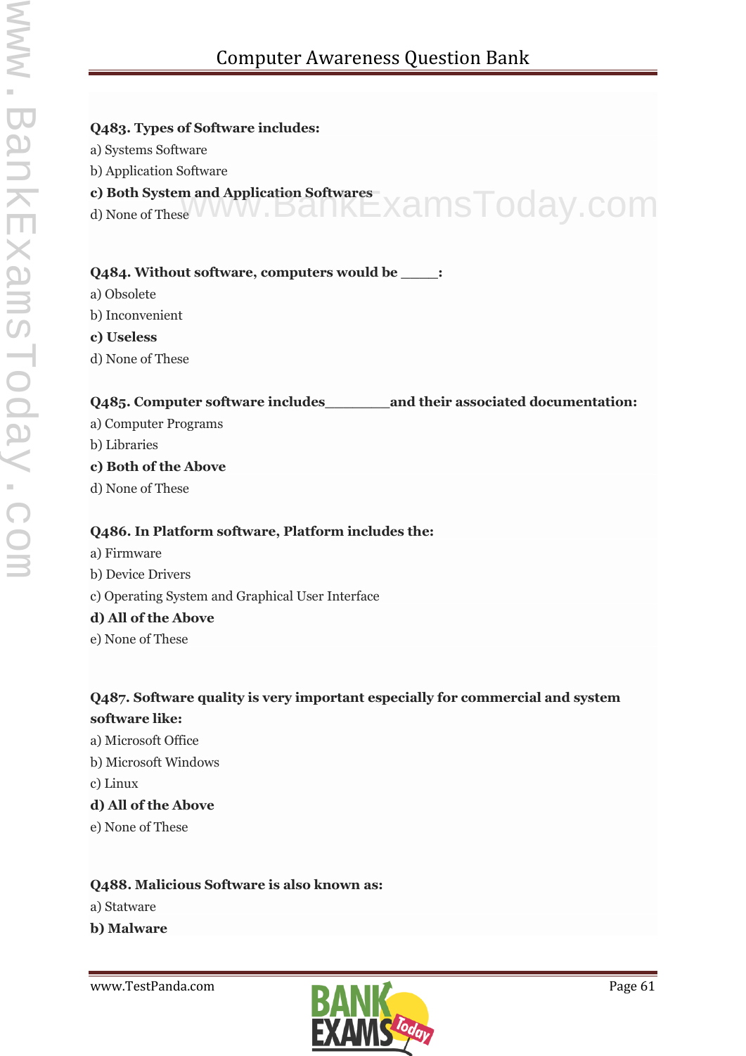**Q483. Types of Software includes:**

a) Systems Software

b) Application Software

**c) Both System and Application Softwares**

d) None of These

**Q484. Without software, computers would be _____:**

a) Obsolete

b) Inconvenient

**c) Useless**

d) None of These

**Q485. Computer software includes_________and their associated documentation:**

a) Computer Programs

b) Libraries

**c) Both of the Above**

d) None of These

**Q486. In Platform software, Platform includes the:**

a) Firmware

b) Device Drivers

c) Operating System and Graphical User Interface

**d) All of the Above**

e) None of These

**Q487. Software quality is very important especially for commercial and system software like:**

a) Microsoft Office

b) Microsoft Windows

c) Linux

**d) All of the Above**

e) None of These

**Q488. Malicious Software is also known as:**

a) Statware

**b) Malware**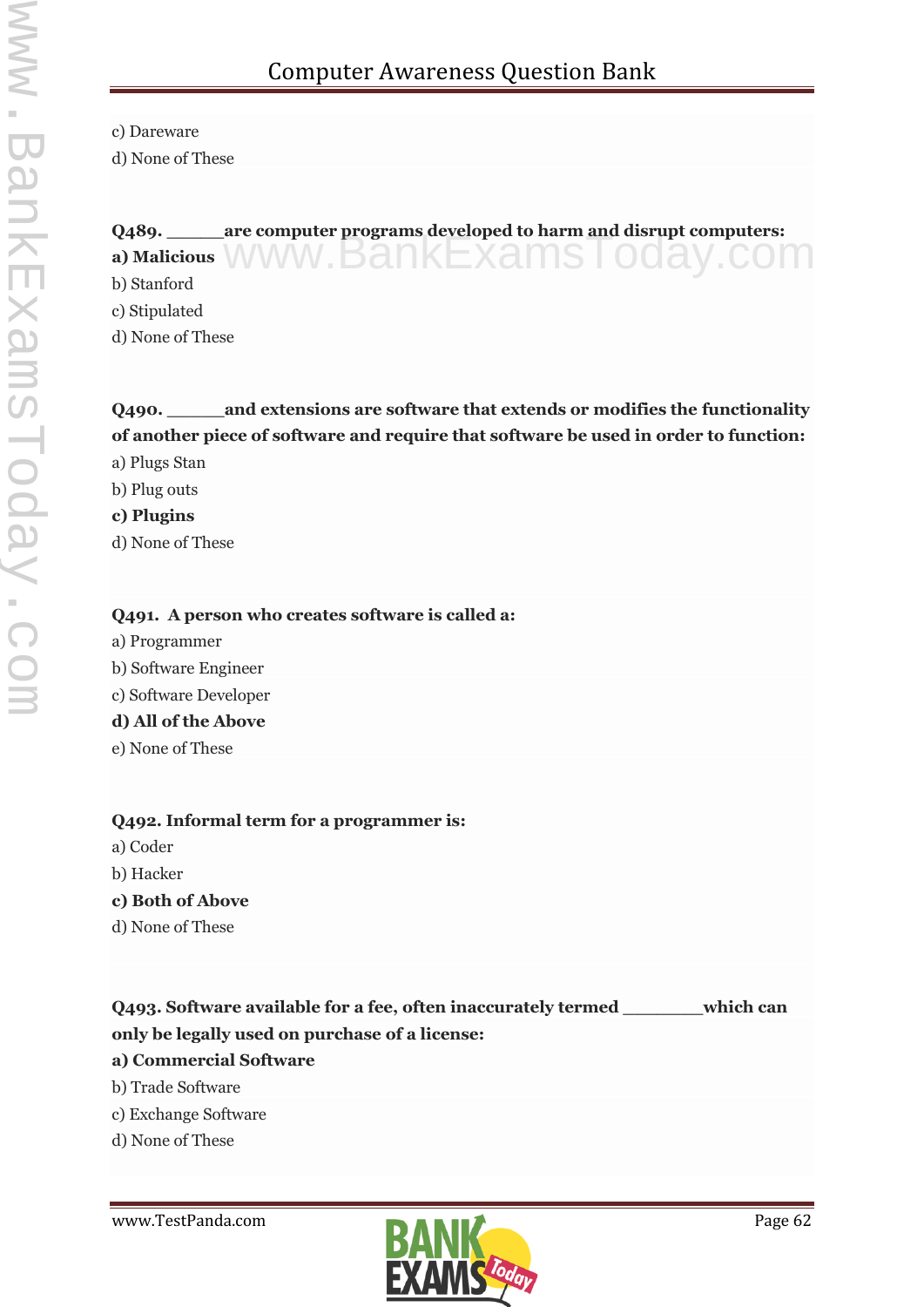c) Dareware

d) None of These

**Q489. ______are computer programs developed to harm and disrupt computers:**

**a) Malicious**

b) Stanford

c) Stipulated

d) None of These

**Q490. ______and extensions are software that extends or modifies the functionality of another piece of software and require that software be used in order to function:**

a) Plugs Stan

b) Plug outs

**c) Plugins**

d) None of These

**Q491. A person who creates software is called a:**

a) Programmer

b) Software Engineer

c) Software Developer

**d) All of the Above**

e) None of These

**Q492. Informal term for a programmer is:**

a) Coder

b) Hacker

**c) Both of Above**

d) None of These

**Q493. Software available for a fee, often inaccurately termed ________which can only be legally used on purchase of a license:**

**a) Commercial Software**

b) Trade Software

c) Exchange Software

d) None of These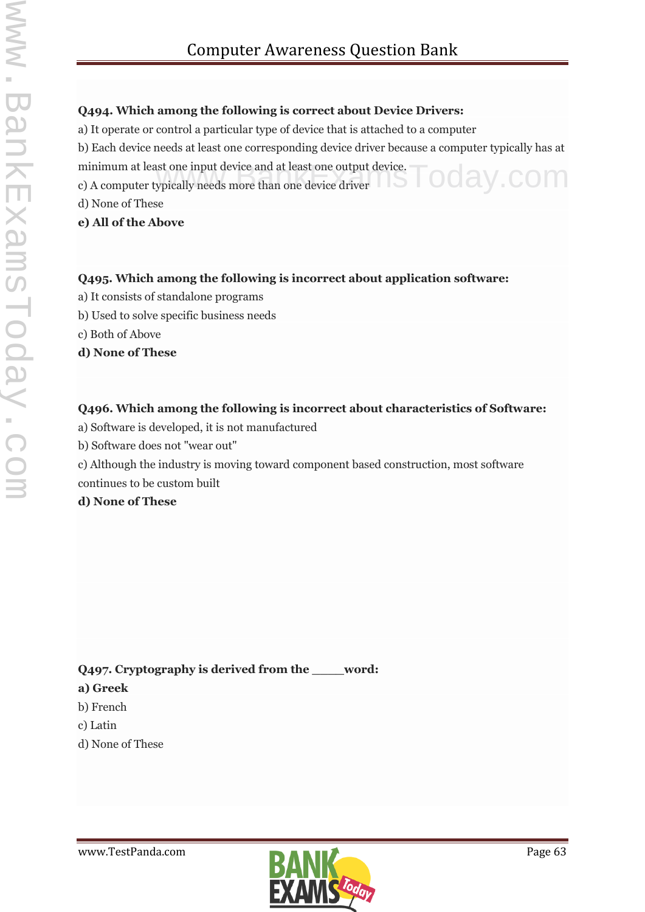**Q494. Which among the following is correct about Device Drivers:**

a) It operate or control a particular type of device that is attached to a computer

b) Each device needs at least one corresponding device driver because a computer typically has at minimum at least one input device and at least one output device.

c) A computer typically needs more than one device driver

d) None of These

**e) All of the Above**

**Q495. Which among the following is incorrect about application software:**

a) It consists of standalone programs

b) Used to solve specific business needs

c) Both of Above

**d) None of These**

**Q496. Which among the following is incorrect about characteristics of Software:**

a) Software is developed, it is not manufactured

b) Software does not "wear out"

c) Although the industry is moving toward component based construction, most software continues to be custom built

**d) None of These**

**Q497. Cryptography is derived from the ____word:**

**a) Greek**

b) French

c) Latin

d) None of These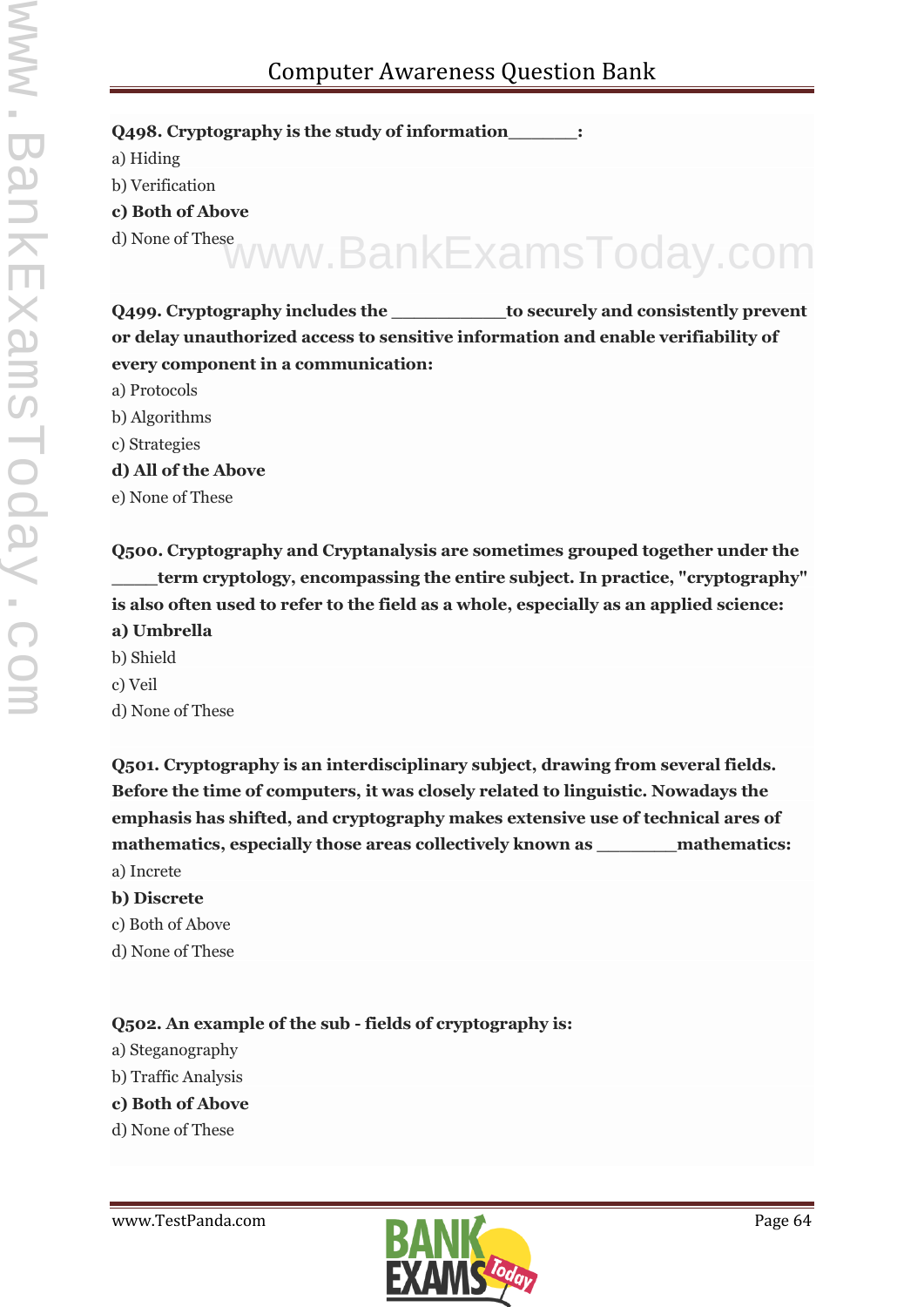**Q498. Cryptography is the study of information_______:**

a) Hiding

b) Verification

**c) Both of Above**

d) None of These

**Q499. Cryptography includes the ___________to securely and consistently prevent or delay unauthorized access to sensitive information and enable verifiability of every component in a communication:**

a) Protocols

b) Algorithms

c) Strategies

**d) All of the Above**

e) None of These

**Q500. Cryptography and Cryptanalysis are sometimes grouped together under the _____term cryptology, encompassing the entire subject. In practice, "cryptography" is also often used to refer to the field as a whole, especially as an applied science:**

**a) Umbrella**

b) Shield

c) Veil

d) None of These

**Q501. Cryptography is an interdisciplinary subject, drawing from several fields. Before the time of computers, it was closely related to linguistic. Nowadays the emphasis has shifted, and cryptography makes extensive use of technical ares of mathematics, especially those areas collectively known as ________mathematics:**

a) Increte

**b) Discrete**

c) Both of Above

d) None of These

**Q502. An example of the sub - fields of cryptography is:**

a) Steganography

b) Traffic Analysis

**c) Both of Above**

d) None of These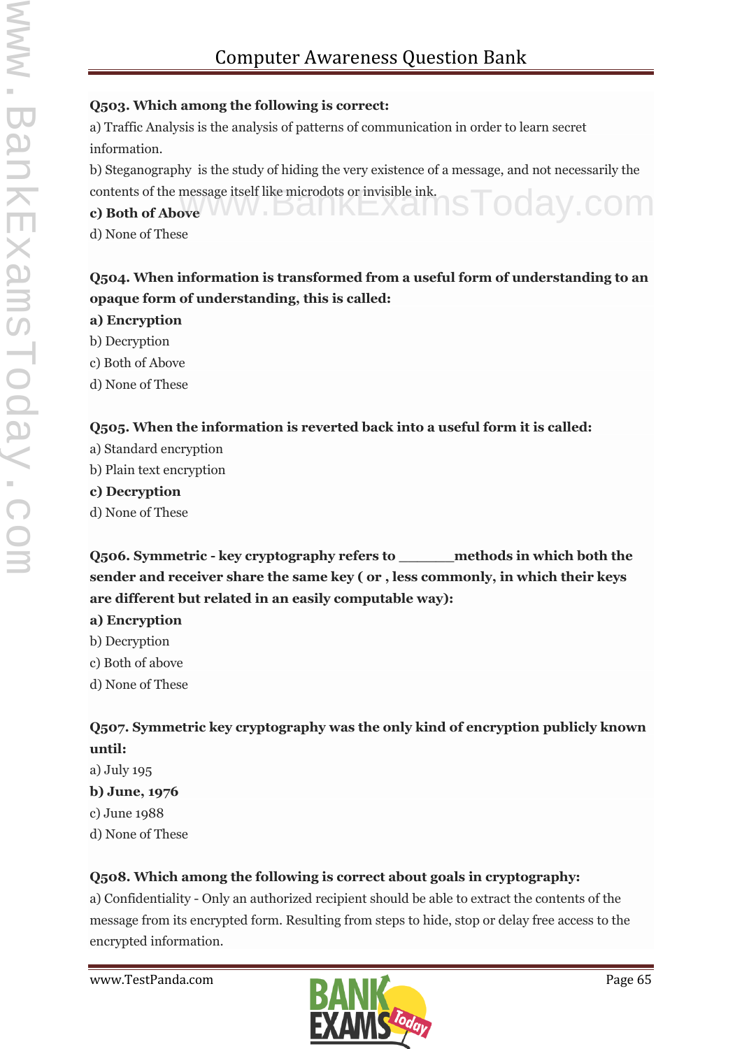**Q503. Which among the following is correct:**

a) Traffic Analysis is the analysis of patterns of communication in order to learn secret information.

b) Steganography is the study of hiding the very existence of a message, and not necessarily the contents of the message itself like microdots or invisible ink.

**c) Both of Above**

d) None of These

**Q504. When information is transformed from a useful form of understanding to an opaque form of understanding, this is called:**

**a) Encryption**

b) Decryption

c) Both of Above

d) None of These

**Q505. When the information is reverted back into a useful form it is called:**

a) Standard encryption

b) Plain text encryption

**c) Decryption**

d) None of These

**Q506. Symmetric - key cryptography refers to ______methods in which both the sender and receiver share the same key ( or , less commonly, in which their keys are different but related in an easily computable way):**

**a) Encryption**

b) Decryption

c) Both of above

d) None of These

**Q507. Symmetric key cryptography was the only kind of encryption publicly known until:**

a) July 195

**b) June, 1976**

c) June 1988

d) None of These

**Q508. Which among the following is correct about goals in cryptography:**

a) Confidentiality - Only an authorized recipient should be able to extract the contents of the message from its encrypted form. Resulting from steps to hide, stop or delay free access to the encrypted information.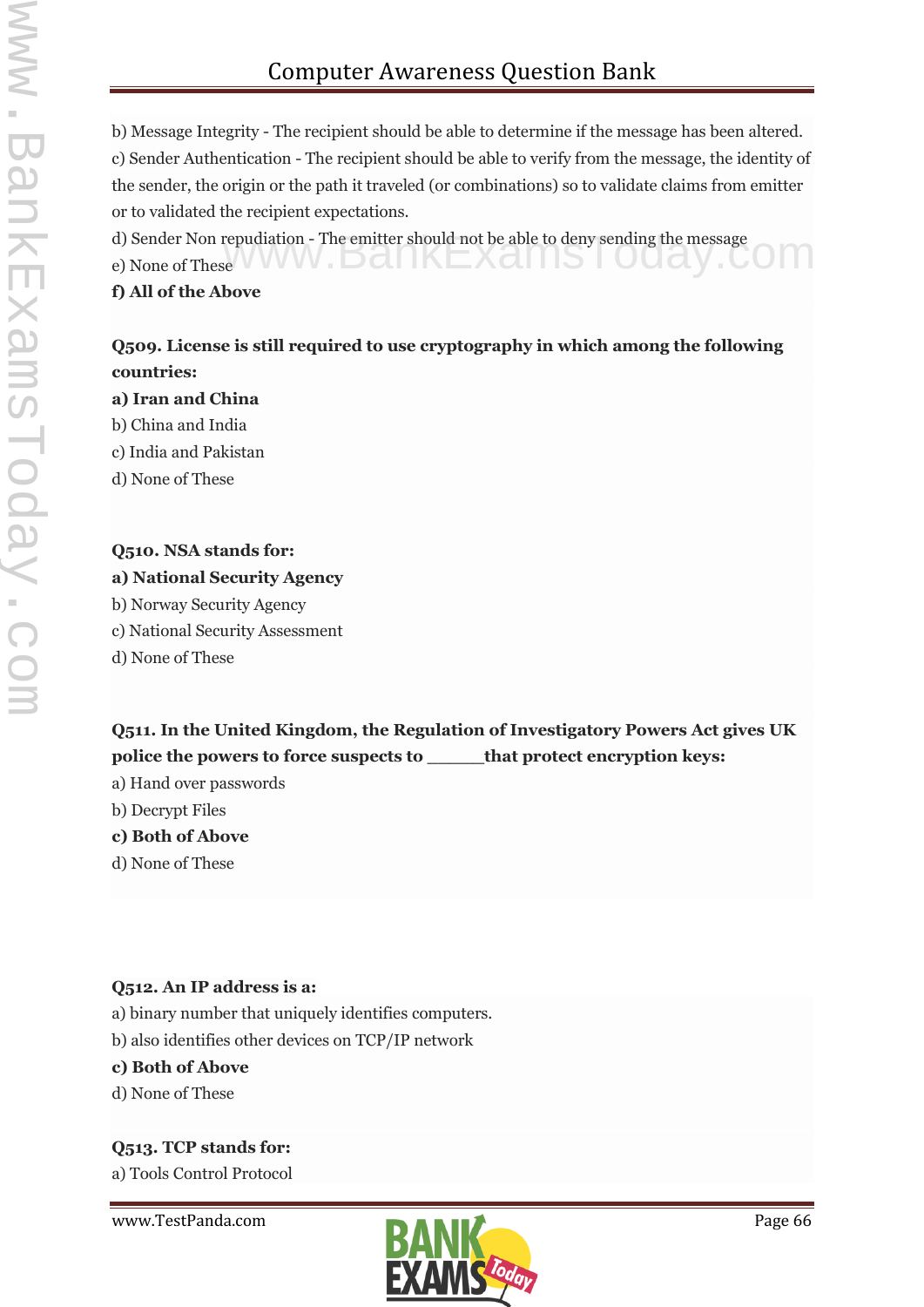b) Message Integrity - The recipient should be able to determine if the message has been altered.

c) Sender Authentication - The recipient should be able to verify from the message, the identity of the sender, the origin or the path it traveled (or combinations) so to validate claims from emitter or to validated the recipient expectations.

d) Sender Non repudiation - The emitter should not be able to deny sending the message

e) None of These

**f) All of the Above**

**Q509. License is still required to use cryptography in which among the following countries:**

**a) Iran and China**

b) China and India

c) India and Pakistan

d) None of These

**Q510. NSA stands for:**

**a) National Security Agency**

b) Norway Security Agency

c) National Security Assessment

d) None of These

**Q511. In the United Kingdom, the Regulation of Investigatory Powers Act gives UK police the powers to force suspects to ______that protect encryption keys:**

a) Hand over passwords

b) Decrypt Files

**c) Both of Above**

d) None of These

**Q512. An IP address is a:**

a) binary number that uniquely identifies computers.

b) also identifies other devices on TCP/IP network

**c) Both of Above**

d) None of These

**Q513. TCP stands for:**

a) Tools Control Protocol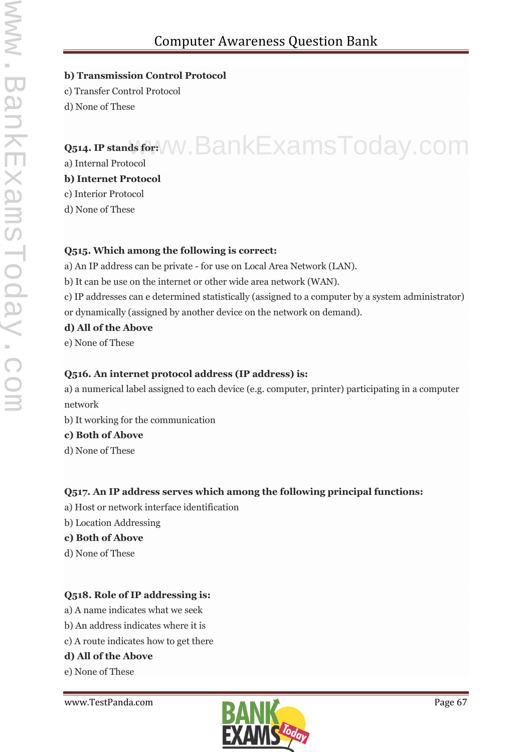**b) Transmission Control Protocol**

c) Transfer Control Protocol

d) None of These

**Q514. IP stands for:**

a) Internal Protocol

**b) Internet Protocol**

c) Interior Protocol

d) None of These

**Q515. Which among the following is correct:**

a) An IP address can be private - for use on Local Area Network (LAN).

b) It can be use on the internet or other wide area network (WAN).

c) IP addresses can e determined statistically (assigned to a computer by a system administrator) or dynamically (assigned by another device on the network on demand).

**d) All of the Above**

e) None of These

**Q516. An internet protocol address (IP address) is:**

a) a numerical label assigned to each device (e.g. computer, printer) participating in a computer network

b) It working for the communication

**c) Both of Above**

d) None of These

**Q517. An IP address serves which among the following principal functions:**

a) Host or network interface identification

b) Location Addressing

**c) Both of Above**

d) None of These

**Q518. Role of IP addressing is:**

a) A name indicates what we seek

b) An address indicates where it is

c) A route indicates how to get there

**d) All of the Above**

e) None of These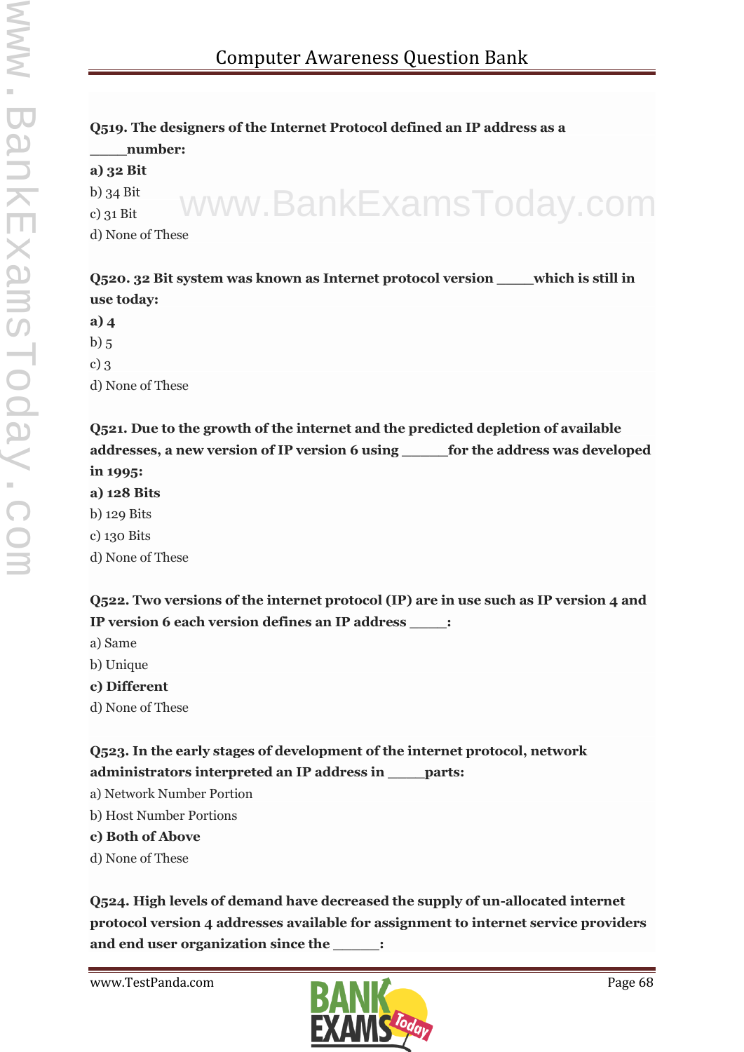**Q519. The designers of the Internet Protocol defined an IP address as a \_\_\_\_\_number:**

**a) 32 Bit**

b) 34 Bit

c) 31 Bit

d) None of These

**Q520. 32 Bit system was known as Internet protocol version \_\_\_\_\_which is still in use today:**

**a) 4**

b) 5

c) 3

d) None of These

**Q521. Due to the growth of the internet and the predicted depletion of available addresses, a new version of IP version 6 using \_\_\_\_\_\_for the address was developed in 1995:**

**a) 128 Bits**

b) 129 Bits

c) 130 Bits

d) None of These

**Q522. Two versions of the internet protocol (IP) are in use such as IP version 4 and IP version 6 each version defines an IP address \_\_\_\_\_:**

a) Same

b) Unique

**c) Different**

d) None of These

**Q523. In the early stages of development of the internet protocol, network administrators interpreted an IP address in \_\_\_\_\_parts:**

a) Network Number Portion

b) Host Number Portions

**c) Both of Above**

d) None of These

**Q524. High levels of demand have decreased the supply of un-allocated internet protocol version 4 addresses available for assignment to internet service providers and end user organization since the \_\_\_\_\_\_:**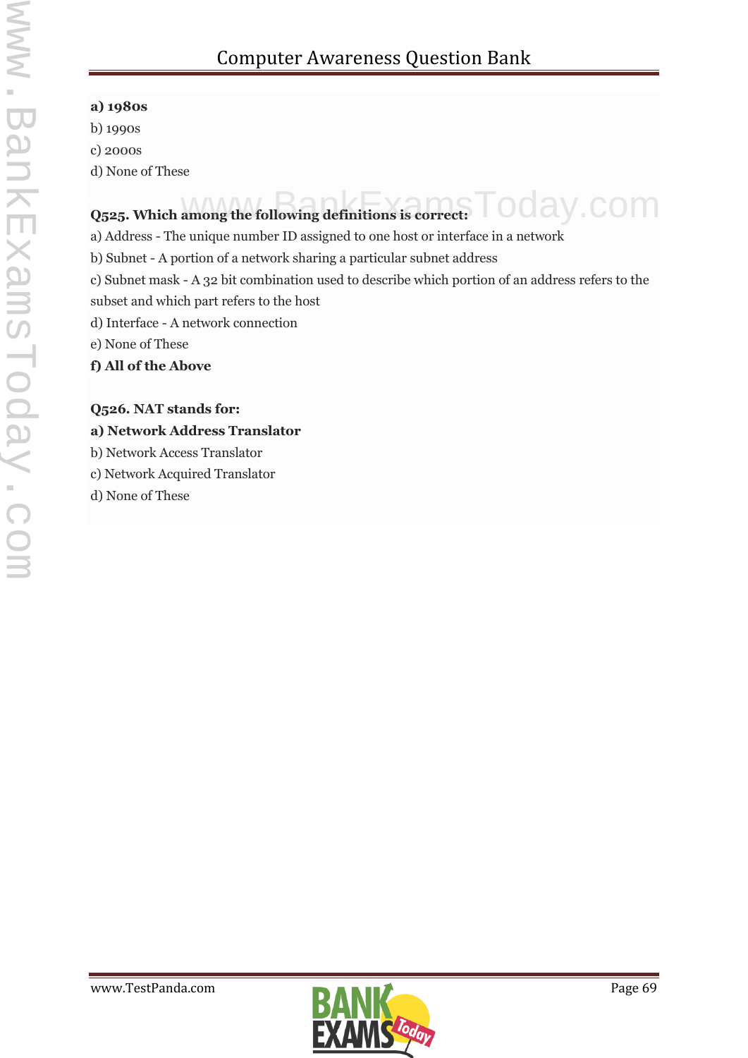**a) 1980s**

b) 1990s

c) 2000s

d) None of These

**Q525. Which among the following definitions is correct:**

a) Address - The unique number ID assigned to one host or interface in a network

b) Subnet - A portion of a network sharing a particular subnet address

c) Subnet mask - A 32 bit combination used to describe which portion of an address refers to the subset and which part refers to the host

d) Interface - A network connection

e) None of These

**f) All of the Above**

**Q526. NAT stands for:**

**a) Network Address Translator**

b) Network Access Translator

c) Network Acquired Translator

d) None of These